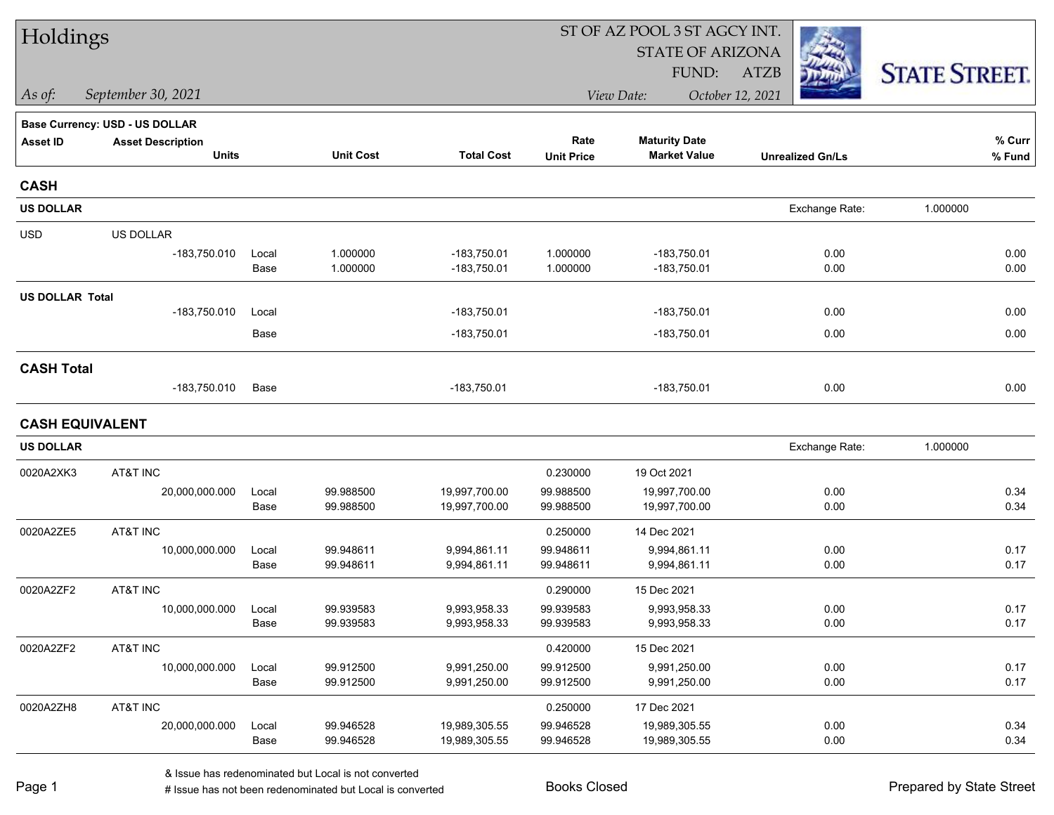# Holdings

ST OF AZ POOL 3 ST AGCY INT.
STATE OF ARIZONA
FUND: ATZB

*As of:* *September 30, 2021*

*View Date:* *October 12, 2021*

STATE STREET.

**Base Currency: USD - US DOLLAR**

| Asset ID | Asset Description / Units | | Unit Cost | Total Cost | Rate / Unit Price | Maturity Date / Market Value | Unrealized Gn/Ls | % Curr / % Fund |
|---|---|---|---|---|---|---|---|---|
| **CASH** | | | | | | | | |
| **US DOLLAR** | | | | | | | Exchange Rate: 1.000000 | |
| USD | US DOLLAR | | | | | | | |
| | -183,750.010 | Local | 1.000000 | -183,750.01 | 1.000000 | -183,750.01 | 0.00 | 0.00 |
| | | Base | 1.000000 | -183,750.01 | 1.000000 | -183,750.01 | 0.00 | 0.00 |
| **US DOLLAR Total** | | | | | | | | |
| | -183,750.010 | Local | | -183,750.01 | | -183,750.01 | 0.00 | 0.00 |
| | | Base | | -183,750.01 | | -183,750.01 | 0.00 | 0.00 |
| **CASH Total** | | | | | | | | |
| | -183,750.010 | Base | | -183,750.01 | | -183,750.01 | 0.00 | 0.00 |
| **CASH EQUIVALENT** | | | | | | | | |
| **US DOLLAR** | | | | | | | Exchange Rate: 1.000000 | |
| 0020A2XK3 | AT&T INC | | | | 0.230000 | 19 Oct 2021 | | |
| | 20,000,000.000 | Local | 99.988500 | 19,997,700.00 | 99.988500 | 19,997,700.00 | 0.00 | 0.34 |
| | | Base | 99.988500 | 19,997,700.00 | 99.988500 | 19,997,700.00 | 0.00 | 0.34 |
| 0020A2ZE5 | AT&T INC | | | | 0.250000 | 14 Dec 2021 | | |
| | 10,000,000.000 | Local | 99.948611 | 9,994,861.11 | 99.948611 | 9,994,861.11 | 0.00 | 0.17 |
| | | Base | 99.948611 | 9,994,861.11 | 99.948611 | 9,994,861.11 | 0.00 | 0.17 |
| 0020A2ZF2 | AT&T INC | | | | 0.290000 | 15 Dec 2021 | | |
| | 10,000,000.000 | Local | 99.939583 | 9,993,958.33 | 99.939583 | 9,993,958.33 | 0.00 | 0.17 |
| | | Base | 99.939583 | 9,993,958.33 | 99.939583 | 9,993,958.33 | 0.00 | 0.17 |
| 0020A2ZF2 | AT&T INC | | | | 0.420000 | 15 Dec 2021 | | |
| | 10,000,000.000 | Local | 99.912500 | 9,991,250.00 | 99.912500 | 9,991,250.00 | 0.00 | 0.17 |
| | | Base | 99.912500 | 9,991,250.00 | 99.912500 | 9,991,250.00 | 0.00 | 0.17 |
| 0020A2ZH8 | AT&T INC | | | | 0.250000 | 17 Dec 2021 | | |
| | 20,000,000.000 | Local | 99.946528 | 19,989,305.55 | 99.946528 | 19,989,305.55 | 0.00 | 0.34 |
| | | Base | 99.946528 | 19,989,305.55 | 99.946528 | 19,989,305.55 | 0.00 | 0.34 |

& Issue has redenominated but Local is not converted
# Issue has not been redenominated but Local is converted

Books Closed

Prepared by State Street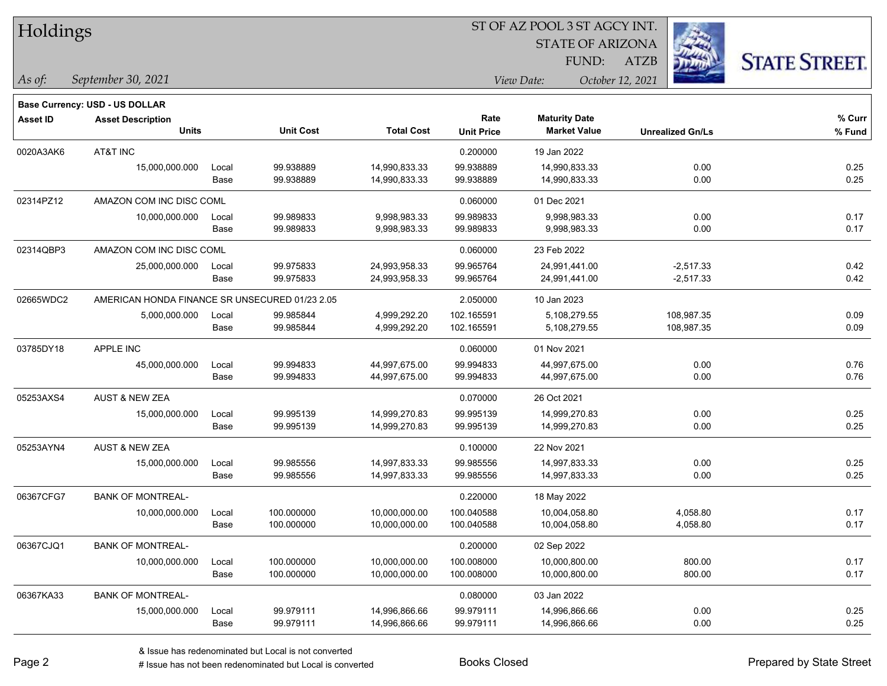# Holdings

ST OF AZ POOL 3 ST AGCY INT.
STATE OF ARIZONA
FUND: ATZB

*As of:* September 30, 2021

*View Date:* October 12, 2021

**Base Currency: USD - US DOLLAR**

| Asset ID | Asset Description / Units | | Unit Cost | Total Cost | Rate / Unit Price | Maturity Date / Market Value | Unrealized Gn/Ls | % Curr / % Fund |
|---|---|---|---|---|---|---|---|---|
| 0020A3AK6 | AT&T INC | | | | 0.200000 | 19 Jan 2022 | | |
| | 15,000,000.000 | Local | 99.938889 | 14,990,833.33 | 99.938889 | 14,990,833.33 | 0.00 | 0.25 |
| | | Base | 99.938889 | 14,990,833.33 | 99.938889 | 14,990,833.33 | 0.00 | 0.25 |
| 02314PZ12 | AMAZON COM INC DISC COML | | | | 0.060000 | 01 Dec 2021 | | |
| | 10,000,000.000 | Local | 99.989833 | 9,998,983.33 | 99.989833 | 9,998,983.33 | 0.00 | 0.17 |
| | | Base | 99.989833 | 9,998,983.33 | 99.989833 | 9,998,983.33 | 0.00 | 0.17 |
| 02314QBP3 | AMAZON COM INC DISC COML | | | | 0.060000 | 23 Feb 2022 | | |
| | 25,000,000.000 | Local | 99.975833 | 24,993,958.33 | 99.965764 | 24,991,441.00 | -2,517.33 | 0.42 |
| | | Base | 99.975833 | 24,993,958.33 | 99.965764 | 24,991,441.00 | -2,517.33 | 0.42 |
| 02665WDC2 | AMERICAN HONDA FINANCE SR UNSECURED 01/23 2.05 | | | | 2.050000 | 10 Jan 2023 | | |
| | 5,000,000.000 | Local | 99.985844 | 4,999,292.20 | 102.165591 | 5,108,279.55 | 108,987.35 | 0.09 |
| | | Base | 99.985844 | 4,999,292.20 | 102.165591 | 5,108,279.55 | 108,987.35 | 0.09 |
| 03785DY18 | APPLE INC | | | | 0.060000 | 01 Nov 2021 | | |
| | 45,000,000.000 | Local | 99.994833 | 44,997,675.00 | 99.994833 | 44,997,675.00 | 0.00 | 0.76 |
| | | Base | 99.994833 | 44,997,675.00 | 99.994833 | 44,997,675.00 | 0.00 | 0.76 |
| 05253AXS4 | AUST & NEW ZEA | | | | 0.070000 | 26 Oct 2021 | | |
| | 15,000,000.000 | Local | 99.995139 | 14,999,270.83 | 99.995139 | 14,999,270.83 | 0.00 | 0.25 |
| | | Base | 99.995139 | 14,999,270.83 | 99.995139 | 14,999,270.83 | 0.00 | 0.25 |
| 05253AYN4 | AUST & NEW ZEA | | | | 0.100000 | 22 Nov 2021 | | |
| | 15,000,000.000 | Local | 99.985556 | 14,997,833.33 | 99.985556 | 14,997,833.33 | 0.00 | 0.25 |
| | | Base | 99.985556 | 14,997,833.33 | 99.985556 | 14,997,833.33 | 0.00 | 0.25 |
| 06367CFG7 | BANK OF MONTREAL- | | | | 0.220000 | 18 May 2022 | | |
| | 10,000,000.000 | Local | 100.000000 | 10,000,000.00 | 100.040588 | 10,004,058.80 | 4,058.80 | 0.17 |
| | | Base | 100.000000 | 10,000,000.00 | 100.040588 | 10,004,058.80 | 4,058.80 | 0.17 |
| 06367CJQ1 | BANK OF MONTREAL- | | | | 0.200000 | 02 Sep 2022 | | |
| | 10,000,000.000 | Local | 100.000000 | 10,000,000.00 | 100.008000 | 10,000,800.00 | 800.00 | 0.17 |
| | | Base | 100.000000 | 10,000,000.00 | 100.008000 | 10,000,800.00 | 800.00 | 0.17 |
| 06367KA33 | BANK OF MONTREAL- | | | | 0.080000 | 03 Jan 2022 | | |
| | 15,000,000.000 | Local | 99.979111 | 14,996,866.66 | 99.979111 | 14,996,866.66 | 0.00 | 0.25 |
| | | Base | 99.979111 | 14,996,866.66 | 99.979111 | 14,996,866.66 | 0.00 | 0.25 |

& Issue has redenominated but Local is not converted
# Issue has not been redenominated but Local is converted

Books Closed

Prepared by State Street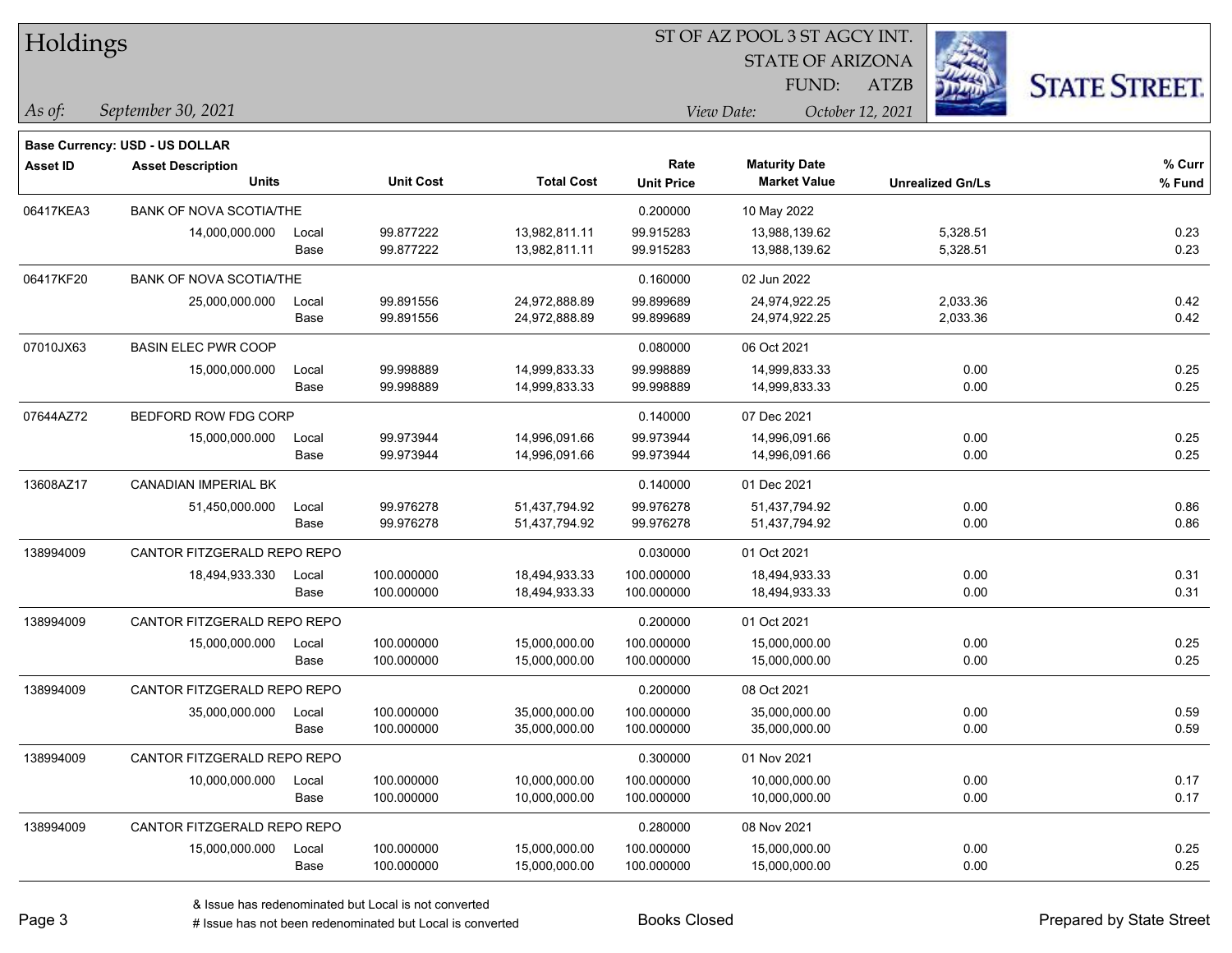# Holdings

ST OF AZ POOL 3 ST AGCY INT.
STATE OF ARIZONA
FUND: ATZB

*As of:* *September 30, 2021*
*View Date:* *October 12, 2021*

**Base Currency: USD - US DOLLAR**

| Asset ID | Asset Description / Units | | Unit Cost | Total Cost | Rate / Unit Price | Maturity Date / Market Value | Unrealized Gn/Ls | % Curr / % Fund |
|---|---|---|---|---|---|---|---|---|
| 06417KEA3 | BANK OF NOVA SCOTIA/THE | | | | 0.200000 | 10 May 2022 | | |
| | 14,000,000.000 | Local | 99.877222 | 13,982,811.11 | 99.915283 | 13,988,139.62 | 5,328.51 | 0.23 |
| | | Base | 99.877222 | 13,982,811.11 | 99.915283 | 13,988,139.62 | 5,328.51 | 0.23 |
| 06417KF20 | BANK OF NOVA SCOTIA/THE | | | | 0.160000 | 02 Jun 2022 | | |
| | 25,000,000.000 | Local | 99.891556 | 24,972,888.89 | 99.899689 | 24,974,922.25 | 2,033.36 | 0.42 |
| | | Base | 99.891556 | 24,972,888.89 | 99.899689 | 24,974,922.25 | 2,033.36 | 0.42 |
| 07010JX63 | BASIN ELEC PWR COOP | | | | 0.080000 | 06 Oct 2021 | | |
| | 15,000,000.000 | Local | 99.998889 | 14,999,833.33 | 99.998889 | 14,999,833.33 | 0.00 | 0.25 |
| | | Base | 99.998889 | 14,999,833.33 | 99.998889 | 14,999,833.33 | 0.00 | 0.25 |
| 07644AZ72 | BEDFORD ROW FDG CORP | | | | 0.140000 | 07 Dec 2021 | | |
| | 15,000,000.000 | Local | 99.973944 | 14,996,091.66 | 99.973944 | 14,996,091.66 | 0.00 | 0.25 |
| | | Base | 99.973944 | 14,996,091.66 | 99.973944 | 14,996,091.66 | 0.00 | 0.25 |
| 13608AZ17 | CANADIAN IMPERIAL BK | | | | 0.140000 | 01 Dec 2021 | | |
| | 51,450,000.000 | Local | 99.976278 | 51,437,794.92 | 99.976278 | 51,437,794.92 | 0.00 | 0.86 |
| | | Base | 99.976278 | 51,437,794.92 | 99.976278 | 51,437,794.92 | 0.00 | 0.86 |
| 138994009 | CANTOR FITZGERALD REPO REPO | | | | 0.030000 | 01 Oct 2021 | | |
| | 18,494,933.330 | Local | 100.000000 | 18,494,933.33 | 100.000000 | 18,494,933.33 | 0.00 | 0.31 |
| | | Base | 100.000000 | 18,494,933.33 | 100.000000 | 18,494,933.33 | 0.00 | 0.31 |
| 138994009 | CANTOR FITZGERALD REPO REPO | | | | 0.200000 | 01 Oct 2021 | | |
| | 15,000,000.000 | Local | 100.000000 | 15,000,000.00 | 100.000000 | 15,000,000.00 | 0.00 | 0.25 |
| | | Base | 100.000000 | 15,000,000.00 | 100.000000 | 15,000,000.00 | 0.00 | 0.25 |
| 138994009 | CANTOR FITZGERALD REPO REPO | | | | 0.200000 | 08 Oct 2021 | | |
| | 35,000,000.000 | Local | 100.000000 | 35,000,000.00 | 100.000000 | 35,000,000.00 | 0.00 | 0.59 |
| | | Base | 100.000000 | 35,000,000.00 | 100.000000 | 35,000,000.00 | 0.00 | 0.59 |
| 138994009 | CANTOR FITZGERALD REPO REPO | | | | 0.300000 | 01 Nov 2021 | | |
| | 10,000,000.000 | Local | 100.000000 | 10,000,000.00 | 100.000000 | 10,000,000.00 | 0.00 | 0.17 |
| | | Base | 100.000000 | 10,000,000.00 | 100.000000 | 10,000,000.00 | 0.00 | 0.17 |
| 138994009 | CANTOR FITZGERALD REPO REPO | | | | 0.280000 | 08 Nov 2021 | | |
| | 15,000,000.000 | Local | 100.000000 | 15,000,000.00 | 100.000000 | 15,000,000.00 | 0.00 | 0.25 |
| | | Base | 100.000000 | 15,000,000.00 | 100.000000 | 15,000,000.00 | 0.00 | 0.25 |

& Issue has redenominated but Local is not converted
# Issue has not been redenominated but Local is converted

Books Closed

Prepared by State Street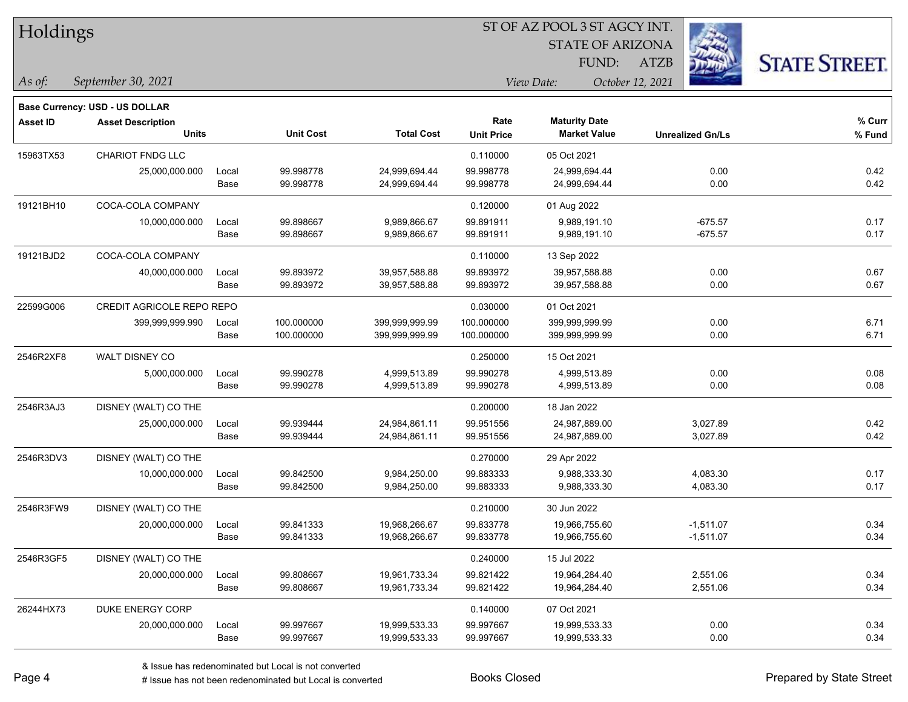# Holdings

ST OF AZ POOL 3 ST AGCY INT.
STATE OF ARIZONA
FUND: ATZB

*As of:* *September 30, 2021* | *View Date:* *October 12, 2021*

**Base Currency: USD - US DOLLAR**

| Asset ID | Asset Description / Units | | Unit Cost | Total Cost | Rate / Unit Price | Maturity Date / Market Value | Unrealized Gn/Ls | % Curr / % Fund |
|---|---|---|---|---|---|---|---|---|
| 15963TX53 | CHARIOT FNDG LLC | | | | 0.110000 | 05 Oct 2021 | | |
| | 25,000,000.000 | Local | 99.998778 | 24,999,694.44 | 99.998778 | 24,999,694.44 | 0.00 | 0.42 |
| | | Base | 99.998778 | 24,999,694.44 | 99.998778 | 24,999,694.44 | 0.00 | 0.42 |
| 19121BH10 | COCA-COLA COMPANY | | | | 0.120000 | 01 Aug 2022 | | |
| | 10,000,000.000 | Local | 99.898667 | 9,989,866.67 | 99.891911 | 9,989,191.10 | -675.57 | 0.17 |
| | | Base | 99.898667 | 9,989,866.67 | 99.891911 | 9,989,191.10 | -675.57 | 0.17 |
| 19121BJD2 | COCA-COLA COMPANY | | | | 0.110000 | 13 Sep 2022 | | |
| | 40,000,000.000 | Local | 99.893972 | 39,957,588.88 | 99.893972 | 39,957,588.88 | 0.00 | 0.67 |
| | | Base | 99.893972 | 39,957,588.88 | 99.893972 | 39,957,588.88 | 0.00 | 0.67 |
| 22599G006 | CREDIT AGRICOLE REPO REPO | | | | 0.030000 | 01 Oct 2021 | | |
| | 399,999,999.990 | Local | 100.000000 | 399,999,999.99 | 100.000000 | 399,999,999.99 | 0.00 | 6.71 |
| | | Base | 100.000000 | 399,999,999.99 | 100.000000 | 399,999,999.99 | 0.00 | 6.71 |
| 2546R2XF8 | WALT DISNEY CO | | | | 0.250000 | 15 Oct 2021 | | |
| | 5,000,000.000 | Local | 99.990278 | 4,999,513.89 | 99.990278 | 4,999,513.89 | 0.00 | 0.08 |
| | | Base | 99.990278 | 4,999,513.89 | 99.990278 | 4,999,513.89 | 0.00 | 0.08 |
| 2546R3AJ3 | DISNEY (WALT) CO THE | | | | 0.200000 | 18 Jan 2022 | | |
| | 25,000,000.000 | Local | 99.939444 | 24,984,861.11 | 99.951556 | 24,987,889.00 | 3,027.89 | 0.42 |
| | | Base | 99.939444 | 24,984,861.11 | 99.951556 | 24,987,889.00 | 3,027.89 | 0.42 |
| 2546R3DV3 | DISNEY (WALT) CO THE | | | | 0.270000 | 29 Apr 2022 | | |
| | 10,000,000.000 | Local | 99.842500 | 9,984,250.00 | 99.883333 | 9,988,333.30 | 4,083.30 | 0.17 |
| | | Base | 99.842500 | 9,984,250.00 | 99.883333 | 9,988,333.30 | 4,083.30 | 0.17 |
| 2546R3FW9 | DISNEY (WALT) CO THE | | | | 0.210000 | 30 Jun 2022 | | |
| | 20,000,000.000 | Local | 99.841333 | 19,968,266.67 | 99.833778 | 19,966,755.60 | -1,511.07 | 0.34 |
| | | Base | 99.841333 | 19,968,266.67 | 99.833778 | 19,966,755.60 | -1,511.07 | 0.34 |
| 2546R3GF5 | DISNEY (WALT) CO THE | | | | 0.240000 | 15 Jul 2022 | | |
| | 20,000,000.000 | Local | 99.808667 | 19,961,733.34 | 99.821422 | 19,964,284.40 | 2,551.06 | 0.34 |
| | | Base | 99.808667 | 19,961,733.34 | 99.821422 | 19,964,284.40 | 2,551.06 | 0.34 |
| 26244HX73 | DUKE ENERGY CORP | | | | 0.140000 | 07 Oct 2021 | | |
| | 20,000,000.000 | Local | 99.997667 | 19,999,533.33 | 99.997667 | 19,999,533.33 | 0.00 | 0.34 |
| | | Base | 99.997667 | 19,999,533.33 | 99.997667 | 19,999,533.33 | 0.00 | 0.34 |

& Issue has redenominated but Local is not converted
# Issue has not been redenominated but Local is converted

Books Closed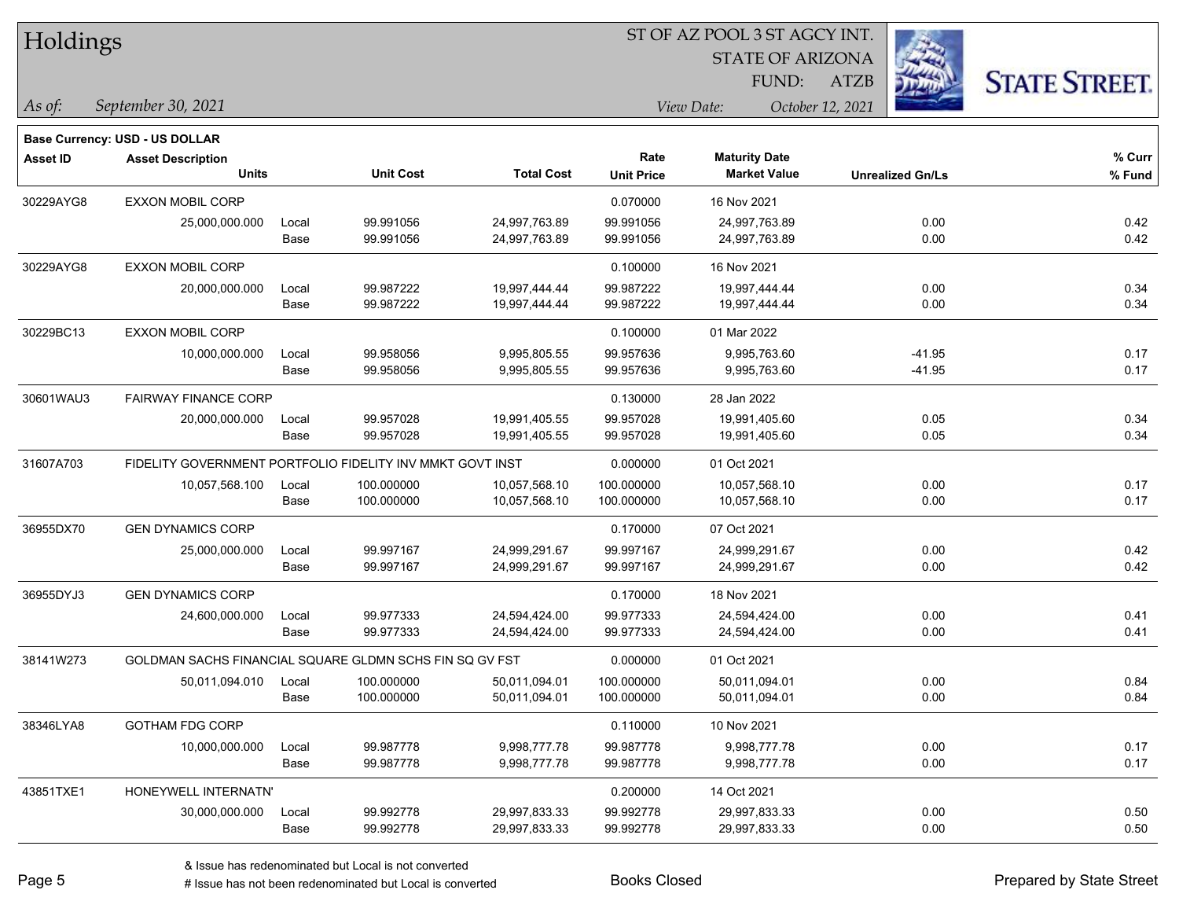# Holdings

ST OF AZ POOL 3 ST AGCY INT.
STATE OF ARIZONA
FUND: ATZB

*As of: September 30, 2021*
*View Date: October 12, 2021*

**Base Currency: USD - US DOLLAR**

| Asset ID | Asset Description / Units | | Unit Cost | Total Cost | Rate / Unit Price | Maturity Date / Market Value | Unrealized Gn/Ls | % Curr / % Fund |
|---|---|---|---|---|---|---|---|---|
| 30229AYG8 | EXXON MOBIL CORP | | | | 0.070000 | 16 Nov 2021 | | |
| | 25,000,000.000 | Local | 99.991056 | 24,997,763.89 | 99.991056 | 24,997,763.89 | 0.00 | 0.42 |
| | | Base | 99.991056 | 24,997,763.89 | 99.991056 | 24,997,763.89 | 0.00 | 0.42 |
| 30229AYG8 | EXXON MOBIL CORP | | | | 0.100000 | 16 Nov 2021 | | |
| | 20,000,000.000 | Local | 99.987222 | 19,997,444.44 | 99.987222 | 19,997,444.44 | 0.00 | 0.34 |
| | | Base | 99.987222 | 19,997,444.44 | 99.987222 | 19,997,444.44 | 0.00 | 0.34 |
| 30229BC13 | EXXON MOBIL CORP | | | | 0.100000 | 01 Mar 2022 | | |
| | 10,000,000.000 | Local | 99.958056 | 9,995,805.55 | 99.957636 | 9,995,763.60 | -41.95 | 0.17 |
| | | Base | 99.958056 | 9,995,805.55 | 99.957636 | 9,995,763.60 | -41.95 | 0.17 |
| 30601WAU3 | FAIRWAY FINANCE CORP | | | | 0.130000 | 28 Jan 2022 | | |
| | 20,000,000.000 | Local | 99.957028 | 19,991,405.55 | 99.957028 | 19,991,405.60 | 0.05 | 0.34 |
| | | Base | 99.957028 | 19,991,405.55 | 99.957028 | 19,991,405.60 | 0.05 | 0.34 |
| 31607A703 | FIDELITY GOVERNMENT PORTFOLIO FIDELITY INV MMKT GOVT INST | | | | 0.000000 | 01 Oct 2021 | | |
| | 10,057,568.100 | Local | 100.000000 | 10,057,568.10 | 100.000000 | 10,057,568.10 | 0.00 | 0.17 |
| | | Base | 100.000000 | 10,057,568.10 | 100.000000 | 10,057,568.10 | 0.00 | 0.17 |
| 36955DX70 | GEN DYNAMICS CORP | | | | 0.170000 | 07 Oct 2021 | | |
| | 25,000,000.000 | Local | 99.997167 | 24,999,291.67 | 99.997167 | 24,999,291.67 | 0.00 | 0.42 |
| | | Base | 99.997167 | 24,999,291.67 | 99.997167 | 24,999,291.67 | 0.00 | 0.42 |
| 36955DYJ3 | GEN DYNAMICS CORP | | | | 0.170000 | 18 Nov 2021 | | |
| | 24,600,000.000 | Local | 99.977333 | 24,594,424.00 | 99.977333 | 24,594,424.00 | 0.00 | 0.41 |
| | | Base | 99.977333 | 24,594,424.00 | 99.977333 | 24,594,424.00 | 0.00 | 0.41 |
| 38141W273 | GOLDMAN SACHS FINANCIAL SQUARE GLDMN SCHS FIN SQ GV FST | | | | 0.000000 | 01 Oct 2021 | | |
| | 50,011,094.010 | Local | 100.000000 | 50,011,094.01 | 100.000000 | 50,011,094.01 | 0.00 | 0.84 |
| | | Base | 100.000000 | 50,011,094.01 | 100.000000 | 50,011,094.01 | 0.00 | 0.84 |
| 38346LYA8 | GOTHAM FDG CORP | | | | 0.110000 | 10 Nov 2021 | | |
| | 10,000,000.000 | Local | 99.987778 | 9,998,777.78 | 99.987778 | 9,998,777.78 | 0.00 | 0.17 |
| | | Base | 99.987778 | 9,998,777.78 | 99.987778 | 9,998,777.78 | 0.00 | 0.17 |
| 43851TXE1 | HONEYWELL INTERNATN' | | | | 0.200000 | 14 Oct 2021 | | |
| | 30,000,000.000 | Local | 99.992778 | 29,997,833.33 | 99.992778 | 29,997,833.33 | 0.00 | 0.50 |
| | | Base | 99.992778 | 29,997,833.33 | 99.992778 | 29,997,833.33 | 0.00 | 0.50 |

& Issue has redenominated but Local is not converted
# Issue has not been redenominated but Local is converted

Books Closed

Prepared by State Street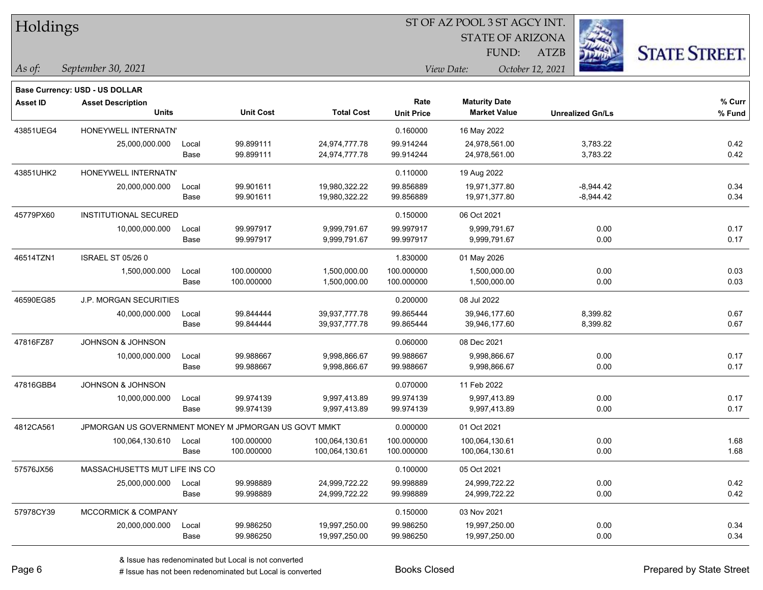# Holdings

ST OF AZ POOL 3 ST AGCY INT.
STATE OF ARIZONA
FUND: ATZB

*As of:* *September 30, 2021*
*View Date:* *October 12, 2021*

**Base Currency: USD - US DOLLAR**

| Asset ID | Asset Description / Units | | Unit Cost | Total Cost | Rate / Unit Price | Maturity Date / Market Value | Unrealized Gn/Ls | % Curr / % Fund |
|---|---|---|---|---|---|---|---|---|
| 43851UEG4 | HONEYWELL INTERNATN' | | | | 0.160000 | 16 May 2022 | | |
| | 25,000,000.000 | Local | 99.899111 | 24,974,777.78 | 99.914244 | 24,978,561.00 | 3,783.22 | 0.42 |
| | | Base | 99.899111 | 24,974,777.78 | 99.914244 | 24,978,561.00 | 3,783.22 | 0.42 |
| 43851UHK2 | HONEYWELL INTERNATN' | | | | 0.110000 | 19 Aug 2022 | | |
| | 20,000,000.000 | Local | 99.901611 | 19,980,322.22 | 99.856889 | 19,971,377.80 | -8,944.42 | 0.34 |
| | | Base | 99.901611 | 19,980,322.22 | 99.856889 | 19,971,377.80 | -8,944.42 | 0.34 |
| 45779PX60 | INSTITUTIONAL SECURED | | | | 0.150000 | 06 Oct 2021 | | |
| | 10,000,000.000 | Local | 99.997917 | 9,999,791.67 | 99.997917 | 9,999,791.67 | 0.00 | 0.17 |
| | | Base | 99.997917 | 9,999,791.67 | 99.997917 | 9,999,791.67 | 0.00 | 0.17 |
| 46514TZN1 | ISRAEL ST 05/26 0 | | | | 1.830000 | 01 May 2026 | | |
| | 1,500,000.000 | Local | 100.000000 | 1,500,000.00 | 100.000000 | 1,500,000.00 | 0.00 | 0.03 |
| | | Base | 100.000000 | 1,500,000.00 | 100.000000 | 1,500,000.00 | 0.00 | 0.03 |
| 46590EG85 | J.P. MORGAN SECURITIES | | | | 0.200000 | 08 Jul 2022 | | |
| | 40,000,000.000 | Local | 99.844444 | 39,937,777.78 | 99.865444 | 39,946,177.60 | 8,399.82 | 0.67 |
| | | Base | 99.844444 | 39,937,777.78 | 99.865444 | 39,946,177.60 | 8,399.82 | 0.67 |
| 47816FZ87 | JOHNSON & JOHNSON | | | | 0.060000 | 08 Dec 2021 | | |
| | 10,000,000.000 | Local | 99.988667 | 9,998,866.67 | 99.988667 | 9,998,866.67 | 0.00 | 0.17 |
| | | Base | 99.988667 | 9,998,866.67 | 99.988667 | 9,998,866.67 | 0.00 | 0.17 |
| 47816GBB4 | JOHNSON & JOHNSON | | | | 0.070000 | 11 Feb 2022 | | |
| | 10,000,000.000 | Local | 99.974139 | 9,997,413.89 | 99.974139 | 9,997,413.89 | 0.00 | 0.17 |
| | | Base | 99.974139 | 9,997,413.89 | 99.974139 | 9,997,413.89 | 0.00 | 0.17 |
| 4812CA561 | JPMORGAN US GOVERNMENT MONEY M JPMORGAN US GOVT MMKT | | | | 0.000000 | 01 Oct 2021 | | |
| | 100,064,130.610 | Local | 100.000000 | 100,064,130.61 | 100.000000 | 100,064,130.61 | 0.00 | 1.68 |
| | | Base | 100.000000 | 100,064,130.61 | 100.000000 | 100,064,130.61 | 0.00 | 1.68 |
| 57576JX56 | MASSACHUSETTS MUT LIFE INS CO | | | | 0.100000 | 05 Oct 2021 | | |
| | 25,000,000.000 | Local | 99.998889 | 24,999,722.22 | 99.998889 | 24,999,722.22 | 0.00 | 0.42 |
| | | Base | 99.998889 | 24,999,722.22 | 99.998889 | 24,999,722.22 | 0.00 | 0.42 |
| 57978CY39 | MCCORMICK & COMPANY | | | | 0.150000 | 03 Nov 2021 | | |
| | 20,000,000.000 | Local | 99.986250 | 19,997,250.00 | 99.986250 | 19,997,250.00 | 0.00 | 0.34 |
| | | Base | 99.986250 | 19,997,250.00 | 99.986250 | 19,997,250.00 | 0.00 | 0.34 |

& Issue has redenominated but Local is not converted
# Issue has not been redenominated but Local is converted

Books Closed

Prepared by State Street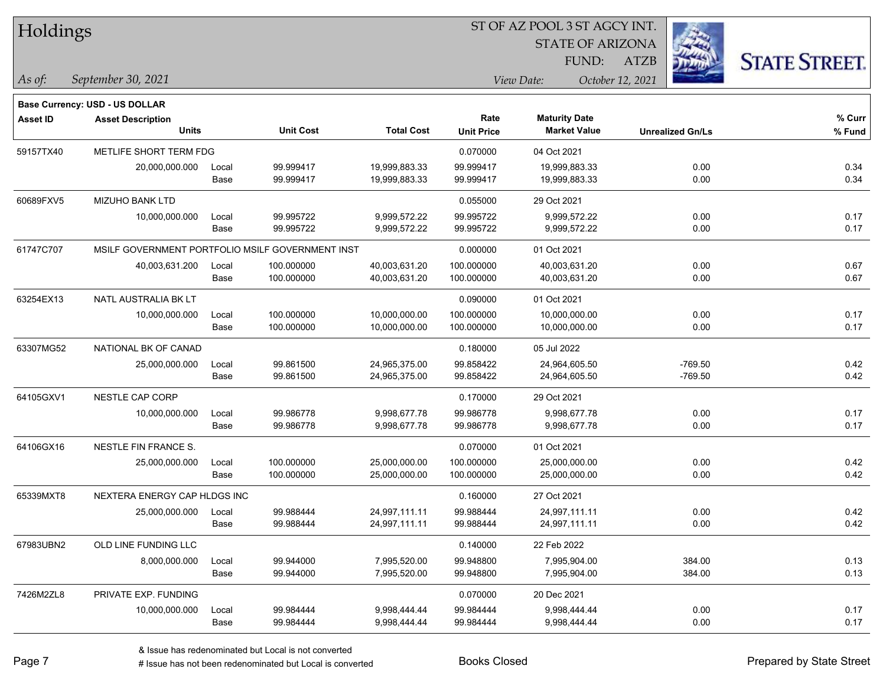# Holdings

ST OF AZ POOL 3 ST AGCY INT.
STATE OF ARIZONA
FUND: ATZB

*As of:* *September 30, 2021*

*View Date:* *October 12, 2021*

**Base Currency: USD - US DOLLAR**

| Asset ID | Asset Description / Units | | Unit Cost | Total Cost | Rate / Unit Price | Maturity Date / Market Value | Unrealized Gn/Ls | % Curr / % Fund |
|---|---|---|---|---|---|---|---|---|
| 59157TX40 | METLIFE SHORT TERM FDG | | | | 0.070000 | 04 Oct 2021 | | |
| | 20,000,000.000 | Local | 99.999417 | 19,999,883.33 | 99.999417 | 19,999,883.33 | 0.00 | 0.34 |
| | | Base | 99.999417 | 19,999,883.33 | 99.999417 | 19,999,883.33 | 0.00 | 0.34 |
| 60689FXV5 | MIZUHO BANK LTD | | | | 0.055000 | 29 Oct 2021 | | |
| | 10,000,000.000 | Local | 99.995722 | 9,999,572.22 | 99.995722 | 9,999,572.22 | 0.00 | 0.17 |
| | | Base | 99.995722 | 9,999,572.22 | 99.995722 | 9,999,572.22 | 0.00 | 0.17 |
| 61747C707 | MSILF GOVERNMENT PORTFOLIO MSILF GOVERNMENT INST | | | | 0.000000 | 01 Oct 2021 | | |
| | 40,003,631.200 | Local | 100.000000 | 40,003,631.20 | 100.000000 | 40,003,631.20 | 0.00 | 0.67 |
| | | Base | 100.000000 | 40,003,631.20 | 100.000000 | 40,003,631.20 | 0.00 | 0.67 |
| 63254EX13 | NATL AUSTRALIA BK LT | | | | 0.090000 | 01 Oct 2021 | | |
| | 10,000,000.000 | Local | 100.000000 | 10,000,000.00 | 100.000000 | 10,000,000.00 | 0.00 | 0.17 |
| | | Base | 100.000000 | 10,000,000.00 | 100.000000 | 10,000,000.00 | 0.00 | 0.17 |
| 63307MG52 | NATIONAL BK OF CANAD | | | | 0.180000 | 05 Jul 2022 | | |
| | 25,000,000.000 | Local | 99.861500 | 24,965,375.00 | 99.858422 | 24,964,605.50 | -769.50 | 0.42 |
| | | Base | 99.861500 | 24,965,375.00 | 99.858422 | 24,964,605.50 | -769.50 | 0.42 |
| 64105GXV1 | NESTLE CAP CORP | | | | 0.170000 | 29 Oct 2021 | | |
| | 10,000,000.000 | Local | 99.986778 | 9,998,677.78 | 99.986778 | 9,998,677.78 | 0.00 | 0.17 |
| | | Base | 99.986778 | 9,998,677.78 | 99.986778 | 9,998,677.78 | 0.00 | 0.17 |
| 64106GX16 | NESTLE FIN FRANCE S. | | | | 0.070000 | 01 Oct 2021 | | |
| | 25,000,000.000 | Local | 100.000000 | 25,000,000.00 | 100.000000 | 25,000,000.00 | 0.00 | 0.42 |
| | | Base | 100.000000 | 25,000,000.00 | 100.000000 | 25,000,000.00 | 0.00 | 0.42 |
| 65339MXT8 | NEXTERA ENERGY CAP HLDGS INC | | | | 0.160000 | 27 Oct 2021 | | |
| | 25,000,000.000 | Local | 99.988444 | 24,997,111.11 | 99.988444 | 24,997,111.11 | 0.00 | 0.42 |
| | | Base | 99.988444 | 24,997,111.11 | 99.988444 | 24,997,111.11 | 0.00 | 0.42 |
| 67983UBN2 | OLD LINE FUNDING LLC | | | | 0.140000 | 22 Feb 2022 | | |
| | 8,000,000.000 | Local | 99.944000 | 7,995,520.00 | 99.948800 | 7,995,904.00 | 384.00 | 0.13 |
| | | Base | 99.944000 | 7,995,520.00 | 99.948800 | 7,995,904.00 | 384.00 | 0.13 |
| 7426M2ZL8 | PRIVATE EXP. FUNDING | | | | 0.070000 | 20 Dec 2021 | | |
| | 10,000,000.000 | Local | 99.984444 | 9,998,444.44 | 99.984444 | 9,998,444.44 | 0.00 | 0.17 |
| | | Base | 99.984444 | 9,998,444.44 | 99.984444 | 9,998,444.44 | 0.00 | 0.17 |

& Issue has redenominated but Local is not converted
# Issue has not been redenominated but Local is converted

Books Closed

Prepared by State Street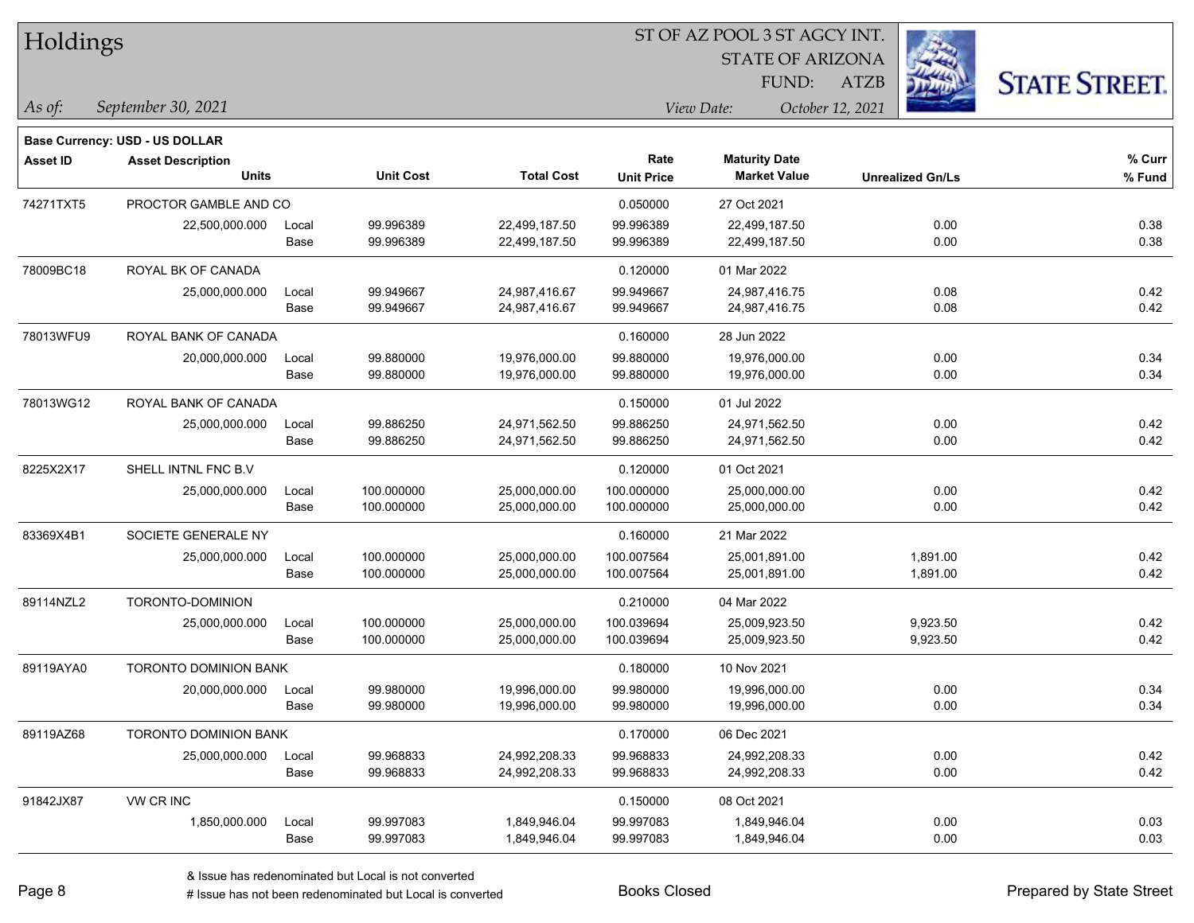# Holdings

*As of:* *September 30, 2021*

ST OF AZ POOL 3 ST AGCY INT.
STATE OF ARIZONA
FUND: ATZB

*View Date:* *October 12, 2021*

**Base Currency: USD - US DOLLAR**

| Asset ID | Asset Description / Units | | Unit Cost | Total Cost | Rate / Unit Price | Maturity Date / Market Value | Unrealized Gn/Ls | % Curr / % Fund |
|---|---|---|---|---|---|---|---|---|
| 74271TXT5 | PROCTOR GAMBLE AND CO | | | | 0.050000 | 27 Oct 2021 | | |
| | 22,500,000.000 | Local | 99.996389 | 22,499,187.50 | 99.996389 | 22,499,187.50 | 0.00 | 0.38 |
| | | Base | 99.996389 | 22,499,187.50 | 99.996389 | 22,499,187.50 | 0.00 | 0.38 |
| 78009BC18 | ROYAL BK OF CANADA | | | | 0.120000 | 01 Mar 2022 | | |
| | 25,000,000.000 | Local | 99.949667 | 24,987,416.67 | 99.949667 | 24,987,416.75 | 0.08 | 0.42 |
| | | Base | 99.949667 | 24,987,416.67 | 99.949667 | 24,987,416.75 | 0.08 | 0.42 |
| 78013WFU9 | ROYAL BANK OF CANADA | | | | 0.160000 | 28 Jun 2022 | | |
| | 20,000,000.000 | Local | 99.880000 | 19,976,000.00 | 99.880000 | 19,976,000.00 | 0.00 | 0.34 |
| | | Base | 99.880000 | 19,976,000.00 | 99.880000 | 19,976,000.00 | 0.00 | 0.34 |
| 78013WG12 | ROYAL BANK OF CANADA | | | | 0.150000 | 01 Jul 2022 | | |
| | 25,000,000.000 | Local | 99.886250 | 24,971,562.50 | 99.886250 | 24,971,562.50 | 0.00 | 0.42 |
| | | Base | 99.886250 | 24,971,562.50 | 99.886250 | 24,971,562.50 | 0.00 | 0.42 |
| 8225X2X17 | SHELL INTNL FNC B.V | | | | 0.120000 | 01 Oct 2021 | | |
| | 25,000,000.000 | Local | 100.000000 | 25,000,000.00 | 100.000000 | 25,000,000.00 | 0.00 | 0.42 |
| | | Base | 100.000000 | 25,000,000.00 | 100.000000 | 25,000,000.00 | 0.00 | 0.42 |
| 83369X4B1 | SOCIETE GENERALE NY | | | | 0.160000 | 21 Mar 2022 | | |
| | 25,000,000.000 | Local | 100.000000 | 25,000,000.00 | 100.007564 | 25,001,891.00 | 1,891.00 | 0.42 |
| | | Base | 100.000000 | 25,000,000.00 | 100.007564 | 25,001,891.00 | 1,891.00 | 0.42 |
| 89114NZL2 | TORONTO-DOMINION | | | | 0.210000 | 04 Mar 2022 | | |
| | 25,000,000.000 | Local | 100.000000 | 25,000,000.00 | 100.039694 | 25,009,923.50 | 9,923.50 | 0.42 |
| | | Base | 100.000000 | 25,000,000.00 | 100.039694 | 25,009,923.50 | 9,923.50 | 0.42 |
| 89119AYA0 | TORONTO DOMINION BANK | | | | 0.180000 | 10 Nov 2021 | | |
| | 20,000,000.000 | Local | 99.980000 | 19,996,000.00 | 99.980000 | 19,996,000.00 | 0.00 | 0.34 |
| | | Base | 99.980000 | 19,996,000.00 | 99.980000 | 19,996,000.00 | 0.00 | 0.34 |
| 89119AZ68 | TORONTO DOMINION BANK | | | | 0.170000 | 06 Dec 2021 | | |
| | 25,000,000.000 | Local | 99.968833 | 24,992,208.33 | 99.968833 | 24,992,208.33 | 0.00 | 0.42 |
| | | Base | 99.968833 | 24,992,208.33 | 99.968833 | 24,992,208.33 | 0.00 | 0.42 |
| 91842JX87 | VW CR INC | | | | 0.150000 | 08 Oct 2021 | | |
| | 1,850,000.000 | Local | 99.997083 | 1,849,946.04 | 99.997083 | 1,849,946.04 | 0.00 | 0.03 |
| | | Base | 99.997083 | 1,849,946.04 | 99.997083 | 1,849,946.04 | 0.00 | 0.03 |

& Issue has redenominated but Local is not converted
# Issue has not been redenominated but Local is converted

Books Closed

Prepared by State Street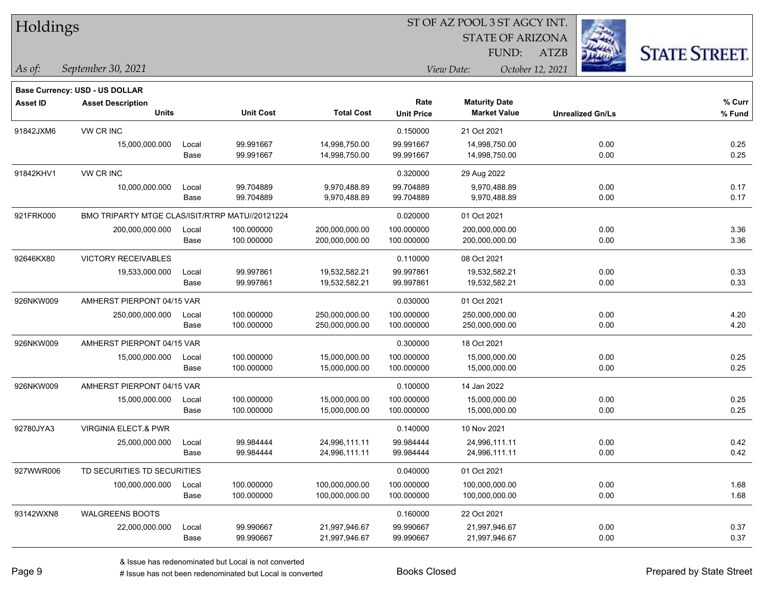# Holdings

ST OF AZ POOL 3 ST AGCY INT.
STATE OF ARIZONA
FUND: ATZB

*As of:* September 30, 2021
*View Date:* October 12, 2021

**Base Currency: USD - US DOLLAR**

| Asset ID | Asset Description / Units | | Unit Cost | Total Cost | Rate / Unit Price | Maturity Date / Market Value | Unrealized Gn/Ls | % Curr / % Fund |
|---|---|---|---|---|---|---|---|---|
| 91842JXM6 | VW CR INC | | | | 0.150000 | 21 Oct 2021 | | |
| | 15,000,000.000 | Local | 99.991667 | 14,998,750.00 | 99.991667 | 14,998,750.00 | 0.00 | 0.25 |
| | | Base | 99.991667 | 14,998,750.00 | 99.991667 | 14,998,750.00 | 0.00 | 0.25 |
| 91842KHV1 | VW CR INC | | | | 0.320000 | 29 Aug 2022 | | |
| | 10,000,000.000 | Local | 99.704889 | 9,970,488.89 | 99.704889 | 9,970,488.89 | 0.00 | 0.17 |
| | | Base | 99.704889 | 9,970,488.89 | 99.704889 | 9,970,488.89 | 0.00 | 0.17 |
| 921FRK000 | BMO TRIPARTY MTGE CLAS/ISIT/RTRP MATU//20121224 | | | | 0.020000 | 01 Oct 2021 | | |
| | 200,000,000.000 | Local | 100.000000 | 200,000,000.00 | 100.000000 | 200,000,000.00 | 0.00 | 3.36 |
| | | Base | 100.000000 | 200,000,000.00 | 100.000000 | 200,000,000.00 | 0.00 | 3.36 |
| 92646KX80 | VICTORY RECEIVABLES | | | | 0.110000 | 08 Oct 2021 | | |
| | 19,533,000.000 | Local | 99.997861 | 19,532,582.21 | 99.997861 | 19,532,582.21 | 0.00 | 0.33 |
| | | Base | 99.997861 | 19,532,582.21 | 99.997861 | 19,532,582.21 | 0.00 | 0.33 |
| 926NKW009 | AMHERST PIERPONT 04/15 VAR | | | | 0.030000 | 01 Oct 2021 | | |
| | 250,000,000.000 | Local | 100.000000 | 250,000,000.00 | 100.000000 | 250,000,000.00 | 0.00 | 4.20 |
| | | Base | 100.000000 | 250,000,000.00 | 100.000000 | 250,000,000.00 | 0.00 | 4.20 |
| 926NKW009 | AMHERST PIERPONT 04/15 VAR | | | | 0.300000 | 18 Oct 2021 | | |
| | 15,000,000.000 | Local | 100.000000 | 15,000,000.00 | 100.000000 | 15,000,000.00 | 0.00 | 0.25 |
| | | Base | 100.000000 | 15,000,000.00 | 100.000000 | 15,000,000.00 | 0.00 | 0.25 |
| 926NKW009 | AMHERST PIERPONT 04/15 VAR | | | | 0.100000 | 14 Jan 2022 | | |
| | 15,000,000.000 | Local | 100.000000 | 15,000,000.00 | 100.000000 | 15,000,000.00 | 0.00 | 0.25 |
| | | Base | 100.000000 | 15,000,000.00 | 100.000000 | 15,000,000.00 | 0.00 | 0.25 |
| 92780JYA3 | VIRGINIA ELECT.& PWR | | | | 0.140000 | 10 Nov 2021 | | |
| | 25,000,000.000 | Local | 99.984444 | 24,996,111.11 | 99.984444 | 24,996,111.11 | 0.00 | 0.42 |
| | | Base | 99.984444 | 24,996,111.11 | 99.984444 | 24,996,111.11 | 0.00 | 0.42 |
| 927WWR006 | TD SECURITIES TD SECURITIES | | | | 0.040000 | 01 Oct 2021 | | |
| | 100,000,000.000 | Local | 100.000000 | 100,000,000.00 | 100.000000 | 100,000,000.00 | 0.00 | 1.68 |
| | | Base | 100.000000 | 100,000,000.00 | 100.000000 | 100,000,000.00 | 0.00 | 1.68 |
| 93142WXN8 | WALGREENS BOOTS | | | | 0.160000 | 22 Oct 2021 | | |
| | 22,000,000.000 | Local | 99.990667 | 21,997,946.67 | 99.990667 | 21,997,946.67 | 0.00 | 0.37 |
| | | Base | 99.990667 | 21,997,946.67 | 99.990667 | 21,997,946.67 | 0.00 | 0.37 |

& Issue has redenominated but Local is not converted
# Issue has not been redenominated but Local is converted

Books Closed

Prepared by State Street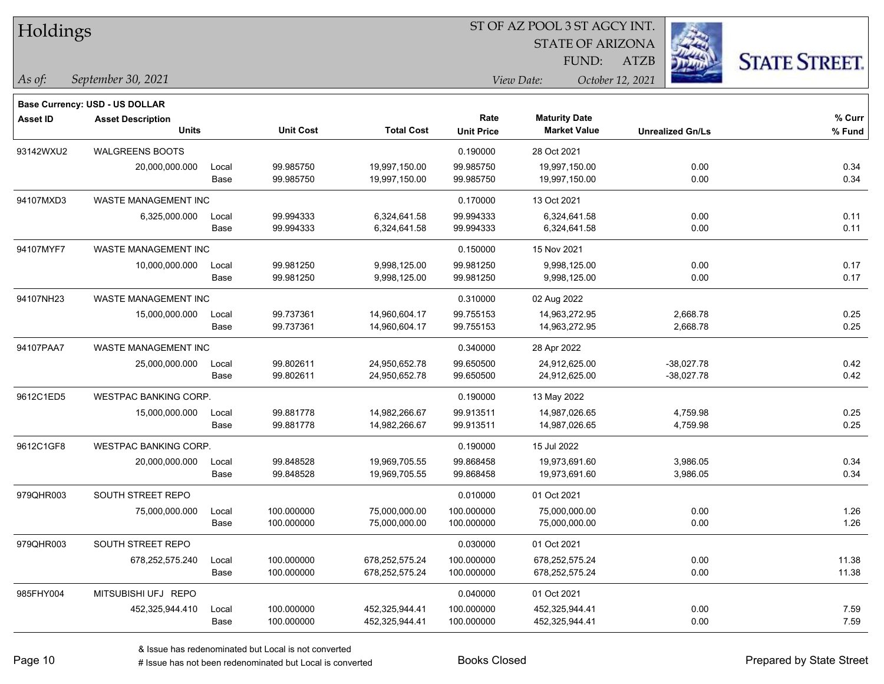**Base Currency: USD - US DOLLAR**

| Asset ID | Asset Description / Units | | Unit Cost | Total Cost | Rate / Unit Price | Maturity Date / Market Value | Unrealized Gn/Ls | % Curr / % Fund |
|---|---|---|---|---|---|---|---|---|
| 93142WXU2 | WALGREENS BOOTS | | | | 0.190000 | 28 Oct 2021 | | |
| | 20,000,000.000 | Local | 99.985750 | 19,997,150.00 | 99.985750 | 19,997,150.00 | 0.00 | 0.34 |
| | | Base | 99.985750 | 19,997,150.00 | 99.985750 | 19,997,150.00 | 0.00 | 0.34 |
| 94107MXD3 | WASTE MANAGEMENT INC | | | | 0.170000 | 13 Oct 2021 | | |
| | 6,325,000.000 | Local | 99.994333 | 6,324,641.58 | 99.994333 | 6,324,641.58 | 0.00 | 0.11 |
| | | Base | 99.994333 | 6,324,641.58 | 99.994333 | 6,324,641.58 | 0.00 | 0.11 |
| 94107MYF7 | WASTE MANAGEMENT INC | | | | 0.150000 | 15 Nov 2021 | | |
| | 10,000,000.000 | Local | 99.981250 | 9,998,125.00 | 99.981250 | 9,998,125.00 | 0.00 | 0.17 |
| | | Base | 99.981250 | 9,998,125.00 | 99.981250 | 9,998,125.00 | 0.00 | 0.17 |
| 94107NH23 | WASTE MANAGEMENT INC | | | | 0.310000 | 02 Aug 2022 | | |
| | 15,000,000.000 | Local | 99.737361 | 14,960,604.17 | 99.755153 | 14,963,272.95 | 2,668.78 | 0.25 |
| | | Base | 99.737361 | 14,960,604.17 | 99.755153 | 14,963,272.95 | 2,668.78 | 0.25 |
| 94107PAA7 | WASTE MANAGEMENT INC | | | | 0.340000 | 28 Apr 2022 | | |
| | 25,000,000.000 | Local | 99.802611 | 24,950,652.78 | 99.650500 | 24,912,625.00 | -38,027.78 | 0.42 |
| | | Base | 99.802611 | 24,950,652.78 | 99.650500 | 24,912,625.00 | -38,027.78 | 0.42 |
| 9612C1ED5 | WESTPAC BANKING CORP. | | | | 0.190000 | 13 May 2022 | | |
| | 15,000,000.000 | Local | 99.881778 | 14,982,266.67 | 99.913511 | 14,987,026.65 | 4,759.98 | 0.25 |
| | | Base | 99.881778 | 14,982,266.67 | 99.913511 | 14,987,026.65 | 4,759.98 | 0.25 |
| 9612C1GF8 | WESTPAC BANKING CORP. | | | | 0.190000 | 15 Jul 2022 | | |
| | 20,000,000.000 | Local | 99.848528 | 19,969,705.55 | 99.868458 | 19,973,691.60 | 3,986.05 | 0.34 |
| | | Base | 99.848528 | 19,969,705.55 | 99.868458 | 19,973,691.60 | 3,986.05 | 0.34 |
| 979QHR003 | SOUTH STREET REPO | | | | 0.010000 | 01 Oct 2021 | | |
| | 75,000,000.000 | Local | 100.000000 | 75,000,000.00 | 100.000000 | 75,000,000.00 | 0.00 | 1.26 |
| | | Base | 100.000000 | 75,000,000.00 | 100.000000 | 75,000,000.00 | 0.00 | 1.26 |
| 979QHR003 | SOUTH STREET REPO | | | | 0.030000 | 01 Oct 2021 | | |
| | 678,252,575.240 | Local | 100.000000 | 678,252,575.24 | 100.000000 | 678,252,575.24 | 0.00 | 11.38 |
| | | Base | 100.000000 | 678,252,575.24 | 100.000000 | 678,252,575.24 | 0.00 | 11.38 |
| 985FHY004 | MITSUBISHI UFJ REPO | | | | 0.040000 | 01 Oct 2021 | | |
| | 452,325,944.410 | Local | 100.000000 | 452,325,944.41 | 100.000000 | 452,325,944.41 | 0.00 | 7.59 |
| | | Base | 100.000000 | 452,325,944.41 | 100.000000 | 452,325,944.41 | 0.00 | 7.59 |

& Issue has redenominated but Local is not converted

# Issue has not been redenominated but Local is converted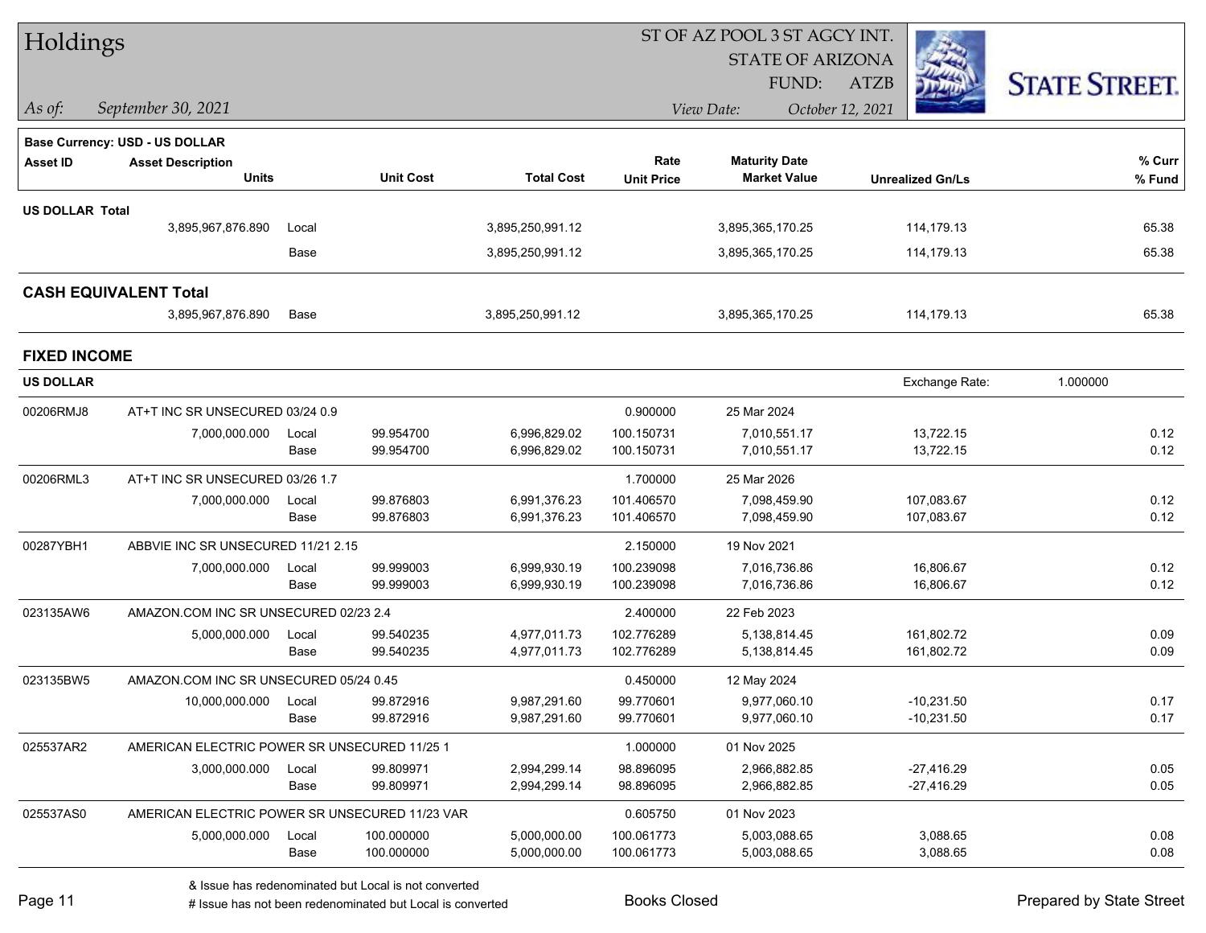# Holdings

ST OF AZ POOL 3 ST AGCY INT.
STATE OF ARIZONA
FUND: ATZB

*As of:* *September 30, 2021*
*View Date:* *October 12, 2021*

**Base Currency: USD - US DOLLAR**

| Asset ID | Asset Description / Units | | Unit Cost | Total Cost | Rate / Unit Price | Maturity Date / Market Value | Unrealized Gn/Ls | % Curr / % Fund |
|---|---|---|---|---|---|---|---|---|
| **US DOLLAR Total** | | | | | | | | |
| | 3,895,967,876.890 | Local | | 3,895,250,991.12 | | 3,895,365,170.25 | 114,179.13 | 65.38 |
| | | Base | | 3,895,250,991.12 | | 3,895,365,170.25 | 114,179.13 | 65.38 |
| **CASH EQUIVALENT Total** | | | | | | | | |
| | 3,895,967,876.890 | Base | | 3,895,250,991.12 | | 3,895,365,170.25 | 114,179.13 | 65.38 |

## FIXED INCOME

**US DOLLAR** — Exchange Rate: 1.000000

| Asset ID | Asset Description / Units | | Unit Cost | Total Cost | Rate / Unit Price | Maturity Date / Market Value | Unrealized Gn/Ls | % Curr / % Fund |
|---|---|---|---|---|---|---|---|---|
| 00206RMJ8 | AT+T INC SR UNSECURED 03/24 0.9 | | | | 0.900000 | 25 Mar 2024 | | |
| | 7,000,000.000 | Local | 99.954700 | 6,996,829.02 | 100.150731 | 7,010,551.17 | 13,722.15 | 0.12 |
| | | Base | 99.954700 | 6,996,829.02 | 100.150731 | 7,010,551.17 | 13,722.15 | 0.12 |
| 00206RML3 | AT+T INC SR UNSECURED 03/26 1.7 | | | | 1.700000 | 25 Mar 2026 | | |
| | 7,000,000.000 | Local | 99.876803 | 6,991,376.23 | 101.406570 | 7,098,459.90 | 107,083.67 | 0.12 |
| | | Base | 99.876803 | 6,991,376.23 | 101.406570 | 7,098,459.90 | 107,083.67 | 0.12 |
| 00287YBH1 | ABBVIE INC SR UNSECURED 11/21 2.15 | | | | 2.150000 | 19 Nov 2021 | | |
| | 7,000,000.000 | Local | 99.999003 | 6,999,930.19 | 100.239098 | 7,016,736.86 | 16,806.67 | 0.12 |
| | | Base | 99.999003 | 6,999,930.19 | 100.239098 | 7,016,736.86 | 16,806.67 | 0.12 |
| 023135AW6 | AMAZON.COM INC SR UNSECURED 02/23 2.4 | | | | 2.400000 | 22 Feb 2023 | | |
| | 5,000,000.000 | Local | 99.540235 | 4,977,011.73 | 102.776289 | 5,138,814.45 | 161,802.72 | 0.09 |
| | | Base | 99.540235 | 4,977,011.73 | 102.776289 | 5,138,814.45 | 161,802.72 | 0.09 |
| 023135BW5 | AMAZON.COM INC SR UNSECURED 05/24 0.45 | | | | 0.450000 | 12 May 2024 | | |
| | 10,000,000.000 | Local | 99.872916 | 9,987,291.60 | 99.770601 | 9,977,060.10 | -10,231.50 | 0.17 |
| | | Base | 99.872916 | 9,987,291.60 | 99.770601 | 9,977,060.10 | -10,231.50 | 0.17 |
| 025537AR2 | AMERICAN ELECTRIC POWER SR UNSECURED 11/25 1 | | | | 1.000000 | 01 Nov 2025 | | |
| | 3,000,000.000 | Local | 99.809971 | 2,994,299.14 | 98.896095 | 2,966,882.85 | -27,416.29 | 0.05 |
| | | Base | 99.809971 | 2,994,299.14 | 98.896095 | 2,966,882.85 | -27,416.29 | 0.05 |
| 025537AS0 | AMERICAN ELECTRIC POWER SR UNSECURED 11/23 VAR | | | | 0.605750 | 01 Nov 2023 | | |
| | 5,000,000.000 | Local | 100.000000 | 5,000,000.00 | 100.061773 | 5,003,088.65 | 3,088.65 | 0.08 |
| | | Base | 100.000000 | 5,000,000.00 | 100.061773 | 5,003,088.65 | 3,088.65 | 0.08 |

& Issue has redenominated but Local is not converted
# Issue has not been redenominated but Local is converted

Books Closed

Prepared by State Street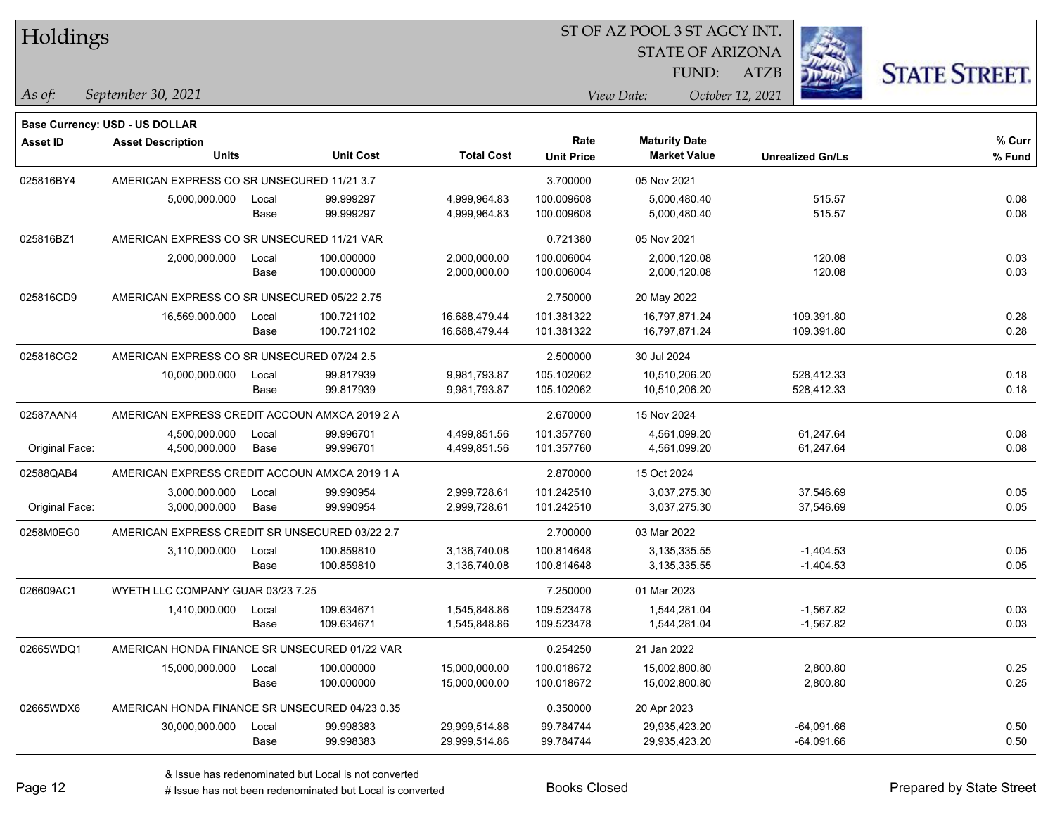# Holdings

ST OF AZ POOL 3 ST AGCY INT.
STATE OF ARIZONA
FUND: ATZB

*As of:* *September 30, 2021*
*View Date:* *October 12, 2021*

**Base Currency: USD - US DOLLAR**

| Asset ID | Asset Description / Units | | Unit Cost | Total Cost | Rate / Unit Price | Maturity Date / Market Value | Unrealized Gn/Ls | % Curr / % Fund |
|---|---|---|---|---|---|---|---|---|
| 025816BY4 | AMERICAN EXPRESS CO SR UNSECURED 11/21 3.7 | | | | 3.700000 | 05 Nov 2021 | | |
| | 5,000,000.000 | Local | 99.999297 | 4,999,964.83 | 100.009608 | 5,000,480.40 | 515.57 | 0.08 |
| | | Base | 99.999297 | 4,999,964.83 | 100.009608 | 5,000,480.40 | 515.57 | 0.08 |
| 025816BZ1 | AMERICAN EXPRESS CO SR UNSECURED 11/21 VAR | | | | 0.721380 | 05 Nov 2021 | | |
| | 2,000,000.000 | Local | 100.000000 | 2,000,000.00 | 100.006004 | 2,000,120.08 | 120.08 | 0.03 |
| | | Base | 100.000000 | 2,000,000.00 | 100.006004 | 2,000,120.08 | 120.08 | 0.03 |
| 025816CD9 | AMERICAN EXPRESS CO SR UNSECURED 05/22 2.75 | | | | 2.750000 | 20 May 2022 | | |
| | 16,569,000.000 | Local | 100.721102 | 16,688,479.44 | 101.381322 | 16,797,871.24 | 109,391.80 | 0.28 |
| | | Base | 100.721102 | 16,688,479.44 | 101.381322 | 16,797,871.24 | 109,391.80 | 0.28 |
| 025816CG2 | AMERICAN EXPRESS CO SR UNSECURED 07/24 2.5 | | | | 2.500000 | 30 Jul 2024 | | |
| | 10,000,000.000 | Local | 99.817939 | 9,981,793.87 | 105.102062 | 10,510,206.20 | 528,412.33 | 0.18 |
| | | Base | 99.817939 | 9,981,793.87 | 105.102062 | 10,510,206.20 | 528,412.33 | 0.18 |
| 02587AAN4 | AMERICAN EXPRESS CREDIT ACCOUN AMXCA 2019 2 A | | | | 2.670000 | 15 Nov 2024 | | |
| | 4,500,000.000 | Local | 99.996701 | 4,499,851.56 | 101.357760 | 4,561,099.20 | 61,247.64 | 0.08 |
| Original Face: | 4,500,000.000 | Base | 99.996701 | 4,499,851.56 | 101.357760 | 4,561,099.20 | 61,247.64 | 0.08 |
| 02588QAB4 | AMERICAN EXPRESS CREDIT ACCOUN AMXCA 2019 1 A | | | | 2.870000 | 15 Oct 2024 | | |
| | 3,000,000.000 | Local | 99.990954 | 2,999,728.61 | 101.242510 | 3,037,275.30 | 37,546.69 | 0.05 |
| Original Face: | 3,000,000.000 | Base | 99.990954 | 2,999,728.61 | 101.242510 | 3,037,275.30 | 37,546.69 | 0.05 |
| 0258M0EG0 | AMERICAN EXPRESS CREDIT SR UNSECURED 03/22 2.7 | | | | 2.700000 | 03 Mar 2022 | | |
| | 3,110,000.000 | Local | 100.859810 | 3,136,740.08 | 100.814648 | 3,135,335.55 | -1,404.53 | 0.05 |
| | | Base | 100.859810 | 3,136,740.08 | 100.814648 | 3,135,335.55 | -1,404.53 | 0.05 |
| 026609AC1 | WYETH LLC COMPANY GUAR 03/23 7.25 | | | | 7.250000 | 01 Mar 2023 | | |
| | 1,410,000.000 | Local | 109.634671 | 1,545,848.86 | 109.523478 | 1,544,281.04 | -1,567.82 | 0.03 |
| | | Base | 109.634671 | 1,545,848.86 | 109.523478 | 1,544,281.04 | -1,567.82 | 0.03 |
| 02665WDQ1 | AMERICAN HONDA FINANCE SR UNSECURED 01/22 VAR | | | | 0.254250 | 21 Jan 2022 | | |
| | 15,000,000.000 | Local | 100.000000 | 15,000,000.00 | 100.018672 | 15,002,800.80 | 2,800.80 | 0.25 |
| | | Base | 100.000000 | 15,000,000.00 | 100.018672 | 15,002,800.80 | 2,800.80 | 0.25 |
| 02665WDX6 | AMERICAN HONDA FINANCE SR UNSECURED 04/23 0.35 | | | | 0.350000 | 20 Apr 2023 | | |
| | 30,000,000.000 | Local | 99.998383 | 29,999,514.86 | 99.784744 | 29,935,423.20 | -64,091.66 | 0.50 |
| | | Base | 99.998383 | 29,999,514.86 | 99.784744 | 29,935,423.20 | -64,091.66 | 0.50 |

& Issue has redenominated but Local is not converted
# Issue has not been redenominated but Local is converted

Books Closed

Prepared by State Street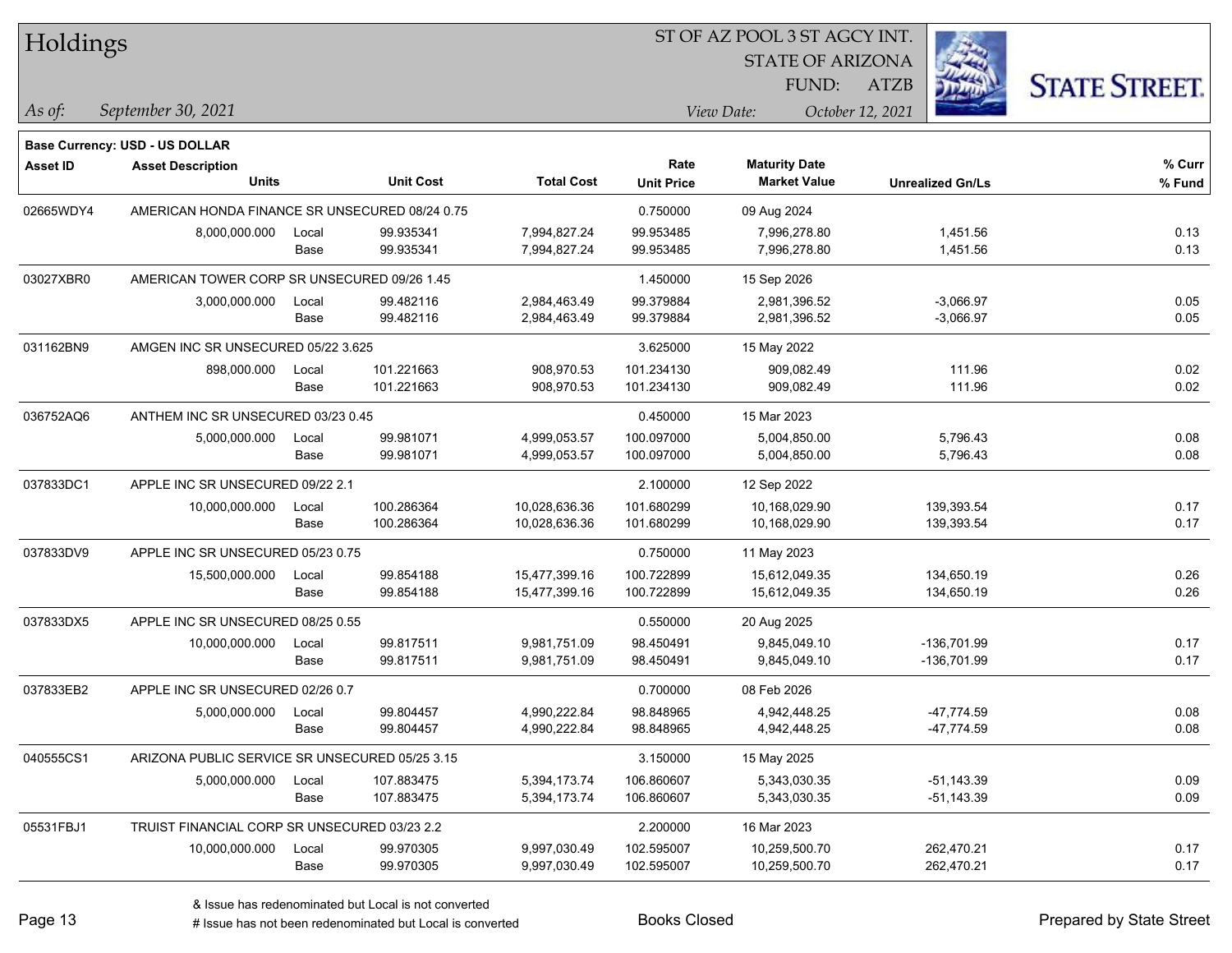# Holdings

ST OF AZ POOL 3 ST AGCY INT.
STATE OF ARIZONA
FUND: ATZB

*As of:* September 30, 2021
*View Date:* October 12, 2021

**Base Currency: USD - US DOLLAR**

| Asset ID | Asset Description / Units | | Unit Cost | Total Cost | Rate / Unit Price | Maturity Date / Market Value | Unrealized Gn/Ls | % Curr / % Fund |
|---|---|---|---|---|---|---|---|---|
| 02665WDY4 | AMERICAN HONDA FINANCE SR UNSECURED 08/24 0.75 | | | | 0.750000 | 09 Aug 2024 | | |
| | 8,000,000.000 | Local | 99.935341 | 7,994,827.24 | 99.953485 | 7,996,278.80 | 1,451.56 | 0.13 |
| | | Base | 99.935341 | 7,994,827.24 | 99.953485 | 7,996,278.80 | 1,451.56 | 0.13 |
| 03027XBR0 | AMERICAN TOWER CORP SR UNSECURED 09/26 1.45 | | | | 1.450000 | 15 Sep 2026 | | |
| | 3,000,000.000 | Local | 99.482116 | 2,984,463.49 | 99.379884 | 2,981,396.52 | -3,066.97 | 0.05 |
| | | Base | 99.482116 | 2,984,463.49 | 99.379884 | 2,981,396.52 | -3,066.97 | 0.05 |
| 031162BN9 | AMGEN INC SR UNSECURED 05/22 3.625 | | | | 3.625000 | 15 May 2022 | | |
| | 898,000.000 | Local | 101.221663 | 908,970.53 | 101.234130 | 909,082.49 | 111.96 | 0.02 |
| | | Base | 101.221663 | 908,970.53 | 101.234130 | 909,082.49 | 111.96 | 0.02 |
| 036752AQ6 | ANTHEM INC SR UNSECURED 03/23 0.45 | | | | 0.450000 | 15 Mar 2023 | | |
| | 5,000,000.000 | Local | 99.981071 | 4,999,053.57 | 100.097000 | 5,004,850.00 | 5,796.43 | 0.08 |
| | | Base | 99.981071 | 4,999,053.57 | 100.097000 | 5,004,850.00 | 5,796.43 | 0.08 |
| 037833DC1 | APPLE INC SR UNSECURED 09/22 2.1 | | | | 2.100000 | 12 Sep 2022 | | |
| | 10,000,000.000 | Local | 100.286364 | 10,028,636.36 | 101.680299 | 10,168,029.90 | 139,393.54 | 0.17 |
| | | Base | 100.286364 | 10,028,636.36 | 101.680299 | 10,168,029.90 | 139,393.54 | 0.17 |
| 037833DV9 | APPLE INC SR UNSECURED 05/23 0.75 | | | | 0.750000 | 11 May 2023 | | |
| | 15,500,000.000 | Local | 99.854188 | 15,477,399.16 | 100.722899 | 15,612,049.35 | 134,650.19 | 0.26 |
| | | Base | 99.854188 | 15,477,399.16 | 100.722899 | 15,612,049.35 | 134,650.19 | 0.26 |
| 037833DX5 | APPLE INC SR UNSECURED 08/25 0.55 | | | | 0.550000 | 20 Aug 2025 | | |
| | 10,000,000.000 | Local | 99.817511 | 9,981,751.09 | 98.450491 | 9,845,049.10 | -136,701.99 | 0.17 |
| | | Base | 99.817511 | 9,981,751.09 | 98.450491 | 9,845,049.10 | -136,701.99 | 0.17 |
| 037833EB2 | APPLE INC SR UNSECURED 02/26 0.7 | | | | 0.700000 | 08 Feb 2026 | | |
| | 5,000,000.000 | Local | 99.804457 | 4,990,222.84 | 98.848965 | 4,942,448.25 | -47,774.59 | 0.08 |
| | | Base | 99.804457 | 4,990,222.84 | 98.848965 | 4,942,448.25 | -47,774.59 | 0.08 |
| 040555CS1 | ARIZONA PUBLIC SERVICE SR UNSECURED 05/25 3.15 | | | | 3.150000 | 15 May 2025 | | |
| | 5,000,000.000 | Local | 107.883475 | 5,394,173.74 | 106.860607 | 5,343,030.35 | -51,143.39 | 0.09 |
| | | Base | 107.883475 | 5,394,173.74 | 106.860607 | 5,343,030.35 | -51,143.39 | 0.09 |
| 05531FBJ1 | TRUIST FINANCIAL CORP SR UNSECURED 03/23 2.2 | | | | 2.200000 | 16 Mar 2023 | | |
| | 10,000,000.000 | Local | 99.970305 | 9,997,030.49 | 102.595007 | 10,259,500.70 | 262,470.21 | 0.17 |
| | | Base | 99.970305 | 9,997,030.49 | 102.595007 | 10,259,500.70 | 262,470.21 | 0.17 |

& Issue has redenominated but Local is not converted
# Issue has not been redenominated but Local is converted

Books Closed

Prepared by State Street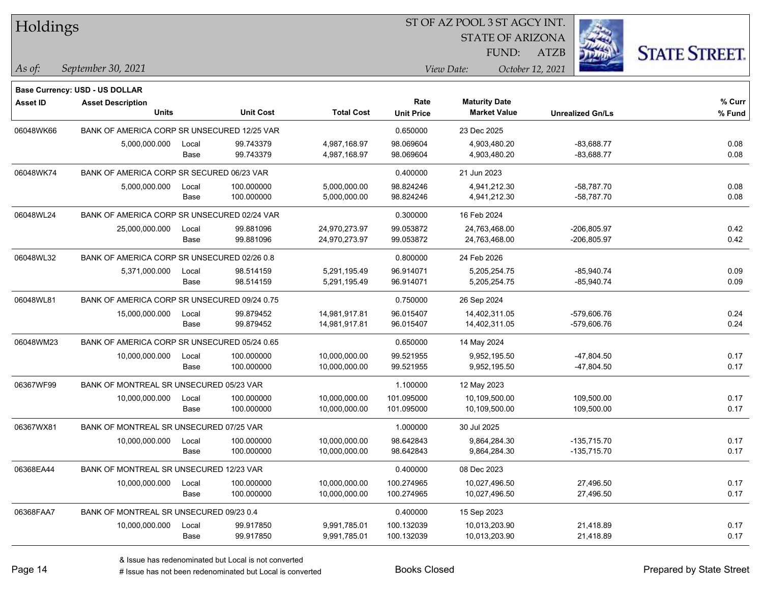# Holdings

ST OF AZ POOL 3 ST AGCY INT.
STATE OF ARIZONA
FUND: ATZB

*As of: September 30, 2021*
*View Date: October 12, 2021*

**Base Currency: USD - US DOLLAR**

| Asset ID | Asset Description / Units | | Unit Cost | Total Cost | Rate / Unit Price | Maturity Date / Market Value | Unrealized Gn/Ls | % Curr / % Fund |
|---|---|---|---|---|---|---|---|---|
| 06048WK66 | BANK OF AMERICA CORP SR UNSECURED 12/25 VAR | | | | 0.650000 | 23 Dec 2025 | | |
| | 5,000,000.000 | Local | 99.743379 | 4,987,168.97 | 98.069604 | 4,903,480.20 | -83,688.77 | 0.08 |
| | | Base | 99.743379 | 4,987,168.97 | 98.069604 | 4,903,480.20 | -83,688.77 | 0.08 |
| 06048WK74 | BANK OF AMERICA CORP SR SECURED 06/23 VAR | | | | 0.400000 | 21 Jun 2023 | | |
| | 5,000,000.000 | Local | 100.000000 | 5,000,000.00 | 98.824246 | 4,941,212.30 | -58,787.70 | 0.08 |
| | | Base | 100.000000 | 5,000,000.00 | 98.824246 | 4,941,212.30 | -58,787.70 | 0.08 |
| 06048WL24 | BANK OF AMERICA CORP SR UNSECURED 02/24 VAR | | | | 0.300000 | 16 Feb 2024 | | |
| | 25,000,000.000 | Local | 99.881096 | 24,970,273.97 | 99.053872 | 24,763,468.00 | -206,805.97 | 0.42 |
| | | Base | 99.881096 | 24,970,273.97 | 99.053872 | 24,763,468.00 | -206,805.97 | 0.42 |
| 06048WL32 | BANK OF AMERICA CORP SR UNSECURED 02/26 0.8 | | | | 0.800000 | 24 Feb 2026 | | |
| | 5,371,000.000 | Local | 98.514159 | 5,291,195.49 | 96.914071 | 5,205,254.75 | -85,940.74 | 0.09 |
| | | Base | 98.514159 | 5,291,195.49 | 96.914071 | 5,205,254.75 | -85,940.74 | 0.09 |
| 06048WL81 | BANK OF AMERICA CORP SR UNSECURED 09/24 0.75 | | | | 0.750000 | 26 Sep 2024 | | |
| | 15,000,000.000 | Local | 99.879452 | 14,981,917.81 | 96.015407 | 14,402,311.05 | -579,606.76 | 0.24 |
| | | Base | 99.879452 | 14,981,917.81 | 96.015407 | 14,402,311.05 | -579,606.76 | 0.24 |
| 06048WM23 | BANK OF AMERICA CORP SR UNSECURED 05/24 0.65 | | | | 0.650000 | 14 May 2024 | | |
| | 10,000,000.000 | Local | 100.000000 | 10,000,000.00 | 99.521955 | 9,952,195.50 | -47,804.50 | 0.17 |
| | | Base | 100.000000 | 10,000,000.00 | 99.521955 | 9,952,195.50 | -47,804.50 | 0.17 |
| 06367WF99 | BANK OF MONTREAL SR UNSECURED 05/23 VAR | | | | 1.100000 | 12 May 2023 | | |
| | 10,000,000.000 | Local | 100.000000 | 10,000,000.00 | 101.095000 | 10,109,500.00 | 109,500.00 | 0.17 |
| | | Base | 100.000000 | 10,000,000.00 | 101.095000 | 10,109,500.00 | 109,500.00 | 0.17 |
| 06367WX81 | BANK OF MONTREAL SR UNSECURED 07/25 VAR | | | | 1.000000 | 30 Jul 2025 | | |
| | 10,000,000.000 | Local | 100.000000 | 10,000,000.00 | 98.642843 | 9,864,284.30 | -135,715.70 | 0.17 |
| | | Base | 100.000000 | 10,000,000.00 | 98.642843 | 9,864,284.30 | -135,715.70 | 0.17 |
| 06368EA44 | BANK OF MONTREAL SR UNSECURED 12/23 VAR | | | | 0.400000 | 08 Dec 2023 | | |
| | 10,000,000.000 | Local | 100.000000 | 10,000,000.00 | 100.274965 | 10,027,496.50 | 27,496.50 | 0.17 |
| | | Base | 100.000000 | 10,000,000.00 | 100.274965 | 10,027,496.50 | 27,496.50 | 0.17 |
| 06368FAA7 | BANK OF MONTREAL SR UNSECURED 09/23 0.4 | | | | 0.400000 | 15 Sep 2023 | | |
| | 10,000,000.000 | Local | 99.917850 | 9,991,785.01 | 100.132039 | 10,013,203.90 | 21,418.89 | 0.17 |
| | | Base | 99.917850 | 9,991,785.01 | 100.132039 | 10,013,203.90 | 21,418.89 | 0.17 |

& Issue has redenominated but Local is not converted
# Issue has not been redenominated but Local is converted

Books Closed

Prepared by State Street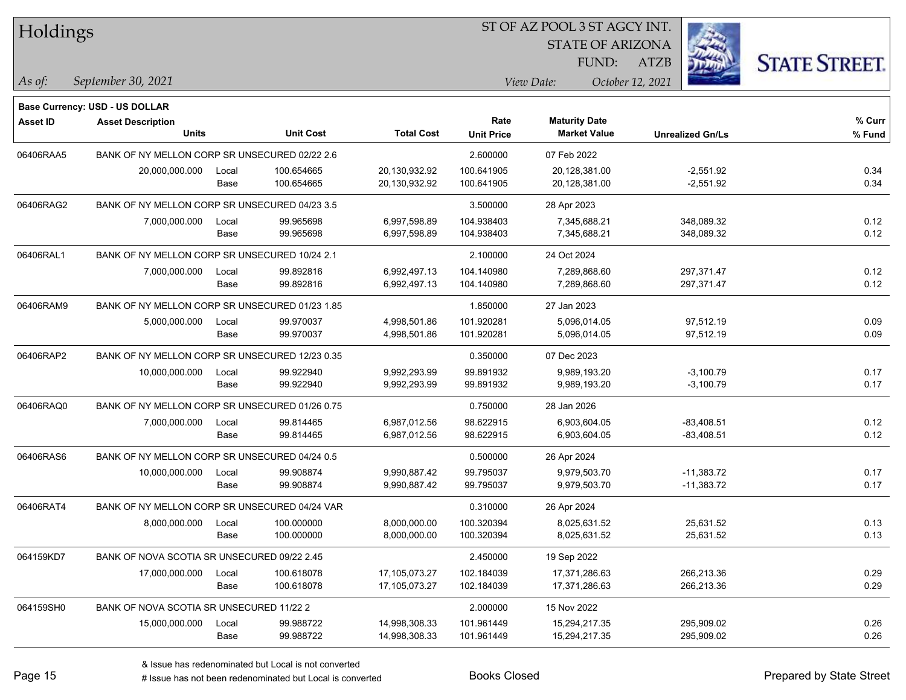# Holdings

ST OF AZ POOL 3 ST AGCY INT.
STATE OF ARIZONA
FUND: ATZB

*As of: September 30, 2021*

*View Date: October 12, 2021*

**Base Currency: USD - US DOLLAR**

| Asset ID | Asset Description / Units | | Unit Cost | Total Cost | Rate / Unit Price | Maturity Date / Market Value | Unrealized Gn/Ls | % Curr / % Fund |
|---|---|---|---|---|---|---|---|---|
| 06406RAA5 | BANK OF NY MELLON CORP SR UNSECURED 02/22 2.6 | | | | 2.600000 | 07 Feb 2022 | | |
| | 20,000,000.000 | Local | 100.654665 | 20,130,932.92 | 100.641905 | 20,128,381.00 | -2,551.92 | 0.34 |
| | | Base | 100.654665 | 20,130,932.92 | 100.641905 | 20,128,381.00 | -2,551.92 | 0.34 |
| 06406RAG2 | BANK OF NY MELLON CORP SR UNSECURED 04/23 3.5 | | | | 3.500000 | 28 Apr 2023 | | |
| | 7,000,000.000 | Local | 99.965698 | 6,997,598.89 | 104.938403 | 7,345,688.21 | 348,089.32 | 0.12 |
| | | Base | 99.965698 | 6,997,598.89 | 104.938403 | 7,345,688.21 | 348,089.32 | 0.12 |
| 06406RAL1 | BANK OF NY MELLON CORP SR UNSECURED 10/24 2.1 | | | | 2.100000 | 24 Oct 2024 | | |
| | 7,000,000.000 | Local | 99.892816 | 6,992,497.13 | 104.140980 | 7,289,868.60 | 297,371.47 | 0.12 |
| | | Base | 99.892816 | 6,992,497.13 | 104.140980 | 7,289,868.60 | 297,371.47 | 0.12 |
| 06406RAM9 | BANK OF NY MELLON CORP SR UNSECURED 01/23 1.85 | | | | 1.850000 | 27 Jan 2023 | | |
| | 5,000,000.000 | Local | 99.970037 | 4,998,501.86 | 101.920281 | 5,096,014.05 | 97,512.19 | 0.09 |
| | | Base | 99.970037 | 4,998,501.86 | 101.920281 | 5,096,014.05 | 97,512.19 | 0.09 |
| 06406RAP2 | BANK OF NY MELLON CORP SR UNSECURED 12/23 0.35 | | | | 0.350000 | 07 Dec 2023 | | |
| | 10,000,000.000 | Local | 99.922940 | 9,992,293.99 | 99.891932 | 9,989,193.20 | -3,100.79 | 0.17 |
| | | Base | 99.922940 | 9,992,293.99 | 99.891932 | 9,989,193.20 | -3,100.79 | 0.17 |
| 06406RAQ0 | BANK OF NY MELLON CORP SR UNSECURED 01/26 0.75 | | | | 0.750000 | 28 Jan 2026 | | |
| | 7,000,000.000 | Local | 99.814465 | 6,987,012.56 | 98.622915 | 6,903,604.05 | -83,408.51 | 0.12 |
| | | Base | 99.814465 | 6,987,012.56 | 98.622915 | 6,903,604.05 | -83,408.51 | 0.12 |
| 06406RAS6 | BANK OF NY MELLON CORP SR UNSECURED 04/24 0.5 | | | | 0.500000 | 26 Apr 2024 | | |
| | 10,000,000.000 | Local | 99.908874 | 9,990,887.42 | 99.795037 | 9,979,503.70 | -11,383.72 | 0.17 |
| | | Base | 99.908874 | 9,990,887.42 | 99.795037 | 9,979,503.70 | -11,383.72 | 0.17 |
| 06406RAT4 | BANK OF NY MELLON CORP SR UNSECURED 04/24 VAR | | | | 0.310000 | 26 Apr 2024 | | |
| | 8,000,000.000 | Local | 100.000000 | 8,000,000.00 | 100.320394 | 8,025,631.52 | 25,631.52 | 0.13 |
| | | Base | 100.000000 | 8,000,000.00 | 100.320394 | 8,025,631.52 | 25,631.52 | 0.13 |
| 064159KD7 | BANK OF NOVA SCOTIA SR UNSECURED 09/22 2.45 | | | | 2.450000 | 19 Sep 2022 | | |
| | 17,000,000.000 | Local | 100.618078 | 17,105,073.27 | 102.184039 | 17,371,286.63 | 266,213.36 | 0.29 |
| | | Base | 100.618078 | 17,105,073.27 | 102.184039 | 17,371,286.63 | 266,213.36 | 0.29 |
| 064159SH0 | BANK OF NOVA SCOTIA SR UNSECURED 11/22 2 | | | | 2.000000 | 15 Nov 2022 | | |
| | 15,000,000.000 | Local | 99.988722 | 14,998,308.33 | 101.961449 | 15,294,217.35 | 295,909.02 | 0.26 |
| | | Base | 99.988722 | 14,998,308.33 | 101.961449 | 15,294,217.35 | 295,909.02 | 0.26 |

& Issue has redenominated but Local is not converted
# Issue has not been redenominated but Local is converted

Books Closed

Prepared by State Street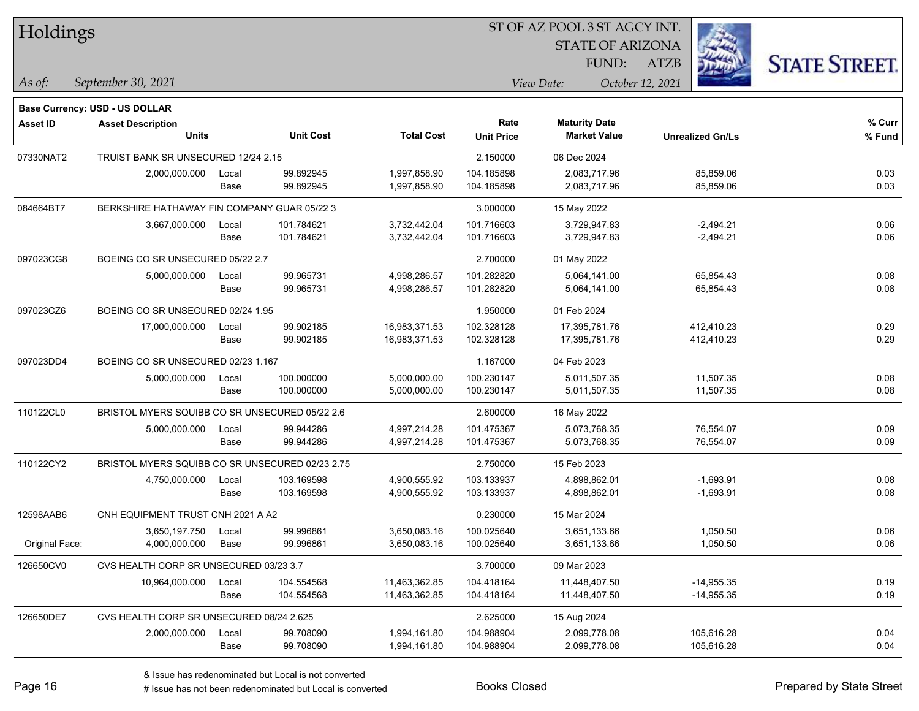# Holdings

**ST OF AZ POOL 3 ST AGCY INT.**
**STATE OF ARIZONA**
**FUND: ATZB**

*As of:* September 30, 2021

*View Date:* October 12, 2021

**Base Currency: USD - US DOLLAR**

| Asset ID | Asset Description / Units | | Unit Cost | Total Cost | Rate / Unit Price | Maturity Date / Market Value | Unrealized Gn/Ls | % Curr / % Fund |
|---|---|---|---|---|---|---|---|---|
| 07330NAT2 | TRUIST BANK SR UNSECURED 12/24 2.15 | | | | 2.150000 | 06 Dec 2024 | | |
| | 2,000,000.000 | Local | 99.892945 | 1,997,858.90 | 104.185898 | 2,083,717.96 | 85,859.06 | 0.03 |
| | | Base | 99.892945 | 1,997,858.90 | 104.185898 | 2,083,717.96 | 85,859.06 | 0.03 |
| 084664BT7 | BERKSHIRE HATHAWAY FIN COMPANY GUAR 05/22 3 | | | | 3.000000 | 15 May 2022 | | |
| | 3,667,000.000 | Local | 101.784621 | 3,732,442.04 | 101.716603 | 3,729,947.83 | -2,494.21 | 0.06 |
| | | Base | 101.784621 | 3,732,442.04 | 101.716603 | 3,729,947.83 | -2,494.21 | 0.06 |
| 097023CG8 | BOEING CO SR UNSECURED 05/22 2.7 | | | | 2.700000 | 01 May 2022 | | |
| | 5,000,000.000 | Local | 99.965731 | 4,998,286.57 | 101.282820 | 5,064,141.00 | 65,854.43 | 0.08 |
| | | Base | 99.965731 | 4,998,286.57 | 101.282820 | 5,064,141.00 | 65,854.43 | 0.08 |
| 097023CZ6 | BOEING CO SR UNSECURED 02/24 1.95 | | | | 1.950000 | 01 Feb 2024 | | |
| | 17,000,000.000 | Local | 99.902185 | 16,983,371.53 | 102.328128 | 17,395,781.76 | 412,410.23 | 0.29 |
| | | Base | 99.902185 | 16,983,371.53 | 102.328128 | 17,395,781.76 | 412,410.23 | 0.29 |
| 097023DD4 | BOEING CO SR UNSECURED 02/23 1.167 | | | | 1.167000 | 04 Feb 2023 | | |
| | 5,000,000.000 | Local | 100.000000 | 5,000,000.00 | 100.230147 | 5,011,507.35 | 11,507.35 | 0.08 |
| | | Base | 100.000000 | 5,000,000.00 | 100.230147 | 5,011,507.35 | 11,507.35 | 0.08 |
| 110122CL0 | BRISTOL MYERS SQUIBB CO SR UNSECURED 05/22 2.6 | | | | 2.600000 | 16 May 2022 | | |
| | 5,000,000.000 | Local | 99.944286 | 4,997,214.28 | 101.475367 | 5,073,768.35 | 76,554.07 | 0.09 |
| | | Base | 99.944286 | 4,997,214.28 | 101.475367 | 5,073,768.35 | 76,554.07 | 0.09 |
| 110122CY2 | BRISTOL MYERS SQUIBB CO SR UNSECURED 02/23 2.75 | | | | 2.750000 | 15 Feb 2023 | | |
| | 4,750,000.000 | Local | 103.169598 | 4,900,555.92 | 103.133937 | 4,898,862.01 | -1,693.91 | 0.08 |
| | | Base | 103.169598 | 4,900,555.92 | 103.133937 | 4,898,862.01 | -1,693.91 | 0.08 |
| 12598AAB6 | CNH EQUIPMENT TRUST CNH 2021 A A2 | | | | 0.230000 | 15 Mar 2024 | | |
| | 3,650,197.750 | Local | 99.996861 | 3,650,083.16 | 100.025640 | 3,651,133.66 | 1,050.50 | 0.06 |
| Original Face: | 4,000,000.000 | Base | 99.996861 | 3,650,083.16 | 100.025640 | 3,651,133.66 | 1,050.50 | 0.06 |
| 126650CV0 | CVS HEALTH CORP SR UNSECURED 03/23 3.7 | | | | 3.700000 | 09 Mar 2023 | | |
| | 10,964,000.000 | Local | 104.554568 | 11,463,362.85 | 104.418164 | 11,448,407.50 | -14,955.35 | 0.19 |
| | | Base | 104.554568 | 11,463,362.85 | 104.418164 | 11,448,407.50 | -14,955.35 | 0.19 |
| 126650DE7 | CVS HEALTH CORP SR UNSECURED 08/24 2.625 | | | | 2.625000 | 15 Aug 2024 | | |
| | 2,000,000.000 | Local | 99.708090 | 1,994,161.80 | 104.988904 | 2,099,778.08 | 105,616.28 | 0.04 |
| | | Base | 99.708090 | 1,994,161.80 | 104.988904 | 2,099,778.08 | 105,616.28 | 0.04 |

& Issue has redenominated but Local is not converted

# Issue has not been redenominated but Local is converted

Books Closed

Prepared by State Street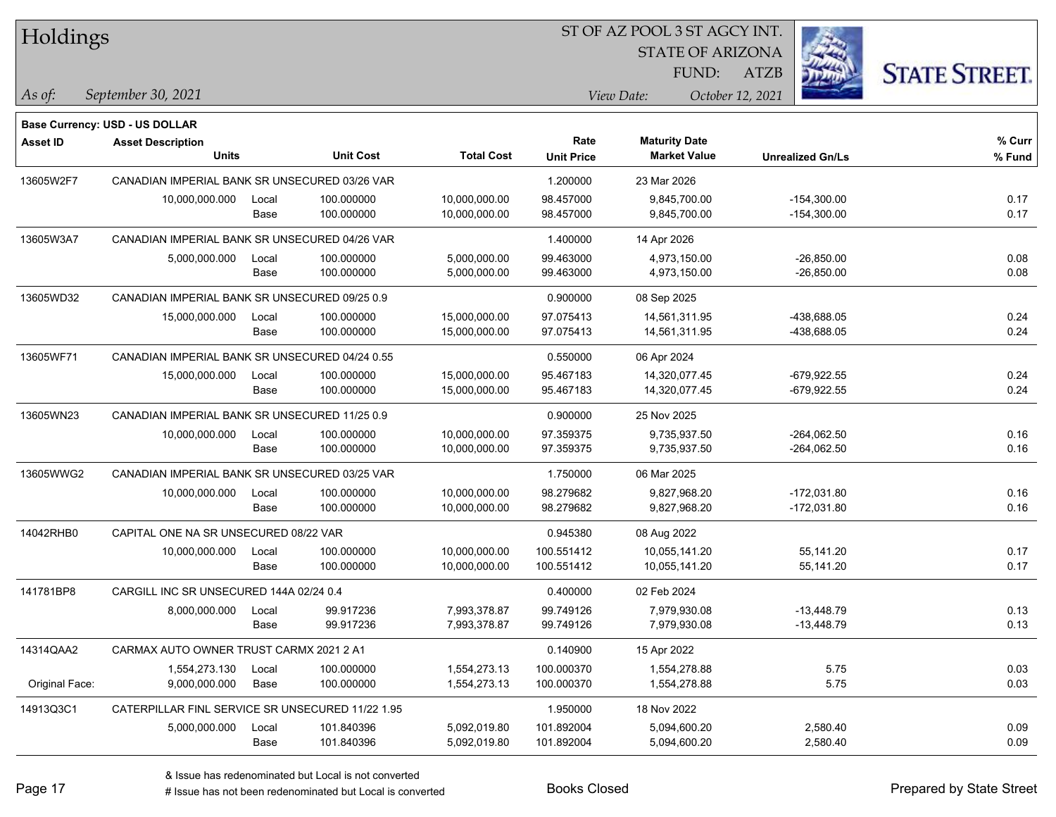# Holdings

ST OF AZ POOL 3 ST AGCY INT.
STATE OF ARIZONA
FUND: ATZB

*As of:* *September 30, 2021*

*View Date:* *October 12, 2021*

**Base Currency: USD - US DOLLAR**

| Asset ID | Asset Description / Units | | Unit Cost | Total Cost | Rate / Unit Price | Maturity Date / Market Value | Unrealized Gn/Ls | % Curr / % Fund |
|---|---|---|---|---|---|---|---|---|
| 13605W2F7 | CANADIAN IMPERIAL BANK SR UNSECURED 03/26 VAR | | | | 1.200000 | 23 Mar 2026 | | |
| | 10,000,000.000 | Local | 100.000000 | 10,000,000.00 | 98.457000 | 9,845,700.00 | -154,300.00 | 0.17 |
| | | Base | 100.000000 | 10,000,000.00 | 98.457000 | 9,845,700.00 | -154,300.00 | 0.17 |
| 13605W3A7 | CANADIAN IMPERIAL BANK SR UNSECURED 04/26 VAR | | | | 1.400000 | 14 Apr 2026 | | |
| | 5,000,000.000 | Local | 100.000000 | 5,000,000.00 | 99.463000 | 4,973,150.00 | -26,850.00 | 0.08 |
| | | Base | 100.000000 | 5,000,000.00 | 99.463000 | 4,973,150.00 | -26,850.00 | 0.08 |
| 13605WD32 | CANADIAN IMPERIAL BANK SR UNSECURED 09/25 0.9 | | | | 0.900000 | 08 Sep 2025 | | |
| | 15,000,000.000 | Local | 100.000000 | 15,000,000.00 | 97.075413 | 14,561,311.95 | -438,688.05 | 0.24 |
| | | Base | 100.000000 | 15,000,000.00 | 97.075413 | 14,561,311.95 | -438,688.05 | 0.24 |
| 13605WF71 | CANADIAN IMPERIAL BANK SR UNSECURED 04/24 0.55 | | | | 0.550000 | 06 Apr 2024 | | |
| | 15,000,000.000 | Local | 100.000000 | 15,000,000.00 | 95.467183 | 14,320,077.45 | -679,922.55 | 0.24 |
| | | Base | 100.000000 | 15,000,000.00 | 95.467183 | 14,320,077.45 | -679,922.55 | 0.24 |
| 13605WN23 | CANADIAN IMPERIAL BANK SR UNSECURED 11/25 0.9 | | | | 0.900000 | 25 Nov 2025 | | |
| | 10,000,000.000 | Local | 100.000000 | 10,000,000.00 | 97.359375 | 9,735,937.50 | -264,062.50 | 0.16 |
| | | Base | 100.000000 | 10,000,000.00 | 97.359375 | 9,735,937.50 | -264,062.50 | 0.16 |
| 13605WWG2 | CANADIAN IMPERIAL BANK SR UNSECURED 03/25 VAR | | | | 1.750000 | 06 Mar 2025 | | |
| | 10,000,000.000 | Local | 100.000000 | 10,000,000.00 | 98.279682 | 9,827,968.20 | -172,031.80 | 0.16 |
| | | Base | 100.000000 | 10,000,000.00 | 98.279682 | 9,827,968.20 | -172,031.80 | 0.16 |
| 14042RHB0 | CAPITAL ONE NA SR UNSECURED 08/22 VAR | | | | 0.945380 | 08 Aug 2022 | | |
| | 10,000,000.000 | Local | 100.000000 | 10,000,000.00 | 100.551412 | 10,055,141.20 | 55,141.20 | 0.17 |
| | | Base | 100.000000 | 10,000,000.00 | 100.551412 | 10,055,141.20 | 55,141.20 | 0.17 |
| 141781BP8 | CARGILL INC SR UNSECURED 144A 02/24 0.4 | | | | 0.400000 | 02 Feb 2024 | | |
| | 8,000,000.000 | Local | 99.917236 | 7,993,378.87 | 99.749126 | 7,979,930.08 | -13,448.79 | 0.13 |
| | | Base | 99.917236 | 7,993,378.87 | 99.749126 | 7,979,930.08 | -13,448.79 | 0.13 |
| 14314QAA2 | CARMAX AUTO OWNER TRUST CARMX 2021 2 A1 | | | | 0.140900 | 15 Apr 2022 | | |
| | 1,554,273.130 | Local | 100.000000 | 1,554,273.13 | 100.000370 | 1,554,278.88 | 5.75 | 0.03 |
| Original Face: | 9,000,000.000 | Base | 100.000000 | 1,554,273.13 | 100.000370 | 1,554,278.88 | 5.75 | 0.03 |
| 14913Q3C1 | CATERPILLAR FINL SERVICE SR UNSECURED 11/22 1.95 | | | | 1.950000 | 18 Nov 2022 | | |
| | 5,000,000.000 | Local | 101.840396 | 5,092,019.80 | 101.892004 | 5,094,600.20 | 2,580.40 | 0.09 |
| | | Base | 101.840396 | 5,092,019.80 | 101.892004 | 5,094,600.20 | 2,580.40 | 0.09 |

& Issue has redenominated but Local is not converted
# Issue has not been redenominated but Local is converted

Books Closed

Prepared by State Street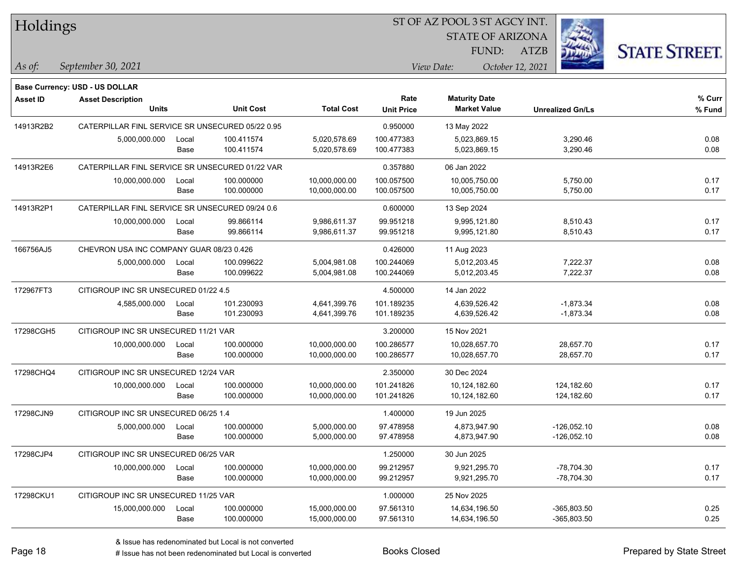# Holdings

ST OF AZ POOL 3 ST AGCY INT.
STATE OF ARIZONA
FUND: ATZB

*As of:* *September 30, 2021*
*View Date:* *October 12, 2021*

**Base Currency: USD - US DOLLAR**

| Asset ID | Asset Description / Units | | Unit Cost | Total Cost | Rate / Unit Price | Maturity Date / Market Value | Unrealized Gn/Ls | % Curr / % Fund |
|---|---|---|---|---|---|---|---|---|
| 14913R2B2 | CATERPILLAR FINL SERVICE SR UNSECURED 05/22 0.95 | | | | 0.950000 | 13 May 2022 | | |
| | 5,000,000.000 | Local | 100.411574 | 5,020,578.69 | 100.477383 | 5,023,869.15 | 3,290.46 | 0.08 |
| | | Base | 100.411574 | 5,020,578.69 | 100.477383 | 5,023,869.15 | 3,290.46 | 0.08 |
| 14913R2E6 | CATERPILLAR FINL SERVICE SR UNSECURED 01/22 VAR | | | | 0.357880 | 06 Jan 2022 | | |
| | 10,000,000.000 | Local | 100.000000 | 10,000,000.00 | 100.057500 | 10,005,750.00 | 5,750.00 | 0.17 |
| | | Base | 100.000000 | 10,000,000.00 | 100.057500 | 10,005,750.00 | 5,750.00 | 0.17 |
| 14913R2P1 | CATERPILLAR FINL SERVICE SR UNSECURED 09/24 0.6 | | | | 0.600000 | 13 Sep 2024 | | |
| | 10,000,000.000 | Local | 99.866114 | 9,986,611.37 | 99.951218 | 9,995,121.80 | 8,510.43 | 0.17 |
| | | Base | 99.866114 | 9,986,611.37 | 99.951218 | 9,995,121.80 | 8,510.43 | 0.17 |
| 166756AJ5 | CHEVRON USA INC COMPANY GUAR 08/23 0.426 | | | | 0.426000 | 11 Aug 2023 | | |
| | 5,000,000.000 | Local | 100.099622 | 5,004,981.08 | 100.244069 | 5,012,203.45 | 7,222.37 | 0.08 |
| | | Base | 100.099622 | 5,004,981.08 | 100.244069 | 5,012,203.45 | 7,222.37 | 0.08 |
| 172967FT3 | CITIGROUP INC SR UNSECURED 01/22 4.5 | | | | 4.500000 | 14 Jan 2022 | | |
| | 4,585,000.000 | Local | 101.230093 | 4,641,399.76 | 101.189235 | 4,639,526.42 | -1,873.34 | 0.08 |
| | | Base | 101.230093 | 4,641,399.76 | 101.189235 | 4,639,526.42 | -1,873.34 | 0.08 |
| 17298CGH5 | CITIGROUP INC SR UNSECURED 11/21 VAR | | | | 3.200000 | 15 Nov 2021 | | |
| | 10,000,000.000 | Local | 100.000000 | 10,000,000.00 | 100.286577 | 10,028,657.70 | 28,657.70 | 0.17 |
| | | Base | 100.000000 | 10,000,000.00 | 100.286577 | 10,028,657.70 | 28,657.70 | 0.17 |
| 17298CHQ4 | CITIGROUP INC SR UNSECURED 12/24 VAR | | | | 2.350000 | 30 Dec 2024 | | |
| | 10,000,000.000 | Local | 100.000000 | 10,000,000.00 | 101.241826 | 10,124,182.60 | 124,182.60 | 0.17 |
| | | Base | 100.000000 | 10,000,000.00 | 101.241826 | 10,124,182.60 | 124,182.60 | 0.17 |
| 17298CJN9 | CITIGROUP INC SR UNSECURED 06/25 1.4 | | | | 1.400000 | 19 Jun 2025 | | |
| | 5,000,000.000 | Local | 100.000000 | 5,000,000.00 | 97.478958 | 4,873,947.90 | -126,052.10 | 0.08 |
| | | Base | 100.000000 | 5,000,000.00 | 97.478958 | 4,873,947.90 | -126,052.10 | 0.08 |
| 17298CJP4 | CITIGROUP INC SR UNSECURED 06/25 VAR | | | | 1.250000 | 30 Jun 2025 | | |
| | 10,000,000.000 | Local | 100.000000 | 10,000,000.00 | 99.212957 | 9,921,295.70 | -78,704.30 | 0.17 |
| | | Base | 100.000000 | 10,000,000.00 | 99.212957 | 9,921,295.70 | -78,704.30 | 0.17 |
| 17298CKU1 | CITIGROUP INC SR UNSECURED 11/25 VAR | | | | 1.000000 | 25 Nov 2025 | | |
| | 15,000,000.000 | Local | 100.000000 | 15,000,000.00 | 97.561310 | 14,634,196.50 | -365,803.50 | 0.25 |
| | | Base | 100.000000 | 15,000,000.00 | 97.561310 | 14,634,196.50 | -365,803.50 | 0.25 |

& Issue has redenominated but Local is not converted
# Issue has not been redenominated but Local is converted

Books Closed

Prepared by State Street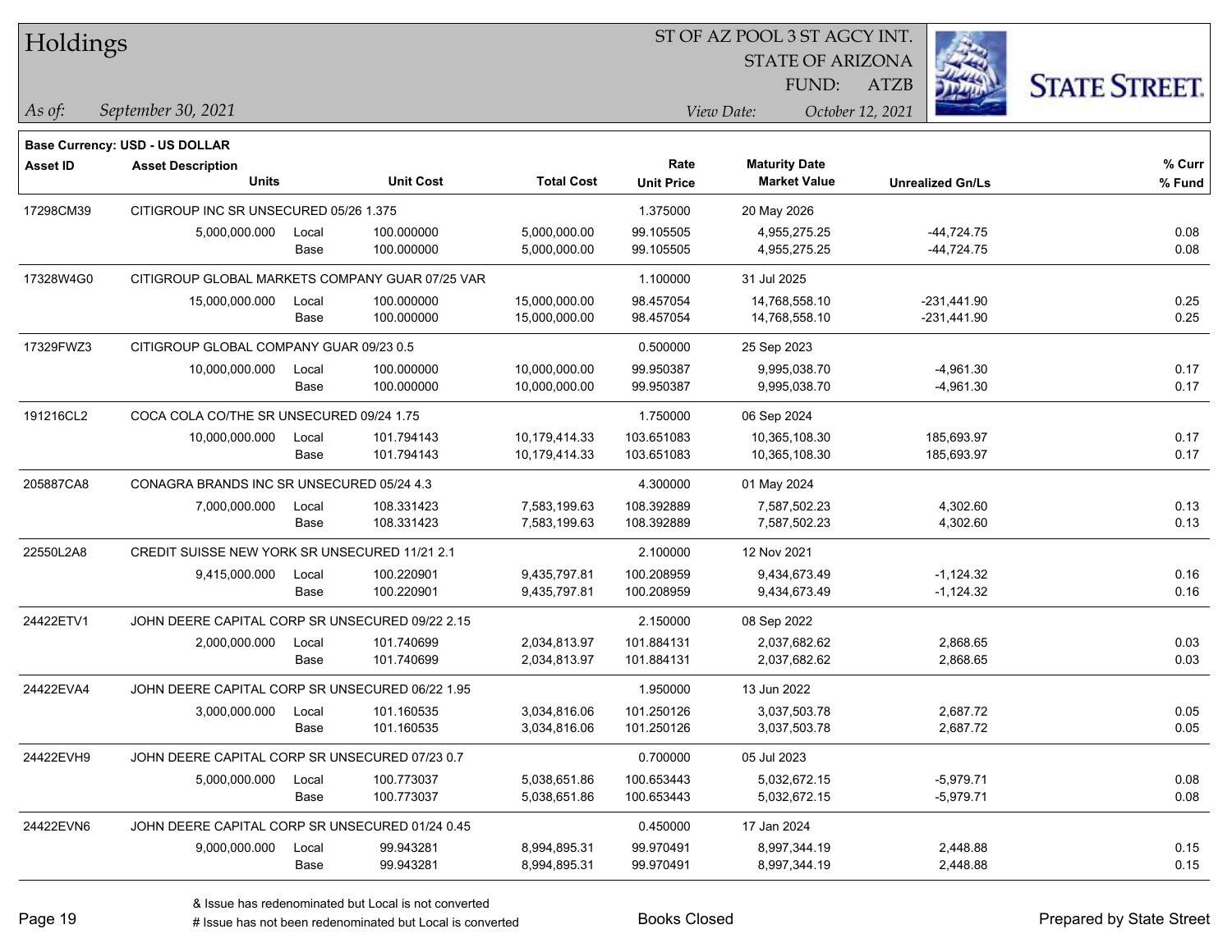# Holdings

ST OF AZ POOL 3 ST AGCY INT.
STATE OF ARIZONA
FUND: ATZB

*As of:* *September 30, 2021*

*View Date:* *October 12, 2021*

**Base Currency: USD - US DOLLAR**

| Asset ID | Asset Description / Units | | Unit Cost | Total Cost | Rate / Unit Price | Maturity Date / Market Value | Unrealized Gn/Ls | % Curr / % Fund |
|---|---|---|---|---|---|---|---|---|
| 17298CM39 | CITIGROUP INC SR UNSECURED 05/26 1.375 | | | | 1.375000 | 20 May 2026 | | |
| | 5,000,000.000 | Local | 100.000000 | 5,000,000.00 | 99.105505 | 4,955,275.25 | -44,724.75 | 0.08 |
| | | Base | 100.000000 | 5,000,000.00 | 99.105505 | 4,955,275.25 | -44,724.75 | 0.08 |
| 17328W4G0 | CITIGROUP GLOBAL MARKETS COMPANY GUAR 07/25 VAR | | | | 1.100000 | 31 Jul 2025 | | |
| | 15,000,000.000 | Local | 100.000000 | 15,000,000.00 | 98.457054 | 14,768,558.10 | -231,441.90 | 0.25 |
| | | Base | 100.000000 | 15,000,000.00 | 98.457054 | 14,768,558.10 | -231,441.90 | 0.25 |
| 17329FWZ3 | CITIGROUP GLOBAL COMPANY GUAR 09/23 0.5 | | | | 0.500000 | 25 Sep 2023 | | |
| | 10,000,000.000 | Local | 100.000000 | 10,000,000.00 | 99.950387 | 9,995,038.70 | -4,961.30 | 0.17 |
| | | Base | 100.000000 | 10,000,000.00 | 99.950387 | 9,995,038.70 | -4,961.30 | 0.17 |
| 191216CL2 | COCA COLA CO/THE SR UNSECURED 09/24 1.75 | | | | 1.750000 | 06 Sep 2024 | | |
| | 10,000,000.000 | Local | 101.794143 | 10,179,414.33 | 103.651083 | 10,365,108.30 | 185,693.97 | 0.17 |
| | | Base | 101.794143 | 10,179,414.33 | 103.651083 | 10,365,108.30 | 185,693.97 | 0.17 |
| 205887CA8 | CONAGRA BRANDS INC SR UNSECURED 05/24 4.3 | | | | 4.300000 | 01 May 2024 | | |
| | 7,000,000.000 | Local | 108.331423 | 7,583,199.63 | 108.392889 | 7,587,502.23 | 4,302.60 | 0.13 |
| | | Base | 108.331423 | 7,583,199.63 | 108.392889 | 7,587,502.23 | 4,302.60 | 0.13 |
| 22550L2A8 | CREDIT SUISSE NEW YORK SR UNSECURED 11/21 2.1 | | | | 2.100000 | 12 Nov 2021 | | |
| | 9,415,000.000 | Local | 100.220901 | 9,435,797.81 | 100.208959 | 9,434,673.49 | -1,124.32 | 0.16 |
| | | Base | 100.220901 | 9,435,797.81 | 100.208959 | 9,434,673.49 | -1,124.32 | 0.16 |
| 24422ETV1 | JOHN DEERE CAPITAL CORP SR UNSECURED 09/22 2.15 | | | | 2.150000 | 08 Sep 2022 | | |
| | 2,000,000.000 | Local | 101.740699 | 2,034,813.97 | 101.884131 | 2,037,682.62 | 2,868.65 | 0.03 |
| | | Base | 101.740699 | 2,034,813.97 | 101.884131 | 2,037,682.62 | 2,868.65 | 0.03 |
| 24422EVA4 | JOHN DEERE CAPITAL CORP SR UNSECURED 06/22 1.95 | | | | 1.950000 | 13 Jun 2022 | | |
| | 3,000,000.000 | Local | 101.160535 | 3,034,816.06 | 101.250126 | 3,037,503.78 | 2,687.72 | 0.05 |
| | | Base | 101.160535 | 3,034,816.06 | 101.250126 | 3,037,503.78 | 2,687.72 | 0.05 |
| 24422EVH9 | JOHN DEERE CAPITAL CORP SR UNSECURED 07/23 0.7 | | | | 0.700000 | 05 Jul 2023 | | |
| | 5,000,000.000 | Local | 100.773037 | 5,038,651.86 | 100.653443 | 5,032,672.15 | -5,979.71 | 0.08 |
| | | Base | 100.773037 | 5,038,651.86 | 100.653443 | 5,032,672.15 | -5,979.71 | 0.08 |
| 24422EVN6 | JOHN DEERE CAPITAL CORP SR UNSECURED 01/24 0.45 | | | | 0.450000 | 17 Jan 2024 | | |
| | 9,000,000.000 | Local | 99.943281 | 8,994,895.31 | 99.970491 | 8,997,344.19 | 2,448.88 | 0.15 |
| | | Base | 99.943281 | 8,994,895.31 | 99.970491 | 8,997,344.19 | 2,448.88 | 0.15 |

& Issue has redenominated but Local is not converted
# Issue has not been redenominated but Local is converted

Books Closed

Prepared by State Street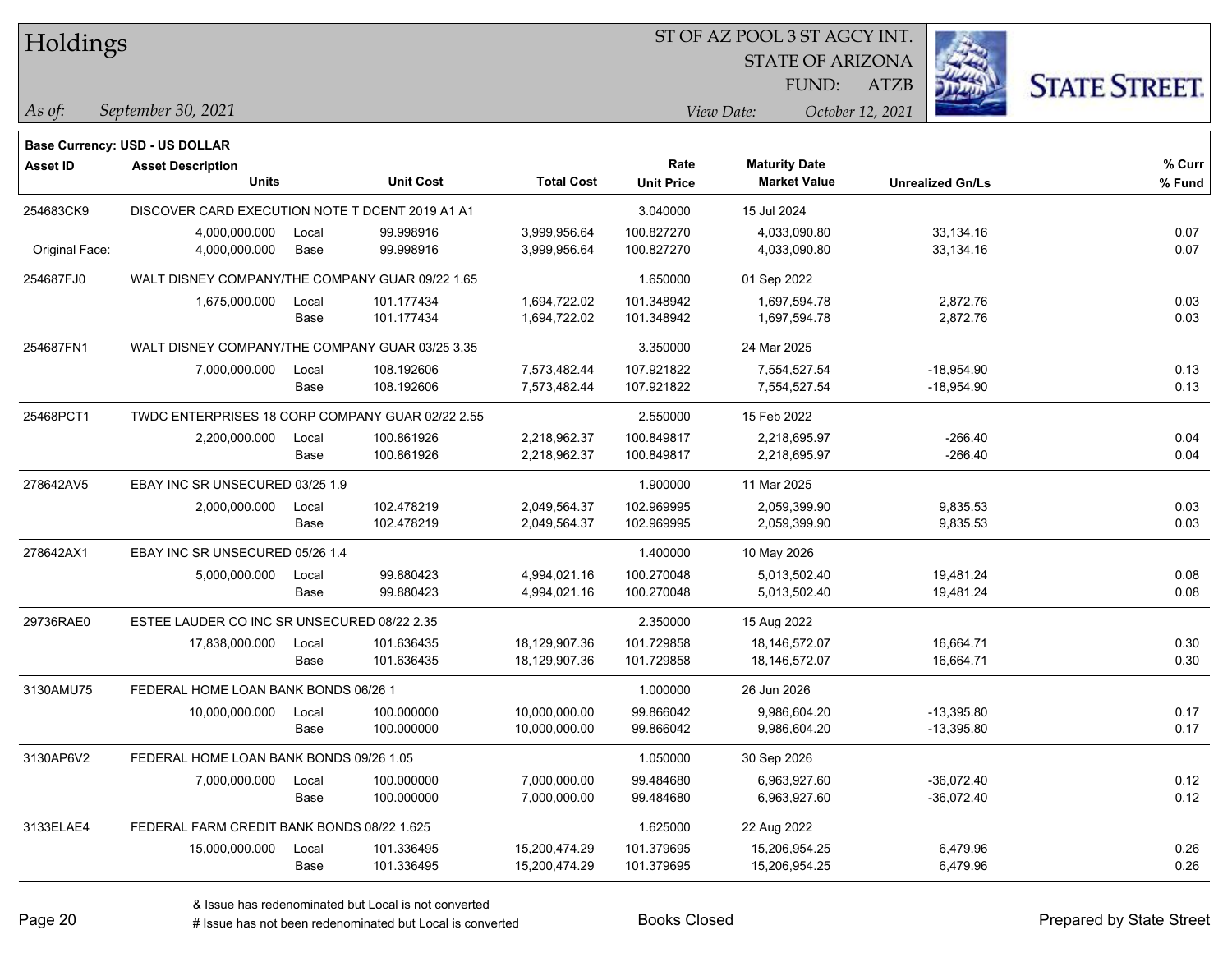# Holdings

ST OF AZ POOL 3 ST AGCY INT.
STATE OF ARIZONA
FUND: ATZB

*As of:* *September 30, 2021*
*View Date:* *October 12, 2021*

STATE STREET.

**Base Currency: USD - US DOLLAR**

| Asset ID | Asset Description / Units | | Unit Cost | Total Cost | Rate / Unit Price | Maturity Date / Market Value | Unrealized Gn/Ls | % Curr / % Fund |
|---|---|---|---|---|---|---|---|---|
| 254683CK9 | DISCOVER CARD EXECUTION NOTE T DCENT 2019 A1 A1 | | | | 3.040000 | 15 Jul 2024 | | |
| | 4,000,000.000 | Local | 99.998916 | 3,999,956.64 | 100.827270 | 4,033,090.80 | 33,134.16 | 0.07 |
| Original Face: | 4,000,000.000 | Base | 99.998916 | 3,999,956.64 | 100.827270 | 4,033,090.80 | 33,134.16 | 0.07 |
| 254687FJ0 | WALT DISNEY COMPANY/THE COMPANY GUAR 09/22 1.65 | | | | 1.650000 | 01 Sep 2022 | | |
| | 1,675,000.000 | Local | 101.177434 | 1,694,722.02 | 101.348942 | 1,697,594.78 | 2,872.76 | 0.03 |
| | | Base | 101.177434 | 1,694,722.02 | 101.348942 | 1,697,594.78 | 2,872.76 | 0.03 |
| 254687FN1 | WALT DISNEY COMPANY/THE COMPANY GUAR 03/25 3.35 | | | | 3.350000 | 24 Mar 2025 | | |
| | 7,000,000.000 | Local | 108.192606 | 7,573,482.44 | 107.921822 | 7,554,527.54 | -18,954.90 | 0.13 |
| | | Base | 108.192606 | 7,573,482.44 | 107.921822 | 7,554,527.54 | -18,954.90 | 0.13 |
| 25468PCT1 | TWDC ENTERPRISES 18 CORP COMPANY GUAR 02/22 2.55 | | | | 2.550000 | 15 Feb 2022 | | |
| | 2,200,000.000 | Local | 100.861926 | 2,218,962.37 | 100.849817 | 2,218,695.97 | -266.40 | 0.04 |
| | | Base | 100.861926 | 2,218,962.37 | 100.849817 | 2,218,695.97 | -266.40 | 0.04 |
| 278642AV5 | EBAY INC SR UNSECURED 03/25 1.9 | | | | 1.900000 | 11 Mar 2025 | | |
| | 2,000,000.000 | Local | 102.478219 | 2,049,564.37 | 102.969995 | 2,059,399.90 | 9,835.53 | 0.03 |
| | | Base | 102.478219 | 2,049,564.37 | 102.969995 | 2,059,399.90 | 9,835.53 | 0.03 |
| 278642AX1 | EBAY INC SR UNSECURED 05/26 1.4 | | | | 1.400000 | 10 May 2026 | | |
| | 5,000,000.000 | Local | 99.880423 | 4,994,021.16 | 100.270048 | 5,013,502.40 | 19,481.24 | 0.08 |
| | | Base | 99.880423 | 4,994,021.16 | 100.270048 | 5,013,502.40 | 19,481.24 | 0.08 |
| 29736RAE0 | ESTEE LAUDER CO INC SR UNSECURED 08/22 2.35 | | | | 2.350000 | 15 Aug 2022 | | |
| | 17,838,000.000 | Local | 101.636435 | 18,129,907.36 | 101.729858 | 18,146,572.07 | 16,664.71 | 0.30 |
| | | Base | 101.636435 | 18,129,907.36 | 101.729858 | 18,146,572.07 | 16,664.71 | 0.30 |
| 3130AMU75 | FEDERAL HOME LOAN BANK BONDS 06/26 1 | | | | 1.000000 | 26 Jun 2026 | | |
| | 10,000,000.000 | Local | 100.000000 | 10,000,000.00 | 99.866042 | 9,986,604.20 | -13,395.80 | 0.17 |
| | | Base | 100.000000 | 10,000,000.00 | 99.866042 | 9,986,604.20 | -13,395.80 | 0.17 |
| 3130AP6V2 | FEDERAL HOME LOAN BANK BONDS 09/26 1.05 | | | | 1.050000 | 30 Sep 2026 | | |
| | 7,000,000.000 | Local | 100.000000 | 7,000,000.00 | 99.484680 | 6,963,927.60 | -36,072.40 | 0.12 |
| | | Base | 100.000000 | 7,000,000.00 | 99.484680 | 6,963,927.60 | -36,072.40 | 0.12 |
| 3133ELAE4 | FEDERAL FARM CREDIT BANK BONDS 08/22 1.625 | | | | 1.625000 | 22 Aug 2022 | | |
| | 15,000,000.000 | Local | 101.336495 | 15,200,474.29 | 101.379695 | 15,206,954.25 | 6,479.96 | 0.26 |
| | | Base | 101.336495 | 15,200,474.29 | 101.379695 | 15,206,954.25 | 6,479.96 | 0.26 |

& Issue has redenominated but Local is not converted
# Issue has not been redenominated but Local is converted

Books Closed

Prepared by State Street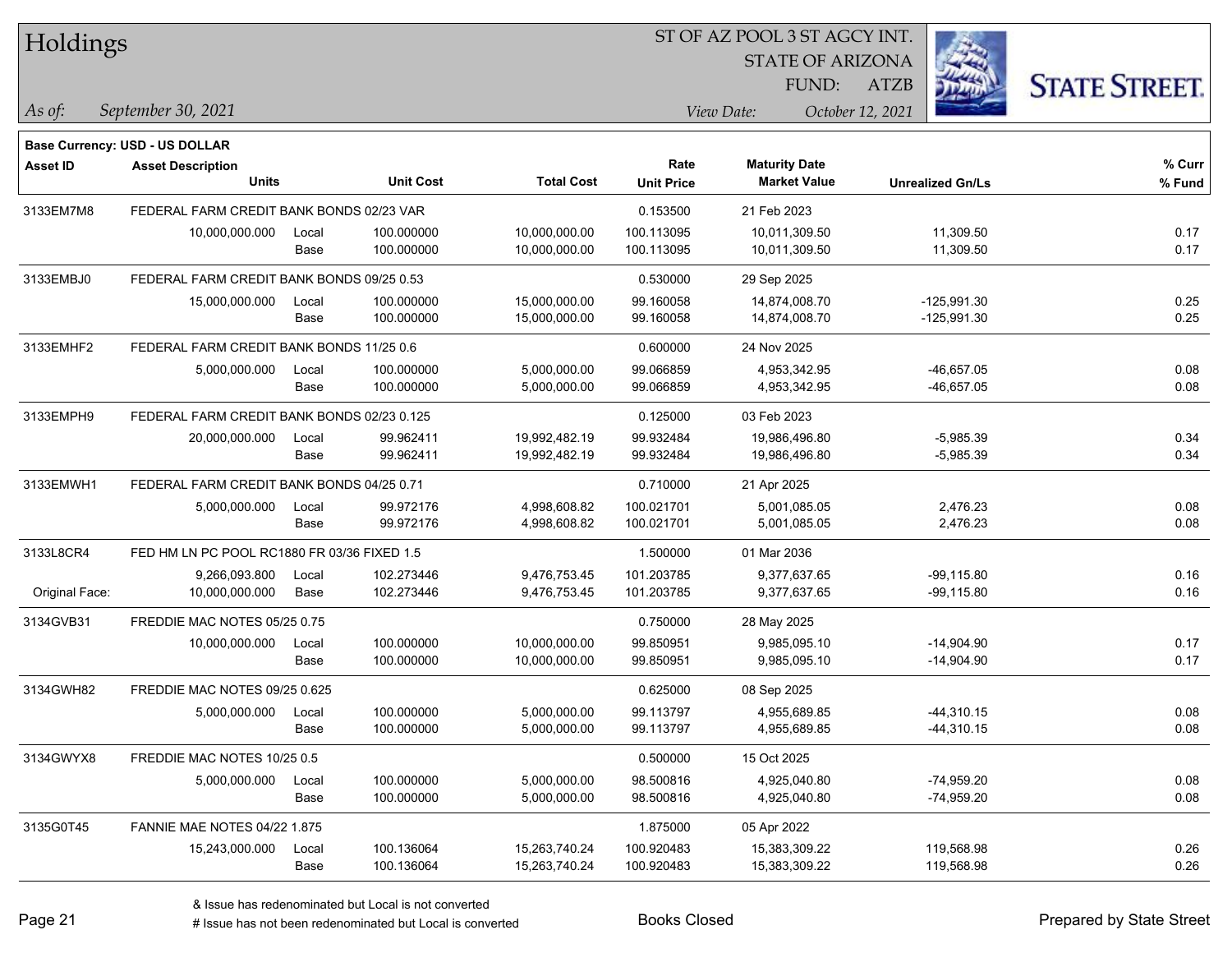**Base Currency: USD - US DOLLAR**

| Asset ID | Asset Description / Units | | Unit Cost | Total Cost | Rate / Unit Price | Maturity Date / Market Value | Unrealized Gn/Ls | % Curr / % Fund |
|---|---|---|---|---|---|---|---|---|
| 3133EM7M8 | FEDERAL FARM CREDIT BANK BONDS 02/23 VAR | | | | 0.153500 | 21 Feb 2023 | | |
| | 10,000,000.000 | Local | 100.000000 | 10,000,000.00 | 100.113095 | 10,011,309.50 | 11,309.50 | 0.17 |
| | | Base | 100.000000 | 10,000,000.00 | 100.113095 | 10,011,309.50 | 11,309.50 | 0.17 |
| 3133EMBJ0 | FEDERAL FARM CREDIT BANK BONDS 09/25 0.53 | | | | 0.530000 | 29 Sep 2025 | | |
| | 15,000,000.000 | Local | 100.000000 | 15,000,000.00 | 99.160058 | 14,874,008.70 | -125,991.30 | 0.25 |
| | | Base | 100.000000 | 15,000,000.00 | 99.160058 | 14,874,008.70 | -125,991.30 | 0.25 |
| 3133EMHF2 | FEDERAL FARM CREDIT BANK BONDS 11/25 0.6 | | | | 0.600000 | 24 Nov 2025 | | |
| | 5,000,000.000 | Local | 100.000000 | 5,000,000.00 | 99.066859 | 4,953,342.95 | -46,657.05 | 0.08 |
| | | Base | 100.000000 | 5,000,000.00 | 99.066859 | 4,953,342.95 | -46,657.05 | 0.08 |
| 3133EMPH9 | FEDERAL FARM CREDIT BANK BONDS 02/23 0.125 | | | | 0.125000 | 03 Feb 2023 | | |
| | 20,000,000.000 | Local | 99.962411 | 19,992,482.19 | 99.932484 | 19,986,496.80 | -5,985.39 | 0.34 |
| | | Base | 99.962411 | 19,992,482.19 | 99.932484 | 19,986,496.80 | -5,985.39 | 0.34 |
| 3133EMWH1 | FEDERAL FARM CREDIT BANK BONDS 04/25 0.71 | | | | 0.710000 | 21 Apr 2025 | | |
| | 5,000,000.000 | Local | 99.972176 | 4,998,608.82 | 100.021701 | 5,001,085.05 | 2,476.23 | 0.08 |
| | | Base | 99.972176 | 4,998,608.82 | 100.021701 | 5,001,085.05 | 2,476.23 | 0.08 |
| 3133L8CR4 | FED HM LN PC POOL RC1880 FR 03/36 FIXED 1.5 | | | | 1.500000 | 01 Mar 2036 | | |
| | 9,266,093.800 | Local | 102.273446 | 9,476,753.45 | 101.203785 | 9,377,637.65 | -99,115.80 | 0.16 |
| Original Face: | 10,000,000.000 | Base | 102.273446 | 9,476,753.45 | 101.203785 | 9,377,637.65 | -99,115.80 | 0.16 |
| 3134GVB31 | FREDDIE MAC NOTES 05/25 0.75 | | | | 0.750000 | 28 May 2025 | | |
| | 10,000,000.000 | Local | 100.000000 | 10,000,000.00 | 99.850951 | 9,985,095.10 | -14,904.90 | 0.17 |
| | | Base | 100.000000 | 10,000,000.00 | 99.850951 | 9,985,095.10 | -14,904.90 | 0.17 |
| 3134GWH82 | FREDDIE MAC NOTES 09/25 0.625 | | | | 0.625000 | 08 Sep 2025 | | |
| | 5,000,000.000 | Local | 100.000000 | 5,000,000.00 | 99.113797 | 4,955,689.85 | -44,310.15 | 0.08 |
| | | Base | 100.000000 | 5,000,000.00 | 99.113797 | 4,955,689.85 | -44,310.15 | 0.08 |
| 3134GWYX8 | FREDDIE MAC NOTES 10/25 0.5 | | | | 0.500000 | 15 Oct 2025 | | |
| | 5,000,000.000 | Local | 100.000000 | 5,000,000.00 | 98.500816 | 4,925,040.80 | -74,959.20 | 0.08 |
| | | Base | 100.000000 | 5,000,000.00 | 98.500816 | 4,925,040.80 | -74,959.20 | 0.08 |
| 3135G0T45 | FANNIE MAE NOTES 04/22 1.875 | | | | 1.875000 | 05 Apr 2022 | | |
| | 15,243,000.000 | Local | 100.136064 | 15,263,740.24 | 100.920483 | 15,383,309.22 | 119,568.98 | 0.26 |
| | | Base | 100.136064 | 15,263,740.24 | 100.920483 | 15,383,309.22 | 119,568.98 | 0.26 |

& Issue has redenominated but Local is not converted

# Issue has not been redenominated but Local is converted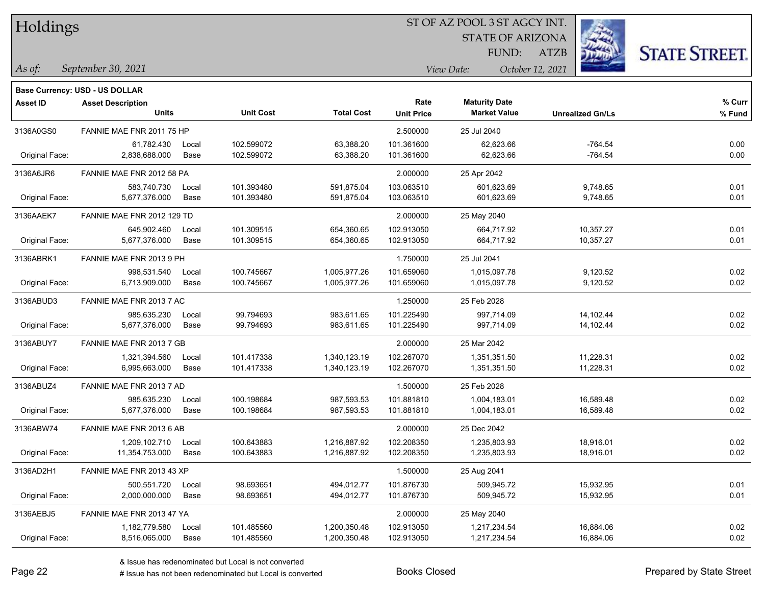# Holdings

ST OF AZ POOL 3 ST AGCY INT.
STATE OF ARIZONA
FUND: ATZB

*As of:* *September 30, 2021*

*View Date:* *October 12, 2021*

**Base Currency: USD - US DOLLAR**

| Asset ID | Asset Description / Units | | Unit Cost | Total Cost | Rate / Unit Price | Maturity Date / Market Value | Unrealized Gn/Ls | % Curr / % Fund |
|---|---|---|---|---|---|---|---|---|
| 3136A0GS0 | FANNIE MAE FNR 2011 75 HP | | | | 2.500000 | 25 Jul 2040 | | |
| | 61,782.430 | Local | 102.599072 | 63,388.20 | 101.361600 | 62,623.66 | -764.54 | 0.00 |
| Original Face: | 2,838,688.000 | Base | 102.599072 | 63,388.20 | 101.361600 | 62,623.66 | -764.54 | 0.00 |
| 3136A6JR6 | FANNIE MAE FNR 2012 58 PA | | | | 2.000000 | 25 Apr 2042 | | |
| | 583,740.730 | Local | 101.393480 | 591,875.04 | 103.063510 | 601,623.69 | 9,748.65 | 0.01 |
| Original Face: | 5,677,376.000 | Base | 101.393480 | 591,875.04 | 103.063510 | 601,623.69 | 9,748.65 | 0.01 |
| 3136AAEK7 | FANNIE MAE FNR 2012 129 TD | | | | 2.000000 | 25 May 2040 | | |
| | 645,902.460 | Local | 101.309515 | 654,360.65 | 102.913050 | 664,717.92 | 10,357.27 | 0.01 |
| Original Face: | 5,677,376.000 | Base | 101.309515 | 654,360.65 | 102.913050 | 664,717.92 | 10,357.27 | 0.01 |
| 3136ABRK1 | FANNIE MAE FNR 2013 9 PH | | | | 1.750000 | 25 Jul 2041 | | |
| | 998,531.540 | Local | 100.745667 | 1,005,977.26 | 101.659060 | 1,015,097.78 | 9,120.52 | 0.02 |
| Original Face: | 6,713,909.000 | Base | 100.745667 | 1,005,977.26 | 101.659060 | 1,015,097.78 | 9,120.52 | 0.02 |
| 3136ABUD3 | FANNIE MAE FNR 2013 7 AC | | | | 1.250000 | 25 Feb 2028 | | |
| | 985,635.230 | Local | 99.794693 | 983,611.65 | 101.225490 | 997,714.09 | 14,102.44 | 0.02 |
| Original Face: | 5,677,376.000 | Base | 99.794693 | 983,611.65 | 101.225490 | 997,714.09 | 14,102.44 | 0.02 |
| 3136ABUY7 | FANNIE MAE FNR 2013 7 GB | | | | 2.000000 | 25 Mar 2042 | | |
| | 1,321,394.560 | Local | 101.417338 | 1,340,123.19 | 102.267070 | 1,351,351.50 | 11,228.31 | 0.02 |
| Original Face: | 6,995,663.000 | Base | 101.417338 | 1,340,123.19 | 102.267070 | 1,351,351.50 | 11,228.31 | 0.02 |
| 3136ABUZ4 | FANNIE MAE FNR 2013 7 AD | | | | 1.500000 | 25 Feb 2028 | | |
| | 985,635.230 | Local | 100.198684 | 987,593.53 | 101.881810 | 1,004,183.01 | 16,589.48 | 0.02 |
| Original Face: | 5,677,376.000 | Base | 100.198684 | 987,593.53 | 101.881810 | 1,004,183.01 | 16,589.48 | 0.02 |
| 3136ABW74 | FANNIE MAE FNR 2013 6 AB | | | | 2.000000 | 25 Dec 2042 | | |
| | 1,209,102.710 | Local | 100.643883 | 1,216,887.92 | 102.208350 | 1,235,803.93 | 18,916.01 | 0.02 |
| Original Face: | 11,354,753.000 | Base | 100.643883 | 1,216,887.92 | 102.208350 | 1,235,803.93 | 18,916.01 | 0.02 |
| 3136AD2H1 | FANNIE MAE FNR 2013 43 XP | | | | 1.500000 | 25 Aug 2041 | | |
| | 500,551.720 | Local | 98.693651 | 494,012.77 | 101.876730 | 509,945.72 | 15,932.95 | 0.01 |
| Original Face: | 2,000,000.000 | Base | 98.693651 | 494,012.77 | 101.876730 | 509,945.72 | 15,932.95 | 0.01 |
| 3136AEBJ5 | FANNIE MAE FNR 2013 47 YA | | | | 2.000000 | 25 May 2040 | | |
| | 1,182,779.580 | Local | 101.485560 | 1,200,350.48 | 102.913050 | 1,217,234.54 | 16,884.06 | 0.02 |
| Original Face: | 8,516,065.000 | Base | 101.485560 | 1,200,350.48 | 102.913050 | 1,217,234.54 | 16,884.06 | 0.02 |

& Issue has redenominated but Local is not converted
# Issue has not been redenominated but Local is converted

Books Closed

Prepared by State Street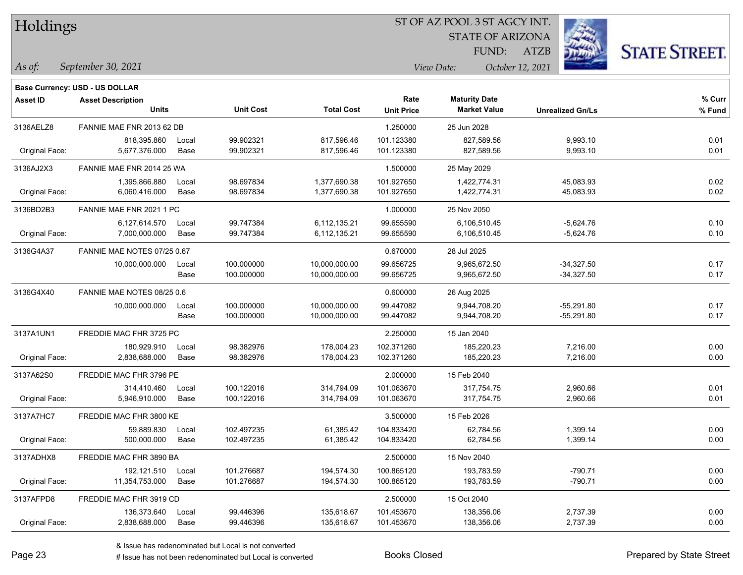# Holdings

ST OF AZ POOL 3 ST AGCY INT.
STATE OF ARIZONA
FUND: ATZB

*As of:* *September 30, 2021*
*View Date:* *October 12, 2021*

**Base Currency: USD - US DOLLAR**

| Asset ID | Asset Description / Units | | Unit Cost | Total Cost | Rate / Unit Price | Maturity Date / Market Value | Unrealized Gn/Ls | % Curr / % Fund |
|---|---|---|---|---|---|---|---|---|
| 3136AELZ8 | FANNIE MAE FNR 2013 62 DB | | | | 1.250000 | 25 Jun 2028 | | |
| | 818,395.860 | Local | 99.902321 | 817,596.46 | 101.123380 | 827,589.56 | 9,993.10 | 0.01 |
| Original Face: | 5,677,376.000 | Base | 99.902321 | 817,596.46 | 101.123380 | 827,589.56 | 9,993.10 | 0.01 |
| 3136AJ2X3 | FANNIE MAE FNR 2014 25 WA | | | | 1.500000 | 25 May 2029 | | |
| | 1,395,866.880 | Local | 98.697834 | 1,377,690.38 | 101.927650 | 1,422,774.31 | 45,083.93 | 0.02 |
| Original Face: | 6,060,416.000 | Base | 98.697834 | 1,377,690.38 | 101.927650 | 1,422,774.31 | 45,083.93 | 0.02 |
| 3136BD2B3 | FANNIE MAE FNR 2021 1 PC | | | | 1.000000 | 25 Nov 2050 | | |
| | 6,127,614.570 | Local | 99.747384 | 6,112,135.21 | 99.655590 | 6,106,510.45 | -5,624.76 | 0.10 |
| Original Face: | 7,000,000.000 | Base | 99.747384 | 6,112,135.21 | 99.655590 | 6,106,510.45 | -5,624.76 | 0.10 |
| 3136G4A37 | FANNIE MAE NOTES 07/25 0.67 | | | | 0.670000 | 28 Jul 2025 | | |
| | 10,000,000.000 | Local | 100.000000 | 10,000,000.00 | 99.656725 | 9,965,672.50 | -34,327.50 | 0.17 |
| | | Base | 100.000000 | 10,000,000.00 | 99.656725 | 9,965,672.50 | -34,327.50 | 0.17 |
| 3136G4X40 | FANNIE MAE NOTES 08/25 0.6 | | | | 0.600000 | 26 Aug 2025 | | |
| | 10,000,000.000 | Local | 100.000000 | 10,000,000.00 | 99.447082 | 9,944,708.20 | -55,291.80 | 0.17 |
| | | Base | 100.000000 | 10,000,000.00 | 99.447082 | 9,944,708.20 | -55,291.80 | 0.17 |
| 3137A1UN1 | FREDDIE MAC FHR 3725 PC | | | | 2.250000 | 15 Jan 2040 | | |
| | 180,929.910 | Local | 98.382976 | 178,004.23 | 102.371260 | 185,220.23 | 7,216.00 | 0.00 |
| Original Face: | 2,838,688.000 | Base | 98.382976 | 178,004.23 | 102.371260 | 185,220.23 | 7,216.00 | 0.00 |
| 3137A62S0 | FREDDIE MAC FHR 3796 PE | | | | 2.000000 | 15 Feb 2040 | | |
| | 314,410.460 | Local | 100.122016 | 314,794.09 | 101.063670 | 317,754.75 | 2,960.66 | 0.01 |
| Original Face: | 5,946,910.000 | Base | 100.122016 | 314,794.09 | 101.063670 | 317,754.75 | 2,960.66 | 0.01 |
| 3137A7HC7 | FREDDIE MAC FHR 3800 KE | | | | 3.500000 | 15 Feb 2026 | | |
| | 59,889.830 | Local | 102.497235 | 61,385.42 | 104.833420 | 62,784.56 | 1,399.14 | 0.00 |
| Original Face: | 500,000.000 | Base | 102.497235 | 61,385.42 | 104.833420 | 62,784.56 | 1,399.14 | 0.00 |
| 3137ADHX8 | FREDDIE MAC FHR 3890 BA | | | | 2.500000 | 15 Nov 2040 | | |
| | 192,121.510 | Local | 101.276687 | 194,574.30 | 100.865120 | 193,783.59 | -790.71 | 0.00 |
| Original Face: | 11,354,753.000 | Base | 101.276687 | 194,574.30 | 100.865120 | 193,783.59 | -790.71 | 0.00 |
| 3137AFPD8 | FREDDIE MAC FHR 3919 CD | | | | 2.500000 | 15 Oct 2040 | | |
| | 136,373.640 | Local | 99.446396 | 135,618.67 | 101.453670 | 138,356.06 | 2,737.39 | 0.00 |
| Original Face: | 2,838,688.000 | Base | 99.446396 | 135,618.67 | 101.453670 | 138,356.06 | 2,737.39 | 0.00 |

& Issue has redenominated but Local is not converted
# Issue has not been redenominated but Local is converted

Books Closed

Prepared by State Street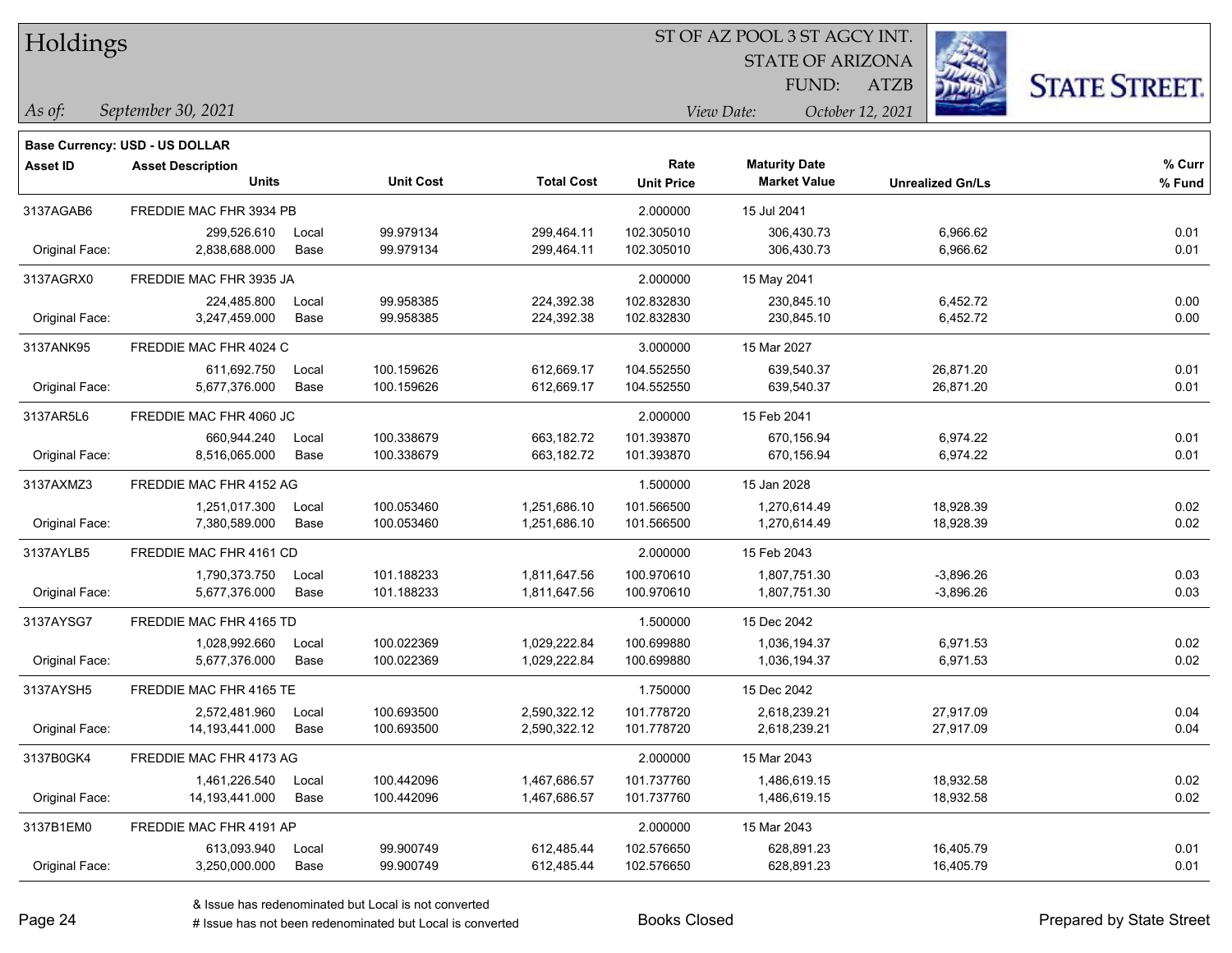# Holdings

ST OF AZ POOL 3 ST AGCY INT.
STATE OF ARIZONA
FUND: ATZB

*As of:* *September 30, 2021*
*View Date:* *October 12, 2021*

**Base Currency: USD - US DOLLAR**

| Asset ID | Asset Description / Units | | Unit Cost | Total Cost | Rate / Unit Price | Maturity Date / Market Value | Unrealized Gn/Ls | % Curr / % Fund |
|---|---|---|---|---|---|---|---|---|
| 3137AGAB6 | FREDDIE MAC FHR 3934 PB | | | | 2.000000 | 15 Jul 2041 | | |
| | 299,526.610 | Local | 99.979134 | 299,464.11 | 102.305010 | 306,430.73 | 6,966.62 | 0.01 |
| Original Face: | 2,838,688.000 | Base | 99.979134 | 299,464.11 | 102.305010 | 306,430.73 | 6,966.62 | 0.01 |
| 3137AGRX0 | FREDDIE MAC FHR 3935 JA | | | | 2.000000 | 15 May 2041 | | |
| | 224,485.800 | Local | 99.958385 | 224,392.38 | 102.832830 | 230,845.10 | 6,452.72 | 0.00 |
| Original Face: | 3,247,459.000 | Base | 99.958385 | 224,392.38 | 102.832830 | 230,845.10 | 6,452.72 | 0.00 |
| 3137ANK95 | FREDDIE MAC FHR 4024 C | | | | 3.000000 | 15 Mar 2027 | | |
| | 611,692.750 | Local | 100.159626 | 612,669.17 | 104.552550 | 639,540.37 | 26,871.20 | 0.01 |
| Original Face: | 5,677,376.000 | Base | 100.159626 | 612,669.17 | 104.552550 | 639,540.37 | 26,871.20 | 0.01 |
| 3137AR5L6 | FREDDIE MAC FHR 4060 JC | | | | 2.000000 | 15 Feb 2041 | | |
| | 660,944.240 | Local | 100.338679 | 663,182.72 | 101.393870 | 670,156.94 | 6,974.22 | 0.01 |
| Original Face: | 8,516,065.000 | Base | 100.338679 | 663,182.72 | 101.393870 | 670,156.94 | 6,974.22 | 0.01 |
| 3137AXMZ3 | FREDDIE MAC FHR 4152 AG | | | | 1.500000 | 15 Jan 2028 | | |
| | 1,251,017.300 | Local | 100.053460 | 1,251,686.10 | 101.566500 | 1,270,614.49 | 18,928.39 | 0.02 |
| Original Face: | 7,380,589.000 | Base | 100.053460 | 1,251,686.10 | 101.566500 | 1,270,614.49 | 18,928.39 | 0.02 |
| 3137AYLB5 | FREDDIE MAC FHR 4161 CD | | | | 2.000000 | 15 Feb 2043 | | |
| | 1,790,373.750 | Local | 101.188233 | 1,811,647.56 | 100.970610 | 1,807,751.30 | -3,896.26 | 0.03 |
| Original Face: | 5,677,376.000 | Base | 101.188233 | 1,811,647.56 | 100.970610 | 1,807,751.30 | -3,896.26 | 0.03 |
| 3137AYSG7 | FREDDIE MAC FHR 4165 TD | | | | 1.500000 | 15 Dec 2042 | | |
| | 1,028,992.660 | Local | 100.022369 | 1,029,222.84 | 100.699880 | 1,036,194.37 | 6,971.53 | 0.02 |
| Original Face: | 5,677,376.000 | Base | 100.022369 | 1,029,222.84 | 100.699880 | 1,036,194.37 | 6,971.53 | 0.02 |
| 3137AYSH5 | FREDDIE MAC FHR 4165 TE | | | | 1.750000 | 15 Dec 2042 | | |
| | 2,572,481.960 | Local | 100.693500 | 2,590,322.12 | 101.778720 | 2,618,239.21 | 27,917.09 | 0.04 |
| Original Face: | 14,193,441.000 | Base | 100.693500 | 2,590,322.12 | 101.778720 | 2,618,239.21 | 27,917.09 | 0.04 |
| 3137B0GK4 | FREDDIE MAC FHR 4173 AG | | | | 2.000000 | 15 Mar 2043 | | |
| | 1,461,226.540 | Local | 100.442096 | 1,467,686.57 | 101.737760 | 1,486,619.15 | 18,932.58 | 0.02 |
| Original Face: | 14,193,441.000 | Base | 100.442096 | 1,467,686.57 | 101.737760 | 1,486,619.15 | 18,932.58 | 0.02 |
| 3137B1EM0 | FREDDIE MAC FHR 4191 AP | | | | 2.000000 | 15 Mar 2043 | | |
| | 613,093.940 | Local | 99.900749 | 612,485.44 | 102.576650 | 628,891.23 | 16,405.79 | 0.01 |
| Original Face: | 3,250,000.000 | Base | 99.900749 | 612,485.44 | 102.576650 | 628,891.23 | 16,405.79 | 0.01 |

& Issue has redenominated but Local is not converted
# Issue has not been redenominated but Local is converted

Books Closed

Prepared by State Street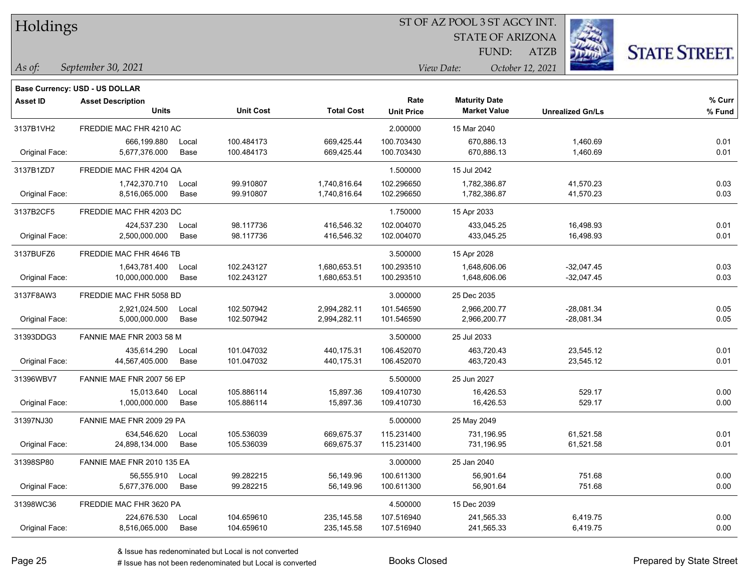# Holdings

ST OF AZ POOL 3 ST AGCY INT.
STATE OF ARIZONA
FUND: ATZB

*As of:* *September 30, 2021*
*View Date:* *October 12, 2021*

**Base Currency: USD - US DOLLAR**

| Asset ID | Asset Description / Units | | Unit Cost | Total Cost | Rate / Unit Price | Maturity Date / Market Value | Unrealized Gn/Ls | % Curr / % Fund |
|---|---|---|---|---|---|---|---|---|
| 3137B1VH2 | FREDDIE MAC FHR 4210 AC | | | | 2.000000 | 15 Mar 2040 | | |
| | 666,199.880 | Local | 100.484173 | 669,425.44 | 100.703430 | 670,886.13 | 1,460.69 | 0.01 |
| Original Face: | 5,677,376.000 | Base | 100.484173 | 669,425.44 | 100.703430 | 670,886.13 | 1,460.69 | 0.01 |
| 3137B1ZD7 | FREDDIE MAC FHR 4204 QA | | | | 1.500000 | 15 Jul 2042 | | |
| | 1,742,370.710 | Local | 99.910807 | 1,740,816.64 | 102.296650 | 1,782,386.87 | 41,570.23 | 0.03 |
| Original Face: | 8,516,065.000 | Base | 99.910807 | 1,740,816.64 | 102.296650 | 1,782,386.87 | 41,570.23 | 0.03 |
| 3137B2CF5 | FREDDIE MAC FHR 4203 DC | | | | 1.750000 | 15 Apr 2033 | | |
| | 424,537.230 | Local | 98.117736 | 416,546.32 | 102.004070 | 433,045.25 | 16,498.93 | 0.01 |
| Original Face: | 2,500,000.000 | Base | 98.117736 | 416,546.32 | 102.004070 | 433,045.25 | 16,498.93 | 0.01 |
| 3137BUFZ6 | FREDDIE MAC FHR 4646 TB | | | | 3.500000 | 15 Apr 2028 | | |
| | 1,643,781.400 | Local | 102.243127 | 1,680,653.51 | 100.293510 | 1,648,606.06 | -32,047.45 | 0.03 |
| Original Face: | 10,000,000.000 | Base | 102.243127 | 1,680,653.51 | 100.293510 | 1,648,606.06 | -32,047.45 | 0.03 |
| 3137F8AW3 | FREDDIE MAC FHR 5058 BD | | | | 3.000000 | 25 Dec 2035 | | |
| | 2,921,024.500 | Local | 102.507942 | 2,994,282.11 | 101.546590 | 2,966,200.77 | -28,081.34 | 0.05 |
| Original Face: | 5,000,000.000 | Base | 102.507942 | 2,994,282.11 | 101.546590 | 2,966,200.77 | -28,081.34 | 0.05 |
| 31393DDG3 | FANNIE MAE FNR 2003 58 M | | | | 3.500000 | 25 Jul 2033 | | |
| | 435,614.290 | Local | 101.047032 | 440,175.31 | 106.452070 | 463,720.43 | 23,545.12 | 0.01 |
| Original Face: | 44,567,405.000 | Base | 101.047032 | 440,175.31 | 106.452070 | 463,720.43 | 23,545.12 | 0.01 |
| 31396WBV7 | FANNIE MAE FNR 2007 56 EP | | | | 5.500000 | 25 Jun 2027 | | |
| | 15,013.640 | Local | 105.886114 | 15,897.36 | 109.410730 | 16,426.53 | 529.17 | 0.00 |
| Original Face: | 1,000,000.000 | Base | 105.886114 | 15,897.36 | 109.410730 | 16,426.53 | 529.17 | 0.00 |
| 31397NJ30 | FANNIE MAE FNR 2009 29 PA | | | | 5.000000 | 25 May 2049 | | |
| | 634,546.620 | Local | 105.536039 | 669,675.37 | 115.231400 | 731,196.95 | 61,521.58 | 0.01 |
| Original Face: | 24,898,134.000 | Base | 105.536039 | 669,675.37 | 115.231400 | 731,196.95 | 61,521.58 | 0.01 |
| 31398SP80 | FANNIE MAE FNR 2010 135 EA | | | | 3.000000 | 25 Jan 2040 | | |
| | 56,555.910 | Local | 99.282215 | 56,149.96 | 100.611300 | 56,901.64 | 751.68 | 0.00 |
| Original Face: | 5,677,376.000 | Base | 99.282215 | 56,149.96 | 100.611300 | 56,901.64 | 751.68 | 0.00 |
| 31398WC36 | FREDDIE MAC FHR 3620 PA | | | | 4.500000 | 15 Dec 2039 | | |
| | 224,676.530 | Local | 104.659610 | 235,145.58 | 107.516940 | 241,565.33 | 6,419.75 | 0.00 |
| Original Face: | 8,516,065.000 | Base | 104.659610 | 235,145.58 | 107.516940 | 241,565.33 | 6,419.75 | 0.00 |

& Issue has redenominated but Local is not converted
# Issue has not been redenominated but Local is converted

Books Closed

Prepared by State Street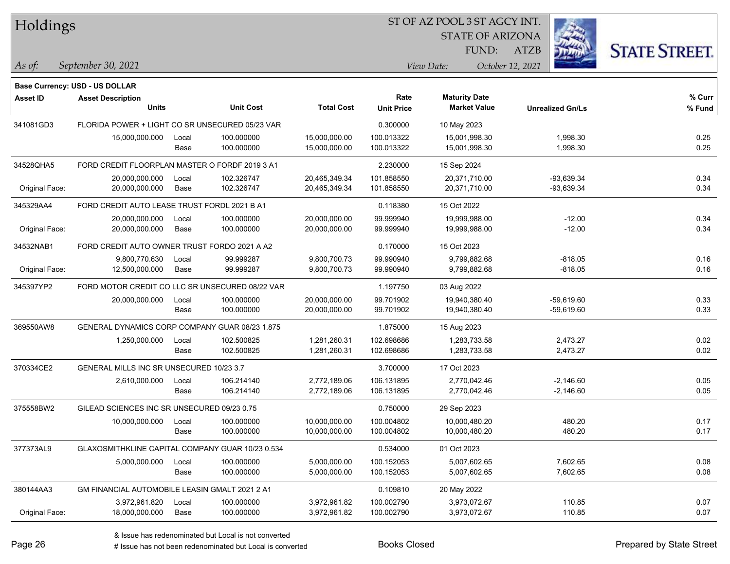# Holdings

ST OF AZ POOL 3 ST AGCY INT.
STATE OF ARIZONA
FUND: ATZB

*As of:* *September 30, 2021*

*View Date:* *October 12, 2021*

**Base Currency: USD - US DOLLAR**

| Asset ID | Asset Description / Units | | Unit Cost | Total Cost | Rate / Unit Price | Maturity Date / Market Value | Unrealized Gn/Ls | % Curr / % Fund |
|---|---|---|---|---|---|---|---|---|
| 341081GD3 | FLORIDA POWER + LIGHT CO SR UNSECURED 05/23 VAR | | | | 0.300000 | 10 May 2023 | | |
| | 15,000,000.000 | Local | 100.000000 | 15,000,000.00 | 100.013322 | 15,001,998.30 | 1,998.30 | 0.25 |
| | | Base | 100.000000 | 15,000,000.00 | 100.013322 | 15,001,998.30 | 1,998.30 | 0.25 |
| 34528QHA5 | FORD CREDIT FLOORPLAN MASTER O FORDF 2019 3 A1 | | | | 2.230000 | 15 Sep 2024 | | |
| | 20,000,000.000 | Local | 102.326747 | 20,465,349.34 | 101.858550 | 20,371,710.00 | -93,639.34 | 0.34 |
| Original Face: | 20,000,000.000 | Base | 102.326747 | 20,465,349.34 | 101.858550 | 20,371,710.00 | -93,639.34 | 0.34 |
| 345329AA4 | FORD CREDIT AUTO LEASE TRUST FORDL 2021 B A1 | | | | 0.118380 | 15 Oct 2022 | | |
| | 20,000,000.000 | Local | 100.000000 | 20,000,000.00 | 99.999940 | 19,999,988.00 | -12.00 | 0.34 |
| Original Face: | 20,000,000.000 | Base | 100.000000 | 20,000,000.00 | 99.999940 | 19,999,988.00 | -12.00 | 0.34 |
| 34532NAB1 | FORD CREDIT AUTO OWNER TRUST FORDO 2021 A A2 | | | | 0.170000 | 15 Oct 2023 | | |
| | 9,800,770.630 | Local | 99.999287 | 9,800,700.73 | 99.990940 | 9,799,882.68 | -818.05 | 0.16 |
| Original Face: | 12,500,000.000 | Base | 99.999287 | 9,800,700.73 | 99.990940 | 9,799,882.68 | -818.05 | 0.16 |
| 345397YP2 | FORD MOTOR CREDIT CO LLC SR UNSECURED 08/22 VAR | | | | 1.197750 | 03 Aug 2022 | | |
| | 20,000,000.000 | Local | 100.000000 | 20,000,000.00 | 99.701902 | 19,940,380.40 | -59,619.60 | 0.33 |
| | | Base | 100.000000 | 20,000,000.00 | 99.701902 | 19,940,380.40 | -59,619.60 | 0.33 |
| 369550AW8 | GENERAL DYNAMICS CORP COMPANY GUAR 08/23 1.875 | | | | 1.875000 | 15 Aug 2023 | | |
| | 1,250,000.000 | Local | 102.500825 | 1,281,260.31 | 102.698686 | 1,283,733.58 | 2,473.27 | 0.02 |
| | | Base | 102.500825 | 1,281,260.31 | 102.698686 | 1,283,733.58 | 2,473.27 | 0.02 |
| 370334CE2 | GENERAL MILLS INC SR UNSECURED 10/23 3.7 | | | | 3.700000 | 17 Oct 2023 | | |
| | 2,610,000.000 | Local | 106.214140 | 2,772,189.06 | 106.131895 | 2,770,042.46 | -2,146.60 | 0.05 |
| | | Base | 106.214140 | 2,772,189.06 | 106.131895 | 2,770,042.46 | -2,146.60 | 0.05 |
| 375558BW2 | GILEAD SCIENCES INC SR UNSECURED 09/23 0.75 | | | | 0.750000 | 29 Sep 2023 | | |
| | 10,000,000.000 | Local | 100.000000 | 10,000,000.00 | 100.004802 | 10,000,480.20 | 480.20 | 0.17 |
| | | Base | 100.000000 | 10,000,000.00 | 100.004802 | 10,000,480.20 | 480.20 | 0.17 |
| 377373AL9 | GLAXOSMITHKLINE CAPITAL COMPANY GUAR 10/23 0.534 | | | | 0.534000 | 01 Oct 2023 | | |
| | 5,000,000.000 | Local | 100.000000 | 5,000,000.00 | 100.152053 | 5,007,602.65 | 7,602.65 | 0.08 |
| | | Base | 100.000000 | 5,000,000.00 | 100.152053 | 5,007,602.65 | 7,602.65 | 0.08 |
| 380144AA3 | GM FINANCIAL AUTOMOBILE LEASIN GMALT 2021 2 A1 | | | | 0.109810 | 20 May 2022 | | |
| | 3,972,961.820 | Local | 100.000000 | 3,972,961.82 | 100.002790 | 3,973,072.67 | 110.85 | 0.07 |
| Original Face: | 18,000,000.000 | Base | 100.000000 | 3,972,961.82 | 100.002790 | 3,973,072.67 | 110.85 | 0.07 |

& Issue has redenominated but Local is not converted
# Issue has not been redenominated but Local is converted

Books Closed

Prepared by State Street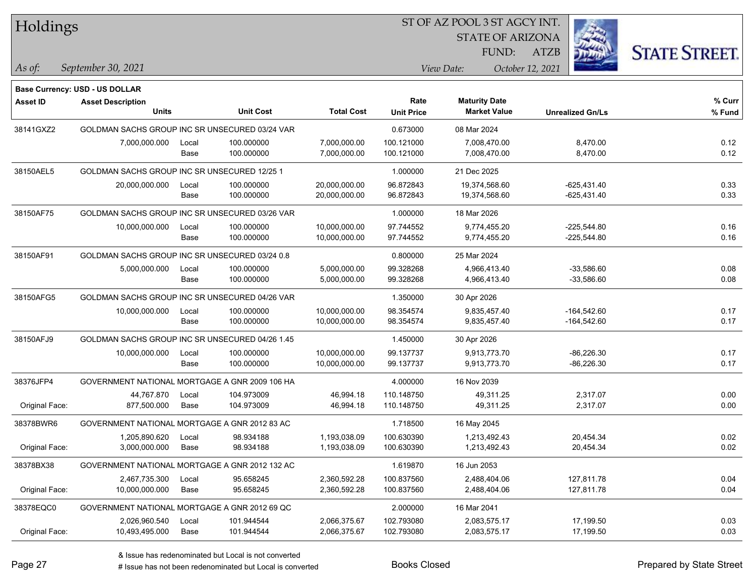# Holdings

ST OF AZ POOL 3 ST AGCY INT.
STATE OF ARIZONA
FUND: ATZB

*As of:* *September 30, 2021*

*View Date:* *October 12, 2021*

**Base Currency: USD - US DOLLAR**

| Asset ID | Asset Description / Units | | Unit Cost | Total Cost | Rate / Unit Price | Maturity Date / Market Value | Unrealized Gn/Ls | % Curr / % Fund |
|---|---|---|---|---|---|---|---|---|
| 38141GXZ2 | GOLDMAN SACHS GROUP INC SR UNSECURED 03/24 VAR | | | | 0.673000 | 08 Mar 2024 | | |
| | 7,000,000.000 | Local | 100.000000 | 7,000,000.00 | 100.121000 | 7,008,470.00 | 8,470.00 | 0.12 |
| | | Base | 100.000000 | 7,000,000.00 | 100.121000 | 7,008,470.00 | 8,470.00 | 0.12 |
| 38150AEL5 | GOLDMAN SACHS GROUP INC SR UNSECURED 12/25 1 | | | | 1.000000 | 21 Dec 2025 | | |
| | 20,000,000.000 | Local | 100.000000 | 20,000,000.00 | 96.872843 | 19,374,568.60 | -625,431.40 | 0.33 |
| | | Base | 100.000000 | 20,000,000.00 | 96.872843 | 19,374,568.60 | -625,431.40 | 0.33 |
| 38150AF75 | GOLDMAN SACHS GROUP INC SR UNSECURED 03/26 VAR | | | | 1.000000 | 18 Mar 2026 | | |
| | 10,000,000.000 | Local | 100.000000 | 10,000,000.00 | 97.744552 | 9,774,455.20 | -225,544.80 | 0.16 |
| | | Base | 100.000000 | 10,000,000.00 | 97.744552 | 9,774,455.20 | -225,544.80 | 0.16 |
| 38150AF91 | GOLDMAN SACHS GROUP INC SR UNSECURED 03/24 0.8 | | | | 0.800000 | 25 Mar 2024 | | |
| | 5,000,000.000 | Local | 100.000000 | 5,000,000.00 | 99.328268 | 4,966,413.40 | -33,586.60 | 0.08 |
| | | Base | 100.000000 | 5,000,000.00 | 99.328268 | 4,966,413.40 | -33,586.60 | 0.08 |
| 38150AFG5 | GOLDMAN SACHS GROUP INC SR UNSECURED 04/26 VAR | | | | 1.350000 | 30 Apr 2026 | | |
| | 10,000,000.000 | Local | 100.000000 | 10,000,000.00 | 98.354574 | 9,835,457.40 | -164,542.60 | 0.17 |
| | | Base | 100.000000 | 10,000,000.00 | 98.354574 | 9,835,457.40 | -164,542.60 | 0.17 |
| 38150AFJ9 | GOLDMAN SACHS GROUP INC SR UNSECURED 04/26 1.45 | | | | 1.450000 | 30 Apr 2026 | | |
| | 10,000,000.000 | Local | 100.000000 | 10,000,000.00 | 99.137737 | 9,913,773.70 | -86,226.30 | 0.17 |
| | | Base | 100.000000 | 10,000,000.00 | 99.137737 | 9,913,773.70 | -86,226.30 | 0.17 |
| 38376JFP4 | GOVERNMENT NATIONAL MORTGAGE A GNR 2009 106 HA | | | | 4.000000 | 16 Nov 2039 | | |
| | 44,767.870 | Local | 104.973009 | 46,994.18 | 110.148750 | 49,311.25 | 2,317.07 | 0.00 |
| Original Face: | 877,500.000 | Base | 104.973009 | 46,994.18 | 110.148750 | 49,311.25 | 2,317.07 | 0.00 |
| 38378BWR6 | GOVERNMENT NATIONAL MORTGAGE A GNR 2012 83 AC | | | | 1.718500 | 16 May 2045 | | |
| | 1,205,890.620 | Local | 98.934188 | 1,193,038.09 | 100.630390 | 1,213,492.43 | 20,454.34 | 0.02 |
| Original Face: | 3,000,000.000 | Base | 98.934188 | 1,193,038.09 | 100.630390 | 1,213,492.43 | 20,454.34 | 0.02 |
| 38378BX38 | GOVERNMENT NATIONAL MORTGAGE A GNR 2012 132 AC | | | | 1.619870 | 16 Jun 2053 | | |
| | 2,467,735.300 | Local | 95.658245 | 2,360,592.28 | 100.837560 | 2,488,404.06 | 127,811.78 | 0.04 |
| Original Face: | 10,000,000.000 | Base | 95.658245 | 2,360,592.28 | 100.837560 | 2,488,404.06 | 127,811.78 | 0.04 |
| 38378EQC0 | GOVERNMENT NATIONAL MORTGAGE A GNR 2012 69 QC | | | | 2.000000 | 16 Mar 2041 | | |
| | 2,026,960.540 | Local | 101.944544 | 2,066,375.67 | 102.793080 | 2,083,575.17 | 17,199.50 | 0.03 |
| Original Face: | 10,493,495.000 | Base | 101.944544 | 2,066,375.67 | 102.793080 | 2,083,575.17 | 17,199.50 | 0.03 |

& Issue has redenominated but Local is not converted
# Issue has not been redenominated but Local is converted

Books Closed

Prepared by State Street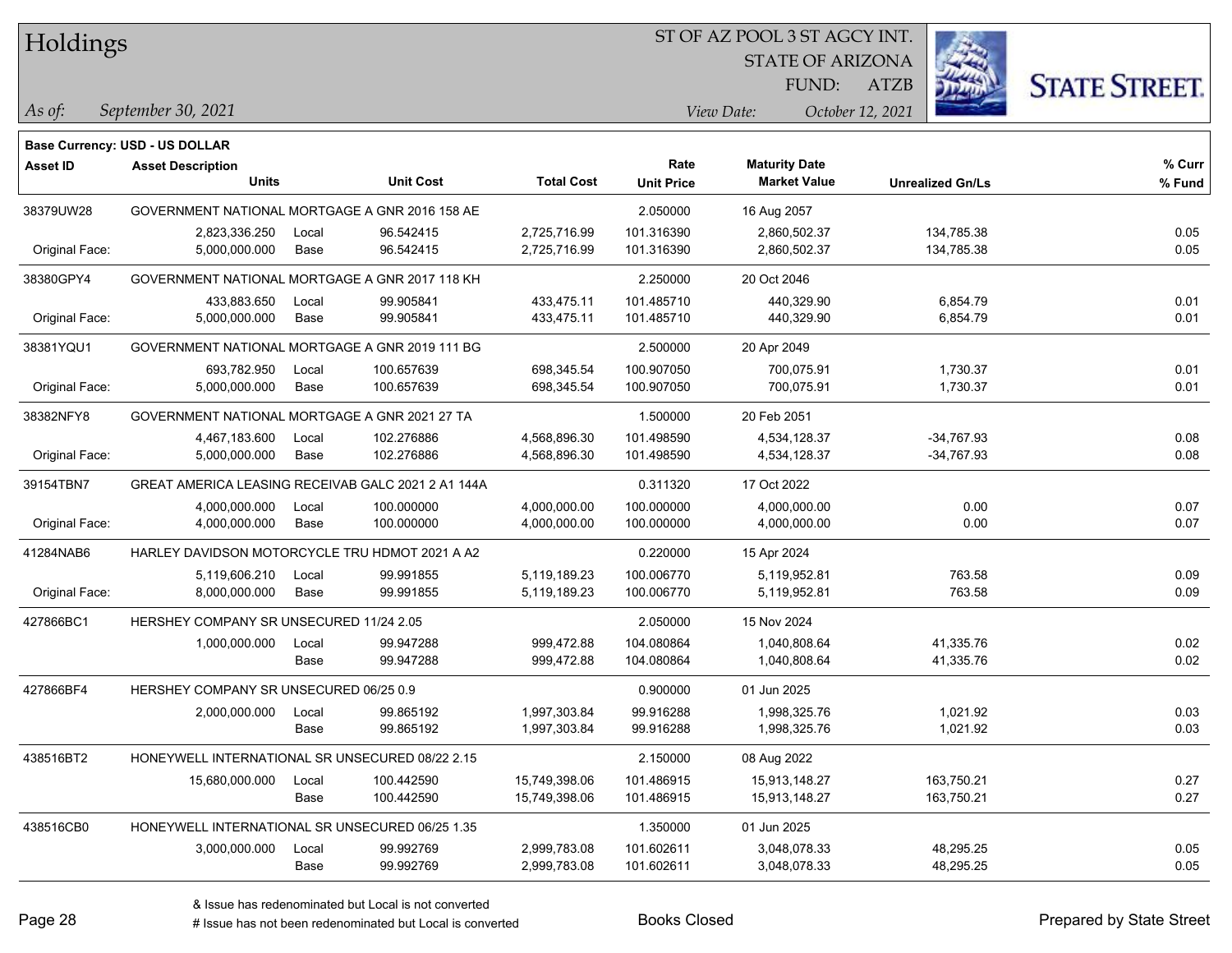# Holdings

ST OF AZ POOL 3 ST AGCY INT.
STATE OF ARIZONA
FUND: ATZB

*As of:* *September 30, 2021*

*View Date:* *October 12, 2021*

**Base Currency: USD - US DOLLAR**

| Asset ID | Asset Description / Units | | Unit Cost | Total Cost | Rate / Unit Price | Maturity Date / Market Value | Unrealized Gn/Ls | % Curr / % Fund |
|---|---|---|---|---|---|---|---|---|
| 38379UW28 | GOVERNMENT NATIONAL MORTGAGE A GNR 2016 158 AE | | | | 2.050000 | 16 Aug 2057 | | |
| | 2,823,336.250 | Local | 96.542415 | 2,725,716.99 | 101.316390 | 2,860,502.37 | 134,785.38 | 0.05 |
| Original Face: | 5,000,000.000 | Base | 96.542415 | 2,725,716.99 | 101.316390 | 2,860,502.37 | 134,785.38 | 0.05 |
| 38380GPY4 | GOVERNMENT NATIONAL MORTGAGE A GNR 2017 118 KH | | | | 2.250000 | 20 Oct 2046 | | |
| | 433,883.650 | Local | 99.905841 | 433,475.11 | 101.485710 | 440,329.90 | 6,854.79 | 0.01 |
| Original Face: | 5,000,000.000 | Base | 99.905841 | 433,475.11 | 101.485710 | 440,329.90 | 6,854.79 | 0.01 |
| 38381YQU1 | GOVERNMENT NATIONAL MORTGAGE A GNR 2019 111 BG | | | | 2.500000 | 20 Apr 2049 | | |
| | 693,782.950 | Local | 100.657639 | 698,345.54 | 100.907050 | 700,075.91 | 1,730.37 | 0.01 |
| Original Face: | 5,000,000.000 | Base | 100.657639 | 698,345.54 | 100.907050 | 700,075.91 | 1,730.37 | 0.01 |
| 38382NFY8 | GOVERNMENT NATIONAL MORTGAGE A GNR 2021 27 TA | | | | 1.500000 | 20 Feb 2051 | | |
| | 4,467,183.600 | Local | 102.276886 | 4,568,896.30 | 101.498590 | 4,534,128.37 | -34,767.93 | 0.08 |
| Original Face: | 5,000,000.000 | Base | 102.276886 | 4,568,896.30 | 101.498590 | 4,534,128.37 | -34,767.93 | 0.08 |
| 39154TBN7 | GREAT AMERICA LEASING RECEIVAB GALC 2021 2 A1 144A | | | | 0.311320 | 17 Oct 2022 | | |
| | 4,000,000.000 | Local | 100.000000 | 4,000,000.00 | 100.000000 | 4,000,000.00 | 0.00 | 0.07 |
| Original Face: | 4,000,000.000 | Base | 100.000000 | 4,000,000.00 | 100.000000 | 4,000,000.00 | 0.00 | 0.07 |
| 41284NAB6 | HARLEY DAVIDSON MOTORCYCLE TRU HDMOT 2021 A A2 | | | | 0.220000 | 15 Apr 2024 | | |
| | 5,119,606.210 | Local | 99.991855 | 5,119,189.23 | 100.006770 | 5,119,952.81 | 763.58 | 0.09 |
| Original Face: | 8,000,000.000 | Base | 99.991855 | 5,119,189.23 | 100.006770 | 5,119,952.81 | 763.58 | 0.09 |
| 427866BC1 | HERSHEY COMPANY SR UNSECURED 11/24 2.05 | | | | 2.050000 | 15 Nov 2024 | | |
| | 1,000,000.000 | Local | 99.947288 | 999,472.88 | 104.080864 | 1,040,808.64 | 41,335.76 | 0.02 |
| | | Base | 99.947288 | 999,472.88 | 104.080864 | 1,040,808.64 | 41,335.76 | 0.02 |
| 427866BF4 | HERSHEY COMPANY SR UNSECURED 06/25 0.9 | | | | 0.900000 | 01 Jun 2025 | | |
| | 2,000,000.000 | Local | 99.865192 | 1,997,303.84 | 99.916288 | 1,998,325.76 | 1,021.92 | 0.03 |
| | | Base | 99.865192 | 1,997,303.84 | 99.916288 | 1,998,325.76 | 1,021.92 | 0.03 |
| 438516BT2 | HONEYWELL INTERNATIONAL SR UNSECURED 08/22 2.15 | | | | 2.150000 | 08 Aug 2022 | | |
| | 15,680,000.000 | Local | 100.442590 | 15,749,398.06 | 101.486915 | 15,913,148.27 | 163,750.21 | 0.27 |
| | | Base | 100.442590 | 15,749,398.06 | 101.486915 | 15,913,148.27 | 163,750.21 | 0.27 |
| 438516CB0 | HONEYWELL INTERNATIONAL SR UNSECURED 06/25 1.35 | | | | 1.350000 | 01 Jun 2025 | | |
| | 3,000,000.000 | Local | 99.992769 | 2,999,783.08 | 101.602611 | 3,048,078.33 | 48,295.25 | 0.05 |
| | | Base | 99.992769 | 2,999,783.08 | 101.602611 | 3,048,078.33 | 48,295.25 | 0.05 |

& Issue has redenominated but Local is not converted
# Issue has not been redenominated but Local is converted

Books Closed

Prepared by State Street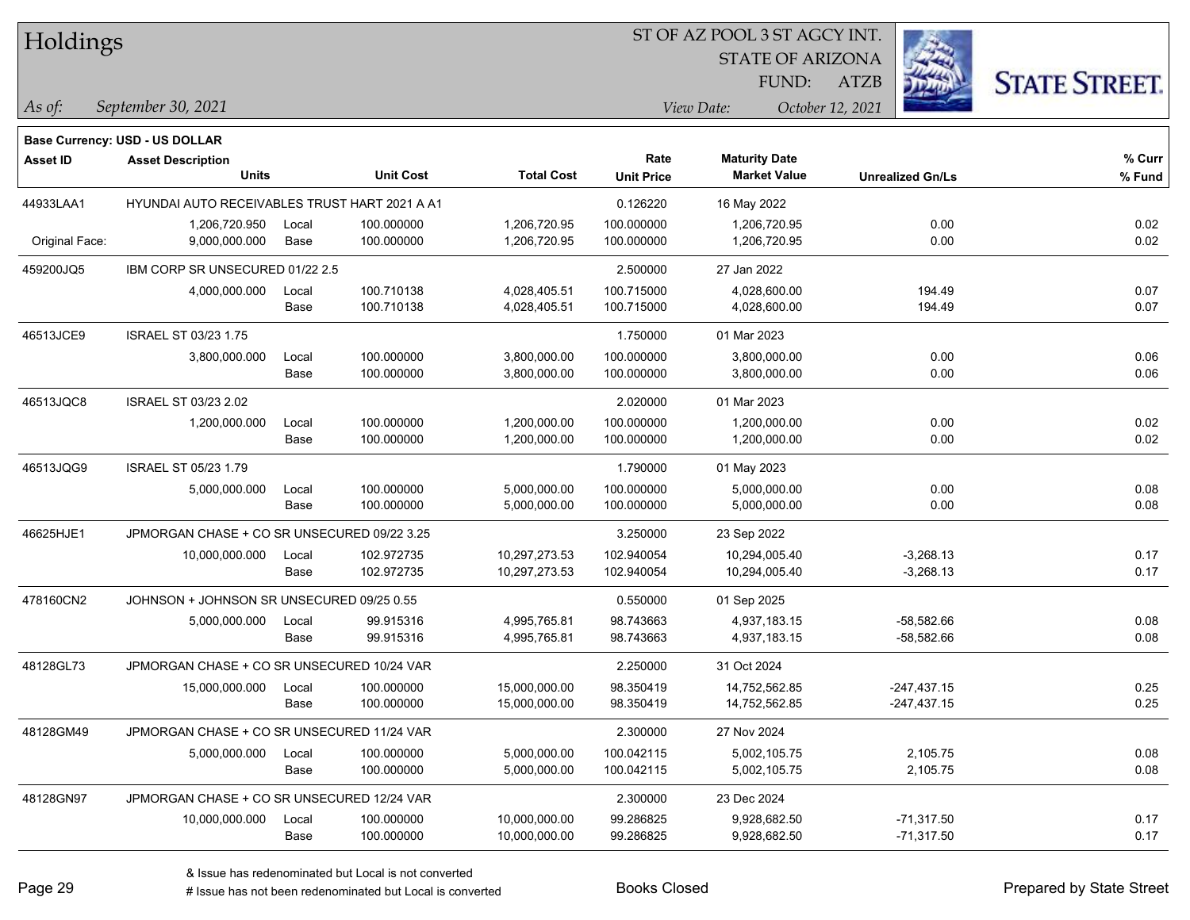# Holdings

ST OF AZ POOL 3 ST AGCY INT.
STATE OF ARIZONA
FUND: ATZB

*As of:* *September 30, 2021*
*View Date:* *October 12, 2021*

**Base Currency: USD - US DOLLAR**

| Asset ID | Asset Description / Units | | Unit Cost | Total Cost | Rate / Unit Price | Maturity Date / Market Value | Unrealized Gn/Ls | % Curr / % Fund |
|---|---|---|---|---|---|---|---|---|
| 44933LAA1 | HYUNDAI AUTO RECEIVABLES TRUST HART 2021 A A1 | | | | 0.126220 | 16 May 2022 | | |
| | 1,206,720.950 | Local | 100.000000 | 1,206,720.95 | 100.000000 | 1,206,720.95 | 0.00 | 0.02 |
| Original Face: | 9,000,000.000 | Base | 100.000000 | 1,206,720.95 | 100.000000 | 1,206,720.95 | 0.00 | 0.02 |
| 459200JQ5 | IBM CORP SR UNSECURED 01/22 2.5 | | | | 2.500000 | 27 Jan 2022 | | |
| | 4,000,000.000 | Local | 100.710138 | 4,028,405.51 | 100.715000 | 4,028,600.00 | 194.49 | 0.07 |
| | | Base | 100.710138 | 4,028,405.51 | 100.715000 | 4,028,600.00 | 194.49 | 0.07 |
| 46513JCE9 | ISRAEL ST 03/23 1.75 | | | | 1.750000 | 01 Mar 2023 | | |
| | 3,800,000.000 | Local | 100.000000 | 3,800,000.00 | 100.000000 | 3,800,000.00 | 0.00 | 0.06 |
| | | Base | 100.000000 | 3,800,000.00 | 100.000000 | 3,800,000.00 | 0.00 | 0.06 |
| 46513JQC8 | ISRAEL ST 03/23 2.02 | | | | 2.020000 | 01 Mar 2023 | | |
| | 1,200,000.000 | Local | 100.000000 | 1,200,000.00 | 100.000000 | 1,200,000.00 | 0.00 | 0.02 |
| | | Base | 100.000000 | 1,200,000.00 | 100.000000 | 1,200,000.00 | 0.00 | 0.02 |
| 46513JQG9 | ISRAEL ST 05/23 1.79 | | | | 1.790000 | 01 May 2023 | | |
| | 5,000,000.000 | Local | 100.000000 | 5,000,000.00 | 100.000000 | 5,000,000.00 | 0.00 | 0.08 |
| | | Base | 100.000000 | 5,000,000.00 | 100.000000 | 5,000,000.00 | 0.00 | 0.08 |
| 46625HJE1 | JPMORGAN CHASE + CO SR UNSECURED 09/22 3.25 | | | | 3.250000 | 23 Sep 2022 | | |
| | 10,000,000.000 | Local | 102.972735 | 10,297,273.53 | 102.940054 | 10,294,005.40 | -3,268.13 | 0.17 |
| | | Base | 102.972735 | 10,297,273.53 | 102.940054 | 10,294,005.40 | -3,268.13 | 0.17 |
| 478160CN2 | JOHNSON + JOHNSON SR UNSECURED 09/25 0.55 | | | | 0.550000 | 01 Sep 2025 | | |
| | 5,000,000.000 | Local | 99.915316 | 4,995,765.81 | 98.743663 | 4,937,183.15 | -58,582.66 | 0.08 |
| | | Base | 99.915316 | 4,995,765.81 | 98.743663 | 4,937,183.15 | -58,582.66 | 0.08 |
| 48128GL73 | JPMORGAN CHASE + CO SR UNSECURED 10/24 VAR | | | | 2.250000 | 31 Oct 2024 | | |
| | 15,000,000.000 | Local | 100.000000 | 15,000,000.00 | 98.350419 | 14,752,562.85 | -247,437.15 | 0.25 |
| | | Base | 100.000000 | 15,000,000.00 | 98.350419 | 14,752,562.85 | -247,437.15 | 0.25 |
| 48128GM49 | JPMORGAN CHASE + CO SR UNSECURED 11/24 VAR | | | | 2.300000 | 27 Nov 2024 | | |
| | 5,000,000.000 | Local | 100.000000 | 5,000,000.00 | 100.042115 | 5,002,105.75 | 2,105.75 | 0.08 |
| | | Base | 100.000000 | 5,000,000.00 | 100.042115 | 5,002,105.75 | 2,105.75 | 0.08 |
| 48128GN97 | JPMORGAN CHASE + CO SR UNSECURED 12/24 VAR | | | | 2.300000 | 23 Dec 2024 | | |
| | 10,000,000.000 | Local | 100.000000 | 10,000,000.00 | 99.286825 | 9,928,682.50 | -71,317.50 | 0.17 |
| | | Base | 100.000000 | 10,000,000.00 | 99.286825 | 9,928,682.50 | -71,317.50 | 0.17 |

& Issue has redenominated but Local is not converted
# Issue has not been redenominated but Local is converted

Books Closed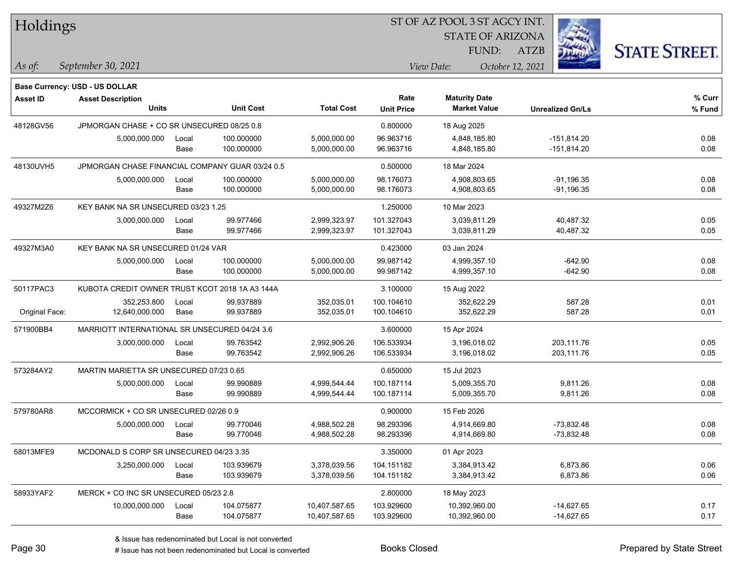# Holdings

ST OF AZ POOL 3 ST AGCY INT.
STATE OF ARIZONA
FUND: ATZB

*As of:* *September 30, 2021*

*View Date:* *October 12, 2021*

**Base Currency: USD - US DOLLAR**

| Asset ID | Asset Description / Units | | Unit Cost | Total Cost | Rate / Unit Price | Maturity Date / Market Value | Unrealized Gn/Ls | % Curr / % Fund |
|---|---|---|---|---|---|---|---|---|
| 48128GV56 | JPMORGAN CHASE + CO SR UNSECURED 08/25 0.8 | | | | 0.800000 | 18 Aug 2025 | | |
| | 5,000,000.000 | Local | 100.000000 | 5,000,000.00 | 96.963716 | 4,848,185.80 | -151,814.20 | 0.08 |
| | | Base | 100.000000 | 5,000,000.00 | 96.963716 | 4,848,185.80 | -151,814.20 | 0.08 |
| 48130UVH5 | JPMORGAN CHASE FINANCIAL COMPANY GUAR 03/24 0.5 | | | | 0.500000 | 18 Mar 2024 | | |
| | 5,000,000.000 | Local | 100.000000 | 5,000,000.00 | 98.176073 | 4,908,803.65 | -91,196.35 | 0.08 |
| | | Base | 100.000000 | 5,000,000.00 | 98.176073 | 4,908,803.65 | -91,196.35 | 0.08 |
| 49327M2Z6 | KEY BANK NA SR UNSECURED 03/23 1.25 | | | | 1.250000 | 10 Mar 2023 | | |
| | 3,000,000.000 | Local | 99.977466 | 2,999,323.97 | 101.327043 | 3,039,811.29 | 40,487.32 | 0.05 |
| | | Base | 99.977466 | 2,999,323.97 | 101.327043 | 3,039,811.29 | 40,487.32 | 0.05 |
| 49327M3A0 | KEY BANK NA SR UNSECURED 01/24 VAR | | | | 0.423000 | 03 Jan 2024 | | |
| | 5,000,000.000 | Local | 100.000000 | 5,000,000.00 | 99.987142 | 4,999,357.10 | -642.90 | 0.08 |
| | | Base | 100.000000 | 5,000,000.00 | 99.987142 | 4,999,357.10 | -642.90 | 0.08 |
| 50117PAC3 | KUBOTA CREDIT OWNER TRUST KCOT 2018 1A A3 144A | | | | 3.100000 | 15 Aug 2022 | | |
| | 352,253.800 | Local | 99.937889 | 352,035.01 | 100.104610 | 352,622.29 | 587.28 | 0.01 |
| Original Face: | 12,640,000.000 | Base | 99.937889 | 352,035.01 | 100.104610 | 352,622.29 | 587.28 | 0.01 |
| 571900BB4 | MARRIOTT INTERNATIONAL SR UNSECURED 04/24 3.6 | | | | 3.600000 | 15 Apr 2024 | | |
| | 3,000,000.000 | Local | 99.763542 | 2,992,906.26 | 106.533934 | 3,196,018.02 | 203,111.76 | 0.05 |
| | | Base | 99.763542 | 2,992,906.26 | 106.533934 | 3,196,018.02 | 203,111.76 | 0.05 |
| 573284AY2 | MARTIN MARIETTA SR UNSECURED 07/23 0.65 | | | | 0.650000 | 15 Jul 2023 | | |
| | 5,000,000.000 | Local | 99.990889 | 4,999,544.44 | 100.187114 | 5,009,355.70 | 9,811.26 | 0.08 |
| | | Base | 99.990889 | 4,999,544.44 | 100.187114 | 5,009,355.70 | 9,811.26 | 0.08 |
| 579780AR8 | MCCORMICK + CO SR UNSECURED 02/26 0.9 | | | | 0.900000 | 15 Feb 2026 | | |
| | 5,000,000.000 | Local | 99.770046 | 4,988,502.28 | 98.293396 | 4,914,669.80 | -73,832.48 | 0.08 |
| | | Base | 99.770046 | 4,988,502.28 | 98.293396 | 4,914,669.80 | -73,832.48 | 0.08 |
| 58013MFE9 | MCDONALD S CORP SR UNSECURED 04/23 3.35 | | | | 3.350000 | 01 Apr 2023 | | |
| | 3,250,000.000 | Local | 103.939679 | 3,378,039.56 | 104.151182 | 3,384,913.42 | 6,873.86 | 0.06 |
| | | Base | 103.939679 | 3,378,039.56 | 104.151182 | 3,384,913.42 | 6,873.86 | 0.06 |
| 58933YAF2 | MERCK + CO INC SR UNSECURED 05/23 2.8 | | | | 2.800000 | 18 May 2023 | | |
| | 10,000,000.000 | Local | 104.075877 | 10,407,587.65 | 103.929600 | 10,392,960.00 | -14,627.65 | 0.17 |
| | | Base | 104.075877 | 10,407,587.65 | 103.929600 | 10,392,960.00 | -14,627.65 | 0.17 |

& Issue has redenominated but Local is not converted
# Issue has not been redenominated but Local is converted

Books Closed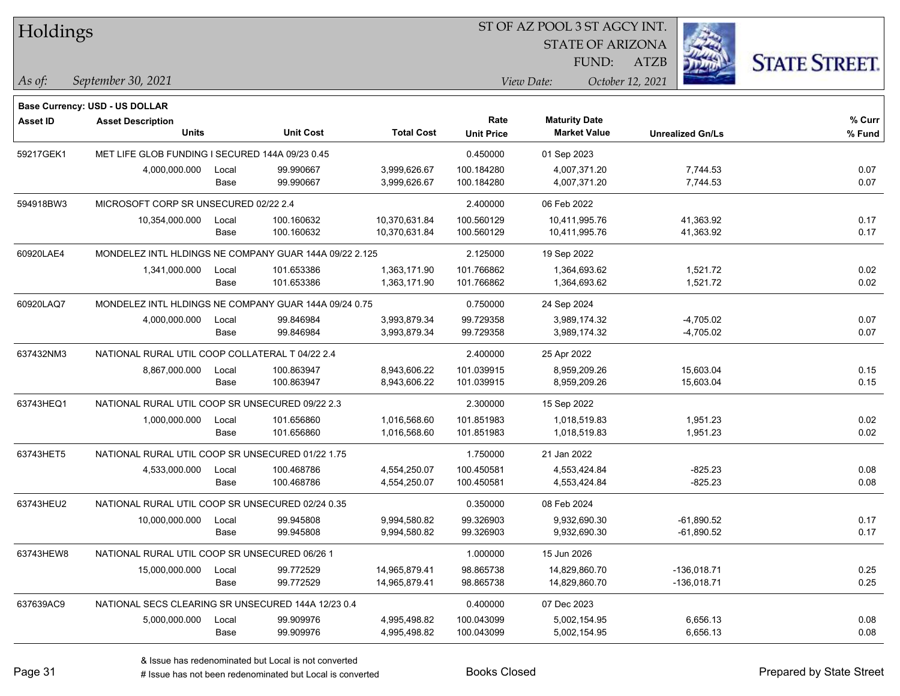# Holdings

ST OF AZ POOL 3 ST AGCY INT.
STATE OF ARIZONA
FUND: ATZB

*As of:* *September 30, 2021*
*View Date:* *October 12, 2021*

**Base Currency: USD - US DOLLAR**

| Asset ID | Asset Description / Units | | Unit Cost | Total Cost | Rate / Unit Price | Maturity Date / Market Value | Unrealized Gn/Ls | % Curr / % Fund |
|---|---|---|---|---|---|---|---|---|
| 59217GEK1 | MET LIFE GLOB FUNDING I SECURED 144A 09/23 0.45 | | | | 0.450000 | 01 Sep 2023 | | |
| | 4,000,000.000 | Local | 99.990667 | 3,999,626.67 | 100.184280 | 4,007,371.20 | 7,744.53 | 0.07 |
| | | Base | 99.990667 | 3,999,626.67 | 100.184280 | 4,007,371.20 | 7,744.53 | 0.07 |
| 594918BW3 | MICROSOFT CORP SR UNSECURED 02/22 2.4 | | | | 2.400000 | 06 Feb 2022 | | |
| | 10,354,000.000 | Local | 100.160632 | 10,370,631.84 | 100.560129 | 10,411,995.76 | 41,363.92 | 0.17 |
| | | Base | 100.160632 | 10,370,631.84 | 100.560129 | 10,411,995.76 | 41,363.92 | 0.17 |
| 60920LAE4 | MONDELEZ INTL HLDINGS NE COMPANY GUAR 144A 09/22 2.125 | | | | 2.125000 | 19 Sep 2022 | | |
| | 1,341,000.000 | Local | 101.653386 | 1,363,171.90 | 101.766862 | 1,364,693.62 | 1,521.72 | 0.02 |
| | | Base | 101.653386 | 1,363,171.90 | 101.766862 | 1,364,693.62 | 1,521.72 | 0.02 |
| 60920LAQ7 | MONDELEZ INTL HLDINGS NE COMPANY GUAR 144A 09/24 0.75 | | | | 0.750000 | 24 Sep 2024 | | |
| | 4,000,000.000 | Local | 99.846984 | 3,993,879.34 | 99.729358 | 3,989,174.32 | -4,705.02 | 0.07 |
| | | Base | 99.846984 | 3,993,879.34 | 99.729358 | 3,989,174.32 | -4,705.02 | 0.07 |
| 637432NM3 | NATIONAL RURAL UTIL COOP COLLATERAL T 04/22 2.4 | | | | 2.400000 | 25 Apr 2022 | | |
| | 8,867,000.000 | Local | 100.863947 | 8,943,606.22 | 101.039915 | 8,959,209.26 | 15,603.04 | 0.15 |
| | | Base | 100.863947 | 8,943,606.22 | 101.039915 | 8,959,209.26 | 15,603.04 | 0.15 |
| 63743HEQ1 | NATIONAL RURAL UTIL COOP SR UNSECURED 09/22 2.3 | | | | 2.300000 | 15 Sep 2022 | | |
| | 1,000,000.000 | Local | 101.656860 | 1,016,568.60 | 101.851983 | 1,018,519.83 | 1,951.23 | 0.02 |
| | | Base | 101.656860 | 1,016,568.60 | 101.851983 | 1,018,519.83 | 1,951.23 | 0.02 |
| 63743HET5 | NATIONAL RURAL UTIL COOP SR UNSECURED 01/22 1.75 | | | | 1.750000 | 21 Jan 2022 | | |
| | 4,533,000.000 | Local | 100.468786 | 4,554,250.07 | 100.450581 | 4,553,424.84 | -825.23 | 0.08 |
| | | Base | 100.468786 | 4,554,250.07 | 100.450581 | 4,553,424.84 | -825.23 | 0.08 |
| 63743HEU2 | NATIONAL RURAL UTIL COOP SR UNSECURED 02/24 0.35 | | | | 0.350000 | 08 Feb 2024 | | |
| | 10,000,000.000 | Local | 99.945808 | 9,994,580.82 | 99.326903 | 9,932,690.30 | -61,890.52 | 0.17 |
| | | Base | 99.945808 | 9,994,580.82 | 99.326903 | 9,932,690.30 | -61,890.52 | 0.17 |
| 63743HEW8 | NATIONAL RURAL UTIL COOP SR UNSECURED 06/26 1 | | | | 1.000000 | 15 Jun 2026 | | |
| | 15,000,000.000 | Local | 99.772529 | 14,965,879.41 | 98.865738 | 14,829,860.70 | -136,018.71 | 0.25 |
| | | Base | 99.772529 | 14,965,879.41 | 98.865738 | 14,829,860.70 | -136,018.71 | 0.25 |
| 637639AC9 | NATIONAL SECS CLEARING SR UNSECURED 144A 12/23 0.4 | | | | 0.400000 | 07 Dec 2023 | | |
| | 5,000,000.000 | Local | 99.909976 | 4,995,498.82 | 100.043099 | 5,002,154.95 | 6,656.13 | 0.08 |
| | | Base | 99.909976 | 4,995,498.82 | 100.043099 | 5,002,154.95 | 6,656.13 | 0.08 |

& Issue has redenominated but Local is not converted
# Issue has not been redenominated but Local is converted

Books Closed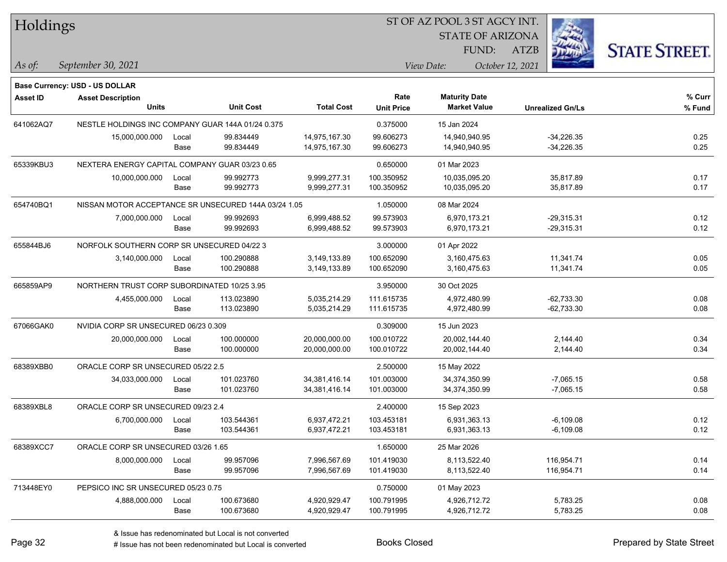# Holdings

ST OF AZ POOL 3 ST AGCY INT.
STATE OF ARIZONA
FUND: ATZB

*As of:* *September 30, 2021*
*View Date:* *October 12, 2021*

**Base Currency: USD - US DOLLAR**

| Asset ID | Asset Description / Units | | Unit Cost | Total Cost | Rate / Unit Price | Maturity Date / Market Value | Unrealized Gn/Ls | % Curr / % Fund |
|---|---|---|---|---|---|---|---|---|
| 641062AQ7 | NESTLE HOLDINGS INC COMPANY GUAR 144A 01/24 0.375 | | | | 0.375000 | 15 Jan 2024 | | |
| | 15,000,000.000 | Local | 99.834449 | 14,975,167.30 | 99.606273 | 14,940,940.95 | -34,226.35 | 0.25 |
| | | Base | 99.834449 | 14,975,167.30 | 99.606273 | 14,940,940.95 | -34,226.35 | 0.25 |
| 65339KBU3 | NEXTERA ENERGY CAPITAL COMPANY GUAR 03/23 0.65 | | | | 0.650000 | 01 Mar 2023 | | |
| | 10,000,000.000 | Local | 99.992773 | 9,999,277.31 | 100.350952 | 10,035,095.20 | 35,817.89 | 0.17 |
| | | Base | 99.992773 | 9,999,277.31 | 100.350952 | 10,035,095.20 | 35,817.89 | 0.17 |
| 654740BQ1 | NISSAN MOTOR ACCEPTANCE SR UNSECURED 144A 03/24 1.05 | | | | 1.050000 | 08 Mar 2024 | | |
| | 7,000,000.000 | Local | 99.992693 | 6,999,488.52 | 99.573903 | 6,970,173.21 | -29,315.31 | 0.12 |
| | | Base | 99.992693 | 6,999,488.52 | 99.573903 | 6,970,173.21 | -29,315.31 | 0.12 |
| 655844BJ6 | NORFOLK SOUTHERN CORP SR UNSECURED 04/22 3 | | | | 3.000000 | 01 Apr 2022 | | |
| | 3,140,000.000 | Local | 100.290888 | 3,149,133.89 | 100.652090 | 3,160,475.63 | 11,341.74 | 0.05 |
| | | Base | 100.290888 | 3,149,133.89 | 100.652090 | 3,160,475.63 | 11,341.74 | 0.05 |
| 665859AP9 | NORTHERN TRUST CORP SUBORDINATED 10/25 3.95 | | | | 3.950000 | 30 Oct 2025 | | |
| | 4,455,000.000 | Local | 113.023890 | 5,035,214.29 | 111.615735 | 4,972,480.99 | -62,733.30 | 0.08 |
| | | Base | 113.023890 | 5,035,214.29 | 111.615735 | 4,972,480.99 | -62,733.30 | 0.08 |
| 67066GAK0 | NVIDIA CORP SR UNSECURED 06/23 0.309 | | | | 0.309000 | 15 Jun 2023 | | |
| | 20,000,000.000 | Local | 100.000000 | 20,000,000.00 | 100.010722 | 20,002,144.40 | 2,144.40 | 0.34 |
| | | Base | 100.000000 | 20,000,000.00 | 100.010722 | 20,002,144.40 | 2,144.40 | 0.34 |
| 68389XBB0 | ORACLE CORP SR UNSECURED 05/22 2.5 | | | | 2.500000 | 15 May 2022 | | |
| | 34,033,000.000 | Local | 101.023760 | 34,381,416.14 | 101.003000 | 34,374,350.99 | -7,065.15 | 0.58 |
| | | Base | 101.023760 | 34,381,416.14 | 101.003000 | 34,374,350.99 | -7,065.15 | 0.58 |
| 68389XBL8 | ORACLE CORP SR UNSECURED 09/23 2.4 | | | | 2.400000 | 15 Sep 2023 | | |
| | 6,700,000.000 | Local | 103.544361 | 6,937,472.21 | 103.453181 | 6,931,363.13 | -6,109.08 | 0.12 |
| | | Base | 103.544361 | 6,937,472.21 | 103.453181 | 6,931,363.13 | -6,109.08 | 0.12 |
| 68389XCC7 | ORACLE CORP SR UNSECURED 03/26 1.65 | | | | 1.650000 | 25 Mar 2026 | | |
| | 8,000,000.000 | Local | 99.957096 | 7,996,567.69 | 101.419030 | 8,113,522.40 | 116,954.71 | 0.14 |
| | | Base | 99.957096 | 7,996,567.69 | 101.419030 | 8,113,522.40 | 116,954.71 | 0.14 |
| 713448EY0 | PEPSICO INC SR UNSECURED 05/23 0.75 | | | | 0.750000 | 01 May 2023 | | |
| | 4,888,000.000 | Local | 100.673680 | 4,920,929.47 | 100.791995 | 4,926,712.72 | 5,783.25 | 0.08 |
| | | Base | 100.673680 | 4,920,929.47 | 100.791995 | 4,926,712.72 | 5,783.25 | 0.08 |

& Issue has redenominated but Local is not converted
# Issue has not been redenominated but Local is converted

Books Closed

Prepared by State Street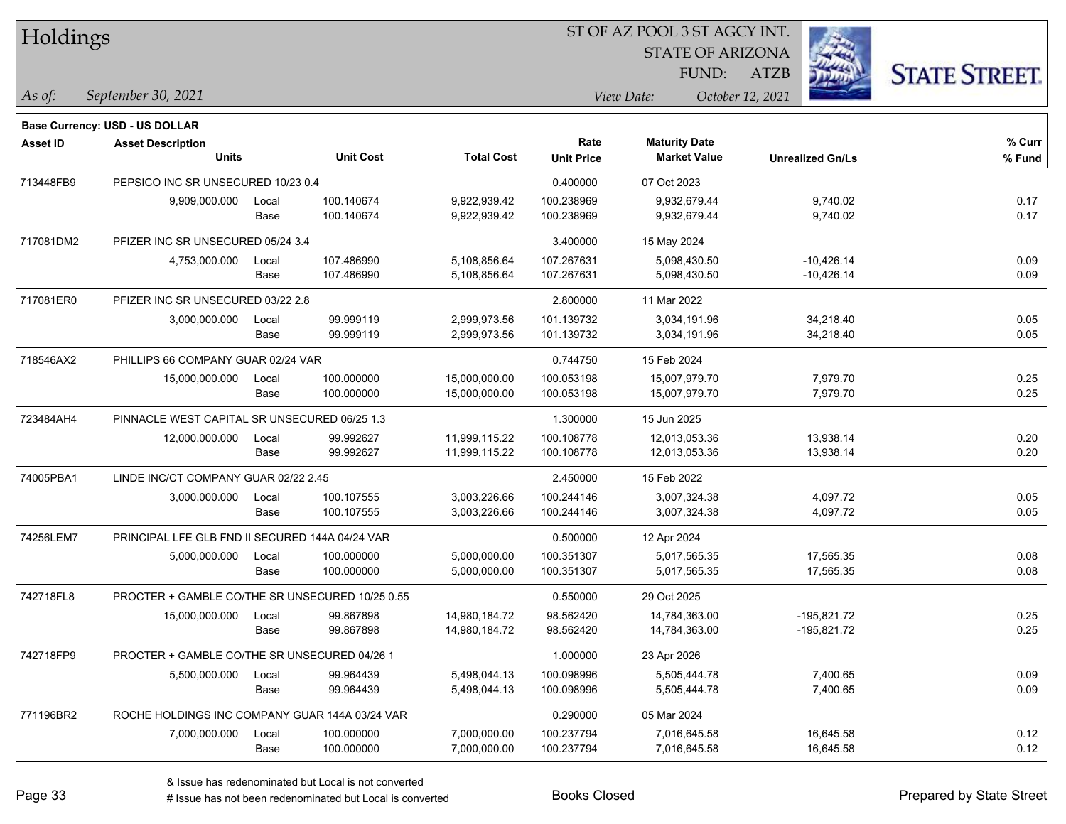# Holdings

ST OF AZ POOL 3 ST AGCY INT.
STATE OF ARIZONA
FUND: ATZB

*As of:* *September 30, 2021*

*View Date:* *October 12, 2021*

**Base Currency: USD - US DOLLAR**

| Asset ID | Asset Description / Units | | Unit Cost | Total Cost | Rate / Unit Price | Maturity Date / Market Value | Unrealized Gn/Ls | % Curr / % Fund |
|---|---|---|---|---|---|---|---|---|
| 713448FB9 | PEPSICO INC SR UNSECURED 10/23 0.4 | | | | 0.400000 | 07 Oct 2023 | | |
| | 9,909,000.000 | Local | 100.140674 | 9,922,939.42 | 100.238969 | 9,932,679.44 | 9,740.02 | 0.17 |
| | | Base | 100.140674 | 9,922,939.42 | 100.238969 | 9,932,679.44 | 9,740.02 | 0.17 |
| 717081DM2 | PFIZER INC SR UNSECURED 05/24 3.4 | | | | 3.400000 | 15 May 2024 | | |
| | 4,753,000.000 | Local | 107.486990 | 5,108,856.64 | 107.267631 | 5,098,430.50 | -10,426.14 | 0.09 |
| | | Base | 107.486990 | 5,108,856.64 | 107.267631 | 5,098,430.50 | -10,426.14 | 0.09 |
| 717081ER0 | PFIZER INC SR UNSECURED 03/22 2.8 | | | | 2.800000 | 11 Mar 2022 | | |
| | 3,000,000.000 | Local | 99.999119 | 2,999,973.56 | 101.139732 | 3,034,191.96 | 34,218.40 | 0.05 |
| | | Base | 99.999119 | 2,999,973.56 | 101.139732 | 3,034,191.96 | 34,218.40 | 0.05 |
| 718546AX2 | PHILLIPS 66 COMPANY GUAR 02/24 VAR | | | | 0.744750 | 15 Feb 2024 | | |
| | 15,000,000.000 | Local | 100.000000 | 15,000,000.00 | 100.053198 | 15,007,979.70 | 7,979.70 | 0.25 |
| | | Base | 100.000000 | 15,000,000.00 | 100.053198 | 15,007,979.70 | 7,979.70 | 0.25 |
| 723484AH4 | PINNACLE WEST CAPITAL SR UNSECURED 06/25 1.3 | | | | 1.300000 | 15 Jun 2025 | | |
| | 12,000,000.000 | Local | 99.992627 | 11,999,115.22 | 100.108778 | 12,013,053.36 | 13,938.14 | 0.20 |
| | | Base | 99.992627 | 11,999,115.22 | 100.108778 | 12,013,053.36 | 13,938.14 | 0.20 |
| 74005PBA1 | LINDE INC/CT COMPANY GUAR 02/22 2.45 | | | | 2.450000 | 15 Feb 2022 | | |
| | 3,000,000.000 | Local | 100.107555 | 3,003,226.66 | 100.244146 | 3,007,324.38 | 4,097.72 | 0.05 |
| | | Base | 100.107555 | 3,003,226.66 | 100.244146 | 3,007,324.38 | 4,097.72 | 0.05 |
| 74256LEM7 | PRINCIPAL LFE GLB FND II SECURED 144A 04/24 VAR | | | | 0.500000 | 12 Apr 2024 | | |
| | 5,000,000.000 | Local | 100.000000 | 5,000,000.00 | 100.351307 | 5,017,565.35 | 17,565.35 | 0.08 |
| | | Base | 100.000000 | 5,000,000.00 | 100.351307 | 5,017,565.35 | 17,565.35 | 0.08 |
| 742718FL8 | PROCTER + GAMBLE CO/THE SR UNSECURED 10/25 0.55 | | | | 0.550000 | 29 Oct 2025 | | |
| | 15,000,000.000 | Local | 99.867898 | 14,980,184.72 | 98.562420 | 14,784,363.00 | -195,821.72 | 0.25 |
| | | Base | 99.867898 | 14,980,184.72 | 98.562420 | 14,784,363.00 | -195,821.72 | 0.25 |
| 742718FP9 | PROCTER + GAMBLE CO/THE SR UNSECURED 04/26 1 | | | | 1.000000 | 23 Apr 2026 | | |
| | 5,500,000.000 | Local | 99.964439 | 5,498,044.13 | 100.098996 | 5,505,444.78 | 7,400.65 | 0.09 |
| | | Base | 99.964439 | 5,498,044.13 | 100.098996 | 5,505,444.78 | 7,400.65 | 0.09 |
| 771196BR2 | ROCHE HOLDINGS INC COMPANY GUAR 144A 03/24 VAR | | | | 0.290000 | 05 Mar 2024 | | |
| | 7,000,000.000 | Local | 100.000000 | 7,000,000.00 | 100.237794 | 7,016,645.58 | 16,645.58 | 0.12 |
| | | Base | 100.000000 | 7,000,000.00 | 100.237794 | 7,016,645.58 | 16,645.58 | 0.12 |

& Issue has redenominated but Local is not converted
# Issue has not been redenominated but Local is converted

Books Closed

Prepared by State Street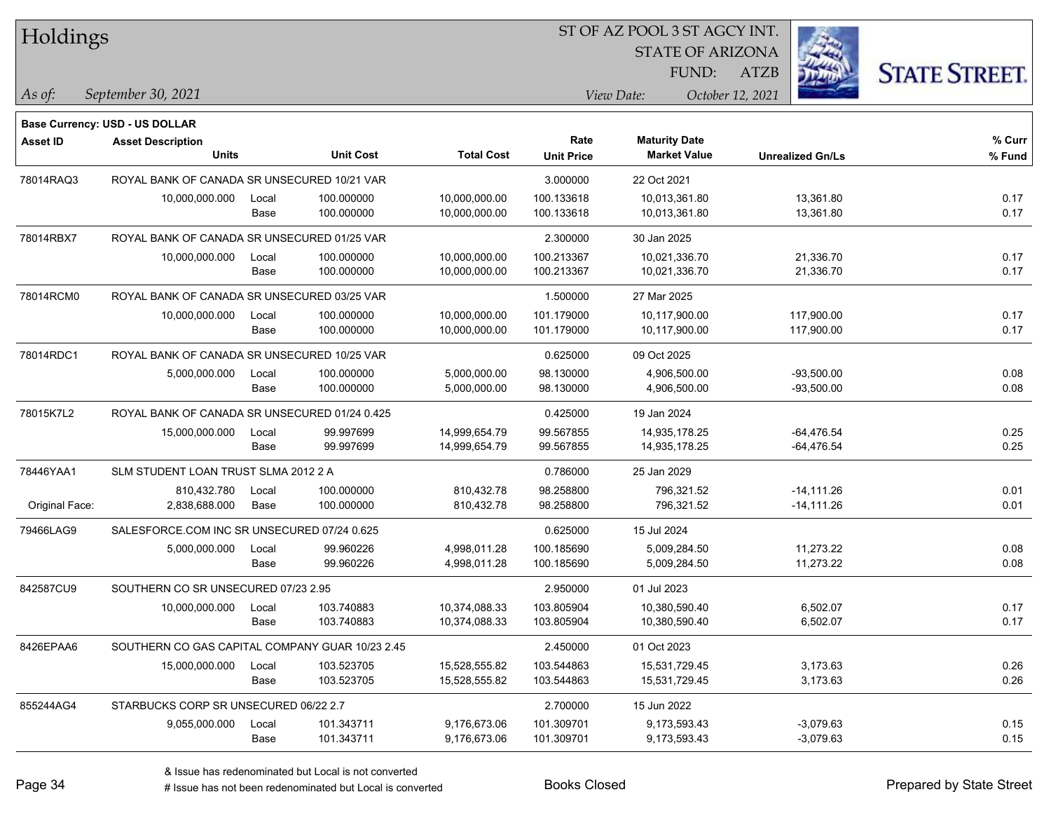# Holdings

ST OF AZ POOL 3 ST AGCY INT.
STATE OF ARIZONA
FUND: ATZB

*As of:* *September 30, 2021*

*View Date:* *October 12, 2021*

**Base Currency: USD - US DOLLAR**

| Asset ID | Asset Description / Units | | Unit Cost | Total Cost | Rate / Unit Price | Maturity Date / Market Value | Unrealized Gn/Ls | % Curr / % Fund |
|---|---|---|---|---|---|---|---|---|
| 78014RAQ3 | ROYAL BANK OF CANADA SR UNSECURED 10/21 VAR | | | | 3.000000 | 22 Oct 2021 | | |
| | 10,000,000.000 | Local | 100.000000 | 10,000,000.00 | 100.133618 | 10,013,361.80 | 13,361.80 | 0.17 |
| | | Base | 100.000000 | 10,000,000.00 | 100.133618 | 10,013,361.80 | 13,361.80 | 0.17 |
| 78014RBX7 | ROYAL BANK OF CANADA SR UNSECURED 01/25 VAR | | | | 2.300000 | 30 Jan 2025 | | |
| | 10,000,000.000 | Local | 100.000000 | 10,000,000.00 | 100.213367 | 10,021,336.70 | 21,336.70 | 0.17 |
| | | Base | 100.000000 | 10,000,000.00 | 100.213367 | 10,021,336.70 | 21,336.70 | 0.17 |
| 78014RCM0 | ROYAL BANK OF CANADA SR UNSECURED 03/25 VAR | | | | 1.500000 | 27 Mar 2025 | | |
| | 10,000,000.000 | Local | 100.000000 | 10,000,000.00 | 101.179000 | 10,117,900.00 | 117,900.00 | 0.17 |
| | | Base | 100.000000 | 10,000,000.00 | 101.179000 | 10,117,900.00 | 117,900.00 | 0.17 |
| 78014RDC1 | ROYAL BANK OF CANADA SR UNSECURED 10/25 VAR | | | | 0.625000 | 09 Oct 2025 | | |
| | 5,000,000.000 | Local | 100.000000 | 5,000,000.00 | 98.130000 | 4,906,500.00 | -93,500.00 | 0.08 |
| | | Base | 100.000000 | 5,000,000.00 | 98.130000 | 4,906,500.00 | -93,500.00 | 0.08 |
| 78015K7L2 | ROYAL BANK OF CANADA SR UNSECURED 01/24 0.425 | | | | 0.425000 | 19 Jan 2024 | | |
| | 15,000,000.000 | Local | 99.997699 | 14,999,654.79 | 99.567855 | 14,935,178.25 | -64,476.54 | 0.25 |
| | | Base | 99.997699 | 14,999,654.79 | 99.567855 | 14,935,178.25 | -64,476.54 | 0.25 |
| 78446YAA1 | SLM STUDENT LOAN TRUST SLMA 2012 2 A | | | | 0.786000 | 25 Jan 2029 | | |
| | 810,432.780 | Local | 100.000000 | 810,432.78 | 98.258800 | 796,321.52 | -14,111.26 | 0.01 |
| Original Face: | 2,838,688.000 | Base | 100.000000 | 810,432.78 | 98.258800 | 796,321.52 | -14,111.26 | 0.01 |
| 79466LAG9 | SALESFORCE.COM INC SR UNSECURED 07/24 0.625 | | | | 0.625000 | 15 Jul 2024 | | |
| | 5,000,000.000 | Local | 99.960226 | 4,998,011.28 | 100.185690 | 5,009,284.50 | 11,273.22 | 0.08 |
| | | Base | 99.960226 | 4,998,011.28 | 100.185690 | 5,009,284.50 | 11,273.22 | 0.08 |
| 842587CU9 | SOUTHERN CO SR UNSECURED 07/23 2.95 | | | | 2.950000 | 01 Jul 2023 | | |
| | 10,000,000.000 | Local | 103.740883 | 10,374,088.33 | 103.805904 | 10,380,590.40 | 6,502.07 | 0.17 |
| | | Base | 103.740883 | 10,374,088.33 | 103.805904 | 10,380,590.40 | 6,502.07 | 0.17 |
| 8426EPAA6 | SOUTHERN CO GAS CAPITAL COMPANY GUAR 10/23 2.45 | | | | 2.450000 | 01 Oct 2023 | | |
| | 15,000,000.000 | Local | 103.523705 | 15,528,555.82 | 103.544863 | 15,531,729.45 | 3,173.63 | 0.26 |
| | | Base | 103.523705 | 15,528,555.82 | 103.544863 | 15,531,729.45 | 3,173.63 | 0.26 |
| 855244AG4 | STARBUCKS CORP SR UNSECURED 06/22 2.7 | | | | 2.700000 | 15 Jun 2022 | | |
| | 9,055,000.000 | Local | 101.343711 | 9,176,673.06 | 101.309701 | 9,173,593.43 | -3,079.63 | 0.15 |
| | | Base | 101.343711 | 9,176,673.06 | 101.309701 | 9,173,593.43 | -3,079.63 | 0.15 |

& Issue has redenominated but Local is not converted
# Issue has not been redenominated but Local is converted

Books Closed

Prepared by State Street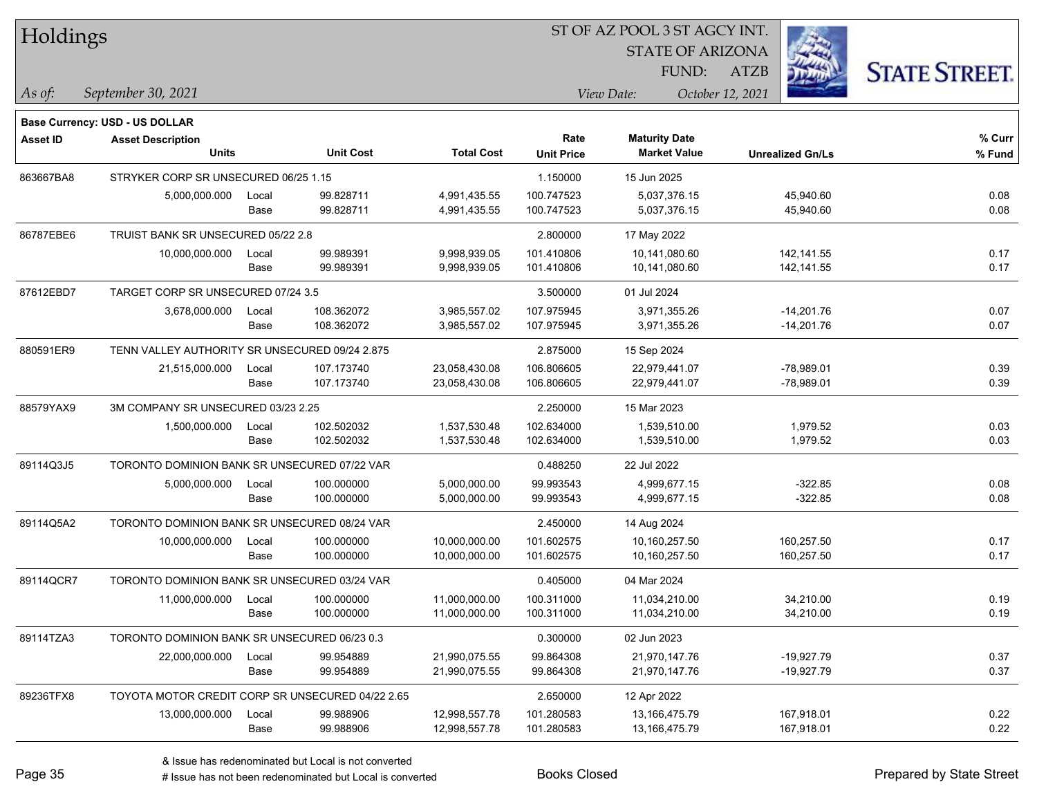# Holdings

ST OF AZ POOL 3 ST AGCY INT.
STATE OF ARIZONA
FUND: ATZB

*As of:* *September 30, 2021*
*View Date:* *October 12, 2021*

**Base Currency: USD - US DOLLAR**

| Asset ID | Asset Description / Units | | Unit Cost | Total Cost | Rate / Unit Price | Maturity Date / Market Value | Unrealized Gn/Ls | % Curr / % Fund |
|---|---|---|---|---|---|---|---|---|
| 863667BA8 | STRYKER CORP SR UNSECURED 06/25 1.15 | | | | 1.150000 | 15 Jun 2025 | | |
| | 5,000,000.000 | Local | 99.828711 | 4,991,435.55 | 100.747523 | 5,037,376.15 | 45,940.60 | 0.08 |
| | | Base | 99.828711 | 4,991,435.55 | 100.747523 | 5,037,376.15 | 45,940.60 | 0.08 |
| 86787EBE6 | TRUIST BANK SR UNSECURED 05/22 2.8 | | | | 2.800000 | 17 May 2022 | | |
| | 10,000,000.000 | Local | 99.989391 | 9,998,939.05 | 101.410806 | 10,141,080.60 | 142,141.55 | 0.17 |
| | | Base | 99.989391 | 9,998,939.05 | 101.410806 | 10,141,080.60 | 142,141.55 | 0.17 |
| 87612EBD7 | TARGET CORP SR UNSECURED 07/24 3.5 | | | | 3.500000 | 01 Jul 2024 | | |
| | 3,678,000.000 | Local | 108.362072 | 3,985,557.02 | 107.975945 | 3,971,355.26 | -14,201.76 | 0.07 |
| | | Base | 108.362072 | 3,985,557.02 | 107.975945 | 3,971,355.26 | -14,201.76 | 0.07 |
| 880591ER9 | TENN VALLEY AUTHORITY SR UNSECURED 09/24 2.875 | | | | 2.875000 | 15 Sep 2024 | | |
| | 21,515,000.000 | Local | 107.173740 | 23,058,430.08 | 106.806605 | 22,979,441.07 | -78,989.01 | 0.39 |
| | | Base | 107.173740 | 23,058,430.08 | 106.806605 | 22,979,441.07 | -78,989.01 | 0.39 |
| 88579YAX9 | 3M COMPANY SR UNSECURED 03/23 2.25 | | | | 2.250000 | 15 Mar 2023 | | |
| | 1,500,000.000 | Local | 102.502032 | 1,537,530.48 | 102.634000 | 1,539,510.00 | 1,979.52 | 0.03 |
| | | Base | 102.502032 | 1,537,530.48 | 102.634000 | 1,539,510.00 | 1,979.52 | 0.03 |
| 89114Q3J5 | TORONTO DOMINION BANK SR UNSECURED 07/22 VAR | | | | 0.488250 | 22 Jul 2022 | | |
| | 5,000,000.000 | Local | 100.000000 | 5,000,000.00 | 99.993543 | 4,999,677.15 | -322.85 | 0.08 |
| | | Base | 100.000000 | 5,000,000.00 | 99.993543 | 4,999,677.15 | -322.85 | 0.08 |
| 89114Q5A2 | TORONTO DOMINION BANK SR UNSECURED 08/24 VAR | | | | 2.450000 | 14 Aug 2024 | | |
| | 10,000,000.000 | Local | 100.000000 | 10,000,000.00 | 101.602575 | 10,160,257.50 | 160,257.50 | 0.17 |
| | | Base | 100.000000 | 10,000,000.00 | 101.602575 | 10,160,257.50 | 160,257.50 | 0.17 |
| 89114QCR7 | TORONTO DOMINION BANK SR UNSECURED 03/24 VAR | | | | 0.405000 | 04 Mar 2024 | | |
| | 11,000,000.000 | Local | 100.000000 | 11,000,000.00 | 100.311000 | 11,034,210.00 | 34,210.00 | 0.19 |
| | | Base | 100.000000 | 11,000,000.00 | 100.311000 | 11,034,210.00 | 34,210.00 | 0.19 |
| 89114TZA3 | TORONTO DOMINION BANK SR UNSECURED 06/23 0.3 | | | | 0.300000 | 02 Jun 2023 | | |
| | 22,000,000.000 | Local | 99.954889 | 21,990,075.55 | 99.864308 | 21,970,147.76 | -19,927.79 | 0.37 |
| | | Base | 99.954889 | 21,990,075.55 | 99.864308 | 21,970,147.76 | -19,927.79 | 0.37 |
| 89236TFX8 | TOYOTA MOTOR CREDIT CORP SR UNSECURED 04/22 2.65 | | | | 2.650000 | 12 Apr 2022 | | |
| | 13,000,000.000 | Local | 99.988906 | 12,998,557.78 | 101.280583 | 13,166,475.79 | 167,918.01 | 0.22 |
| | | Base | 99.988906 | 12,998,557.78 | 101.280583 | 13,166,475.79 | 167,918.01 | 0.22 |

& Issue has redenominated but Local is not converted
# Issue has not been redenominated but Local is converted

Books Closed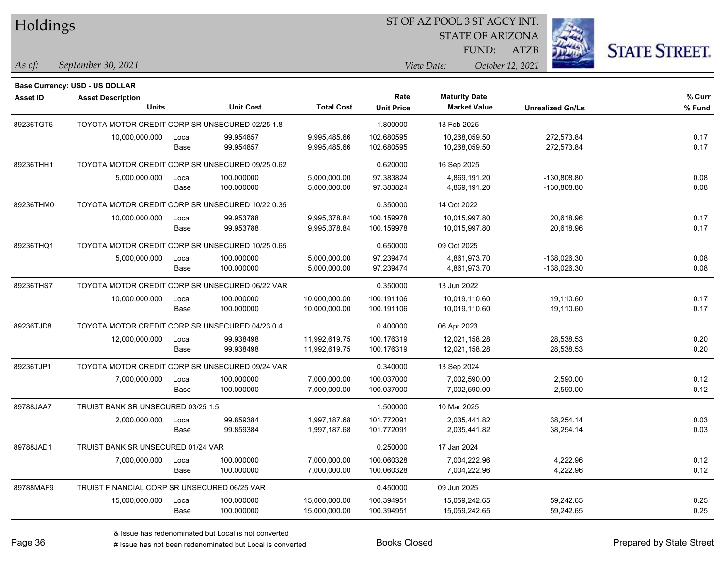# Holdings

ST OF AZ POOL 3 ST AGCY INT.
STATE OF ARIZONA
FUND: ATZB

*As of:* September 30, 2021
*View Date:* October 12, 2021

**Base Currency: USD - US DOLLAR**

| Asset ID | Asset Description / Units | | Unit Cost | Total Cost | Rate / Unit Price | Maturity Date / Market Value | Unrealized Gn/Ls | % Curr / % Fund |
|---|---|---|---|---|---|---|---|---|
| 89236TGT6 | TOYOTA MOTOR CREDIT CORP SR UNSECURED 02/25 1.8 | | | | 1.800000 | 13 Feb 2025 | | |
| | 10,000,000.000 | Local | 99.954857 | 9,995,485.66 | 102.680595 | 10,268,059.50 | 272,573.84 | 0.17 |
| | | Base | 99.954857 | 9,995,485.66 | 102.680595 | 10,268,059.50 | 272,573.84 | 0.17 |
| 89236THH1 | TOYOTA MOTOR CREDIT CORP SR UNSECURED 09/25 0.62 | | | | 0.620000 | 16 Sep 2025 | | |
| | 5,000,000.000 | Local | 100.000000 | 5,000,000.00 | 97.383824 | 4,869,191.20 | -130,808.80 | 0.08 |
| | | Base | 100.000000 | 5,000,000.00 | 97.383824 | 4,869,191.20 | -130,808.80 | 0.08 |
| 89236THM0 | TOYOTA MOTOR CREDIT CORP SR UNSECURED 10/22 0.35 | | | | 0.350000 | 14 Oct 2022 | | |
| | 10,000,000.000 | Local | 99.953788 | 9,995,378.84 | 100.159978 | 10,015,997.80 | 20,618.96 | 0.17 |
| | | Base | 99.953788 | 9,995,378.84 | 100.159978 | 10,015,997.80 | 20,618.96 | 0.17 |
| 89236THQ1 | TOYOTA MOTOR CREDIT CORP SR UNSECURED 10/25 0.65 | | | | 0.650000 | 09 Oct 2025 | | |
| | 5,000,000.000 | Local | 100.000000 | 5,000,000.00 | 97.239474 | 4,861,973.70 | -138,026.30 | 0.08 |
| | | Base | 100.000000 | 5,000,000.00 | 97.239474 | 4,861,973.70 | -138,026.30 | 0.08 |
| 89236THS7 | TOYOTA MOTOR CREDIT CORP SR UNSECURED 06/22 VAR | | | | 0.350000 | 13 Jun 2022 | | |
| | 10,000,000.000 | Local | 100.000000 | 10,000,000.00 | 100.191106 | 10,019,110.60 | 19,110.60 | 0.17 |
| | | Base | 100.000000 | 10,000,000.00 | 100.191106 | 10,019,110.60 | 19,110.60 | 0.17 |
| 89236TJD8 | TOYOTA MOTOR CREDIT CORP SR UNSECURED 04/23 0.4 | | | | 0.400000 | 06 Apr 2023 | | |
| | 12,000,000.000 | Local | 99.938498 | 11,992,619.75 | 100.176319 | 12,021,158.28 | 28,538.53 | 0.20 |
| | | Base | 99.938498 | 11,992,619.75 | 100.176319 | 12,021,158.28 | 28,538.53 | 0.20 |
| 89236TJP1 | TOYOTA MOTOR CREDIT CORP SR UNSECURED 09/24 VAR | | | | 0.340000 | 13 Sep 2024 | | |
| | 7,000,000.000 | Local | 100.000000 | 7,000,000.00 | 100.037000 | 7,002,590.00 | 2,590.00 | 0.12 |
| | | Base | 100.000000 | 7,000,000.00 | 100.037000 | 7,002,590.00 | 2,590.00 | 0.12 |
| 89788JAA7 | TRUIST BANK SR UNSECURED 03/25 1.5 | | | | 1.500000 | 10 Mar 2025 | | |
| | 2,000,000.000 | Local | 99.859384 | 1,997,187.68 | 101.772091 | 2,035,441.82 | 38,254.14 | 0.03 |
| | | Base | 99.859384 | 1,997,187.68 | 101.772091 | 2,035,441.82 | 38,254.14 | 0.03 |
| 89788JAD1 | TRUIST BANK SR UNSECURED 01/24 VAR | | | | 0.250000 | 17 Jan 2024 | | |
| | 7,000,000.000 | Local | 100.000000 | 7,000,000.00 | 100.060328 | 7,004,222.96 | 4,222.96 | 0.12 |
| | | Base | 100.000000 | 7,000,000.00 | 100.060328 | 7,004,222.96 | 4,222.96 | 0.12 |
| 89788MAF9 | TRUIST FINANCIAL CORP SR UNSECURED 06/25 VAR | | | | 0.450000 | 09 Jun 2025 | | |
| | 15,000,000.000 | Local | 100.000000 | 15,000,000.00 | 100.394951 | 15,059,242.65 | 59,242.65 | 0.25 |
| | | Base | 100.000000 | 15,000,000.00 | 100.394951 | 15,059,242.65 | 59,242.65 | 0.25 |

& Issue has redenominated but Local is not converted
# Issue has not been redenominated but Local is converted

Books Closed

Prepared by State Street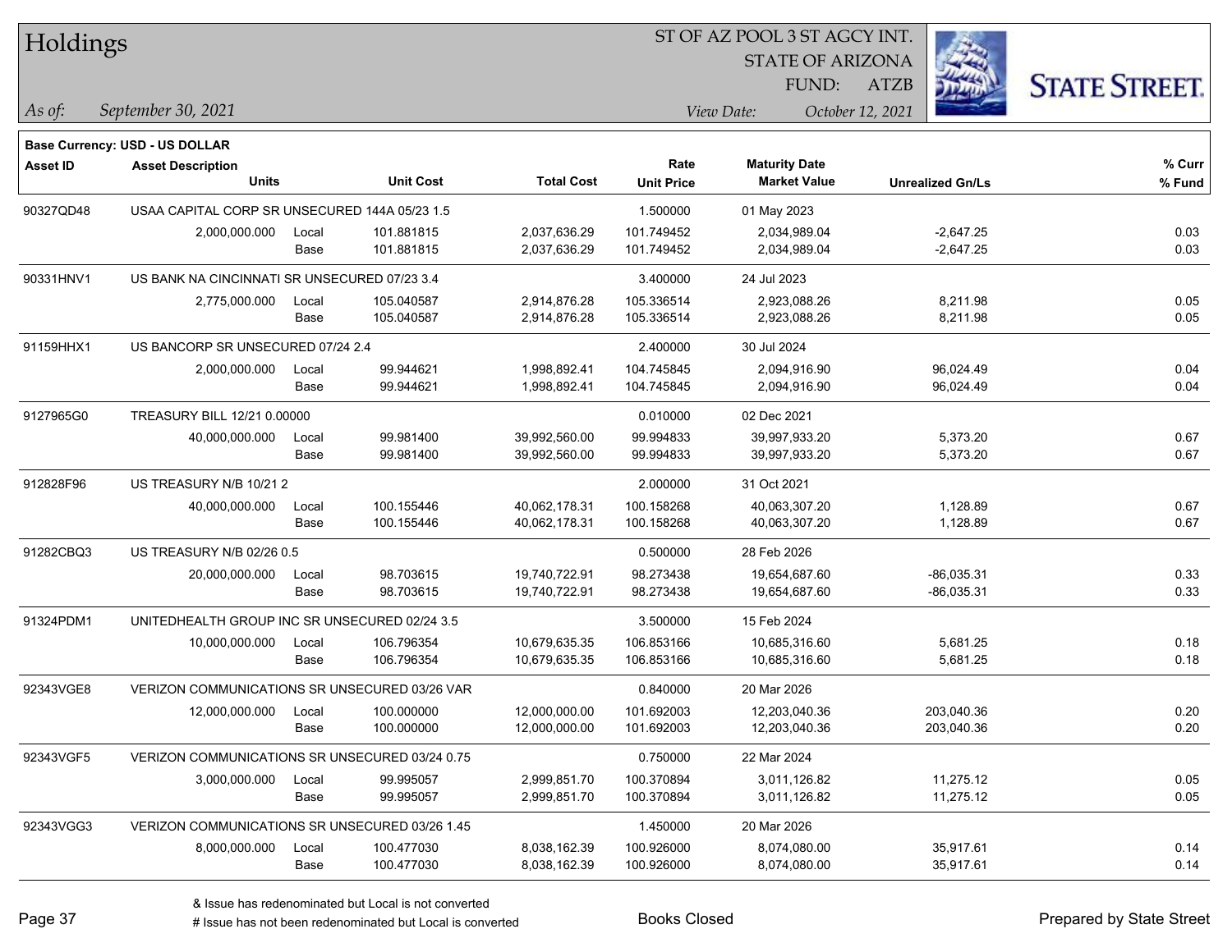# Holdings

ST OF AZ POOL 3 ST AGCY INT.
STATE OF ARIZONA
FUND: ATZB

*As of:* *September 30, 2021*

*View Date:* *October 12, 2021*

**Base Currency: USD - US DOLLAR**

| Asset ID | Asset Description / Units | | Unit Cost | Total Cost | Rate / Unit Price | Maturity Date / Market Value | Unrealized Gn/Ls | % Curr / % Fund |
|---|---|---|---|---|---|---|---|---|
| 90327QD48 | USAA CAPITAL CORP SR UNSECURED 144A 05/23 1.5 | | | | 1.500000 | 01 May 2023 | | |
| | 2,000,000.000 | Local | 101.881815 | 2,037,636.29 | 101.749452 | 2,034,989.04 | -2,647.25 | 0.03 |
| | | Base | 101.881815 | 2,037,636.29 | 101.749452 | 2,034,989.04 | -2,647.25 | 0.03 |
| 90331HNV1 | US BANK NA CINCINNATI SR UNSECURED 07/23 3.4 | | | | 3.400000 | 24 Jul 2023 | | |
| | 2,775,000.000 | Local | 105.040587 | 2,914,876.28 | 105.336514 | 2,923,088.26 | 8,211.98 | 0.05 |
| | | Base | 105.040587 | 2,914,876.28 | 105.336514 | 2,923,088.26 | 8,211.98 | 0.05 |
| 91159HHX1 | US BANCORP SR UNSECURED 07/24 2.4 | | | | 2.400000 | 30 Jul 2024 | | |
| | 2,000,000.000 | Local | 99.944621 | 1,998,892.41 | 104.745845 | 2,094,916.90 | 96,024.49 | 0.04 |
| | | Base | 99.944621 | 1,998,892.41 | 104.745845 | 2,094,916.90 | 96,024.49 | 0.04 |
| 9127965G0 | TREASURY BILL 12/21 0.00000 | | | | 0.010000 | 02 Dec 2021 | | |
| | 40,000,000.000 | Local | 99.981400 | 39,992,560.00 | 99.994833 | 39,997,933.20 | 5,373.20 | 0.67 |
| | | Base | 99.981400 | 39,992,560.00 | 99.994833 | 39,997,933.20 | 5,373.20 | 0.67 |
| 912828F96 | US TREASURY N/B 10/21 2 | | | | 2.000000 | 31 Oct 2021 | | |
| | 40,000,000.000 | Local | 100.155446 | 40,062,178.31 | 100.158268 | 40,063,307.20 | 1,128.89 | 0.67 |
| | | Base | 100.155446 | 40,062,178.31 | 100.158268 | 40,063,307.20 | 1,128.89 | 0.67 |
| 91282CBQ3 | US TREASURY N/B 02/26 0.5 | | | | 0.500000 | 28 Feb 2026 | | |
| | 20,000,000.000 | Local | 98.703615 | 19,740,722.91 | 98.273438 | 19,654,687.60 | -86,035.31 | 0.33 |
| | | Base | 98.703615 | 19,740,722.91 | 98.273438 | 19,654,687.60 | -86,035.31 | 0.33 |
| 91324PDM1 | UNITEDHEALTH GROUP INC SR UNSECURED 02/24 3.5 | | | | 3.500000 | 15 Feb 2024 | | |
| | 10,000,000.000 | Local | 106.796354 | 10,679,635.35 | 106.853166 | 10,685,316.60 | 5,681.25 | 0.18 |
| | | Base | 106.796354 | 10,679,635.35 | 106.853166 | 10,685,316.60 | 5,681.25 | 0.18 |
| 92343VGE8 | VERIZON COMMUNICATIONS SR UNSECURED 03/26 VAR | | | | 0.840000 | 20 Mar 2026 | | |
| | 12,000,000.000 | Local | 100.000000 | 12,000,000.00 | 101.692003 | 12,203,040.36 | 203,040.36 | 0.20 |
| | | Base | 100.000000 | 12,000,000.00 | 101.692003 | 12,203,040.36 | 203,040.36 | 0.20 |
| 92343VGF5 | VERIZON COMMUNICATIONS SR UNSECURED 03/24 0.75 | | | | 0.750000 | 22 Mar 2024 | | |
| | 3,000,000.000 | Local | 99.995057 | 2,999,851.70 | 100.370894 | 3,011,126.82 | 11,275.12 | 0.05 |
| | | Base | 99.995057 | 2,999,851.70 | 100.370894 | 3,011,126.82 | 11,275.12 | 0.05 |
| 92343VGG3 | VERIZON COMMUNICATIONS SR UNSECURED 03/26 1.45 | | | | 1.450000 | 20 Mar 2026 | | |
| | 8,000,000.000 | Local | 100.477030 | 8,038,162.39 | 100.926000 | 8,074,080.00 | 35,917.61 | 0.14 |
| | | Base | 100.477030 | 8,038,162.39 | 100.926000 | 8,074,080.00 | 35,917.61 | 0.14 |

& Issue has redenominated but Local is not converted
# Issue has not been redenominated but Local is converted

Books Closed

Prepared by State Street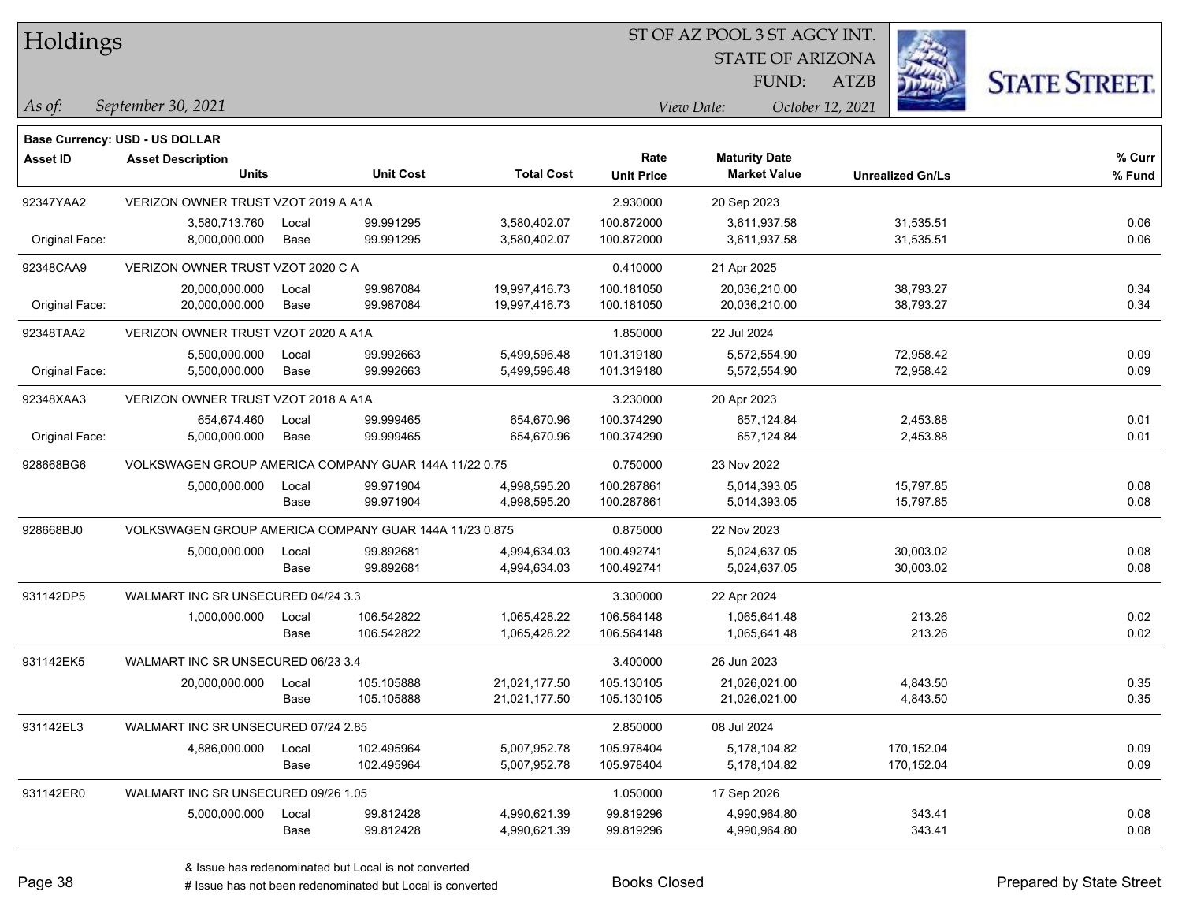# Holdings

ST OF AZ POOL 3 ST AGCY INT.
STATE OF ARIZONA
FUND: ATZB

*As of:* *September 30, 2021*

*View Date:* *October 12, 2021*

**Base Currency: USD - US DOLLAR**

| Asset ID | Asset Description / Units | | Unit Cost | Total Cost | Rate / Unit Price | Maturity Date / Market Value | Unrealized Gn/Ls | % Curr / % Fund |
|---|---|---|---|---|---|---|---|---|
| 92347YAA2 | VERIZON OWNER TRUST VZOT 2019 A A1A | | | | 2.930000 | 20 Sep 2023 | | |
| | 3,580,713.760 | Local | 99.991295 | 3,580,402.07 | 100.872000 | 3,611,937.58 | 31,535.51 | 0.06 |
| Original Face: | 8,000,000.000 | Base | 99.991295 | 3,580,402.07 | 100.872000 | 3,611,937.58 | 31,535.51 | 0.06 |
| 92348CAA9 | VERIZON OWNER TRUST VZOT 2020 C A | | | | 0.410000 | 21 Apr 2025 | | |
| | 20,000,000.000 | Local | 99.987084 | 19,997,416.73 | 100.181050 | 20,036,210.00 | 38,793.27 | 0.34 |
| Original Face: | 20,000,000.000 | Base | 99.987084 | 19,997,416.73 | 100.181050 | 20,036,210.00 | 38,793.27 | 0.34 |
| 92348TAA2 | VERIZON OWNER TRUST VZOT 2020 A A1A | | | | 1.850000 | 22 Jul 2024 | | |
| | 5,500,000.000 | Local | 99.992663 | 5,499,596.48 | 101.319180 | 5,572,554.90 | 72,958.42 | 0.09 |
| Original Face: | 5,500,000.000 | Base | 99.992663 | 5,499,596.48 | 101.319180 | 5,572,554.90 | 72,958.42 | 0.09 |
| 92348XAA3 | VERIZON OWNER TRUST VZOT 2018 A A1A | | | | 3.230000 | 20 Apr 2023 | | |
| | 654,674.460 | Local | 99.999465 | 654,670.96 | 100.374290 | 657,124.84 | 2,453.88 | 0.01 |
| Original Face: | 5,000,000.000 | Base | 99.999465 | 654,670.96 | 100.374290 | 657,124.84 | 2,453.88 | 0.01 |
| 928668BG6 | VOLKSWAGEN GROUP AMERICA COMPANY GUAR 144A 11/22 0.75 | | | | 0.750000 | 23 Nov 2022 | | |
| | 5,000,000.000 | Local | 99.971904 | 4,998,595.20 | 100.287861 | 5,014,393.05 | 15,797.85 | 0.08 |
| | | Base | 99.971904 | 4,998,595.20 | 100.287861 | 5,014,393.05 | 15,797.85 | 0.08 |
| 928668BJ0 | VOLKSWAGEN GROUP AMERICA COMPANY GUAR 144A 11/23 0.875 | | | | 0.875000 | 22 Nov 2023 | | |
| | 5,000,000.000 | Local | 99.892681 | 4,994,634.03 | 100.492741 | 5,024,637.05 | 30,003.02 | 0.08 |
| | | Base | 99.892681 | 4,994,634.03 | 100.492741 | 5,024,637.05 | 30,003.02 | 0.08 |
| 931142DP5 | WALMART INC SR UNSECURED 04/24 3.3 | | | | 3.300000 | 22 Apr 2024 | | |
| | 1,000,000.000 | Local | 106.542822 | 1,065,428.22 | 106.564148 | 1,065,641.48 | 213.26 | 0.02 |
| | | Base | 106.542822 | 1,065,428.22 | 106.564148 | 1,065,641.48 | 213.26 | 0.02 |
| 931142EK5 | WALMART INC SR UNSECURED 06/23 3.4 | | | | 3.400000 | 26 Jun 2023 | | |
| | 20,000,000.000 | Local | 105.105888 | 21,021,177.50 | 105.130105 | 21,026,021.00 | 4,843.50 | 0.35 |
| | | Base | 105.105888 | 21,021,177.50 | 105.130105 | 21,026,021.00 | 4,843.50 | 0.35 |
| 931142EL3 | WALMART INC SR UNSECURED 07/24 2.85 | | | | 2.850000 | 08 Jul 2024 | | |
| | 4,886,000.000 | Local | 102.495964 | 5,007,952.78 | 105.978404 | 5,178,104.82 | 170,152.04 | 0.09 |
| | | Base | 102.495964 | 5,007,952.78 | 105.978404 | 5,178,104.82 | 170,152.04 | 0.09 |
| 931142ER0 | WALMART INC SR UNSECURED 09/26 1.05 | | | | 1.050000 | 17 Sep 2026 | | |
| | 5,000,000.000 | Local | 99.812428 | 4,990,621.39 | 99.819296 | 4,990,964.80 | 343.41 | 0.08 |
| | | Base | 99.812428 | 4,990,621.39 | 99.819296 | 4,990,964.80 | 343.41 | 0.08 |

& Issue has redenominated but Local is not converted
# Issue has not been redenominated but Local is converted

Books Closed

Prepared by State Street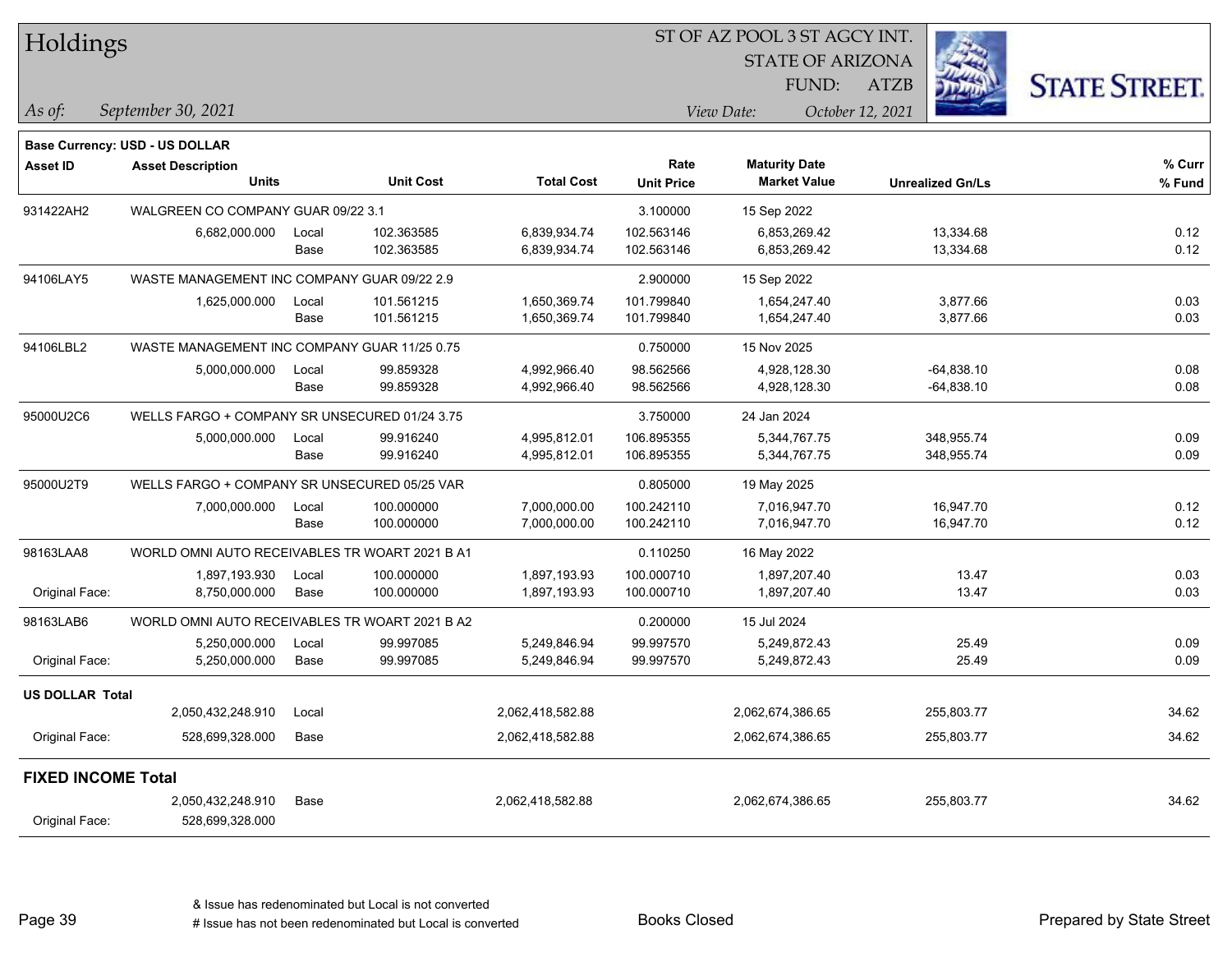# Holdings

ST OF AZ POOL 3 ST AGCY INT.
STATE OF ARIZONA
FUND: ATZB

*As of:* *September 30, 2021*

*View Date:* *October 12, 2021*

**Base Currency: USD - US DOLLAR**

| Asset ID | Asset Description / Units | | Unit Cost | Total Cost | Rate / Unit Price | Maturity Date / Market Value | Unrealized Gn/Ls | % Curr / % Fund |
|---|---|---|---|---|---|---|---|---|
| 931422AH2 | WALGREEN CO COMPANY GUAR 09/22 3.1 | | | | 3.100000 | 15 Sep 2022 | | |
| | 6,682,000.000 | Local | 102.363585 | 6,839,934.74 | 102.563146 | 6,853,269.42 | 13,334.68 | 0.12 |
| | | Base | 102.363585 | 6,839,934.74 | 102.563146 | 6,853,269.42 | 13,334.68 | 0.12 |
| 94106LAY5 | WASTE MANAGEMENT INC COMPANY GUAR 09/22 2.9 | | | | 2.900000 | 15 Sep 2022 | | |
| | 1,625,000.000 | Local | 101.561215 | 1,650,369.74 | 101.799840 | 1,654,247.40 | 3,877.66 | 0.03 |
| | | Base | 101.561215 | 1,650,369.74 | 101.799840 | 1,654,247.40 | 3,877.66 | 0.03 |
| 94106LBL2 | WASTE MANAGEMENT INC COMPANY GUAR 11/25 0.75 | | | | 0.750000 | 15 Nov 2025 | | |
| | 5,000,000.000 | Local | 99.859328 | 4,992,966.40 | 98.562566 | 4,928,128.30 | -64,838.10 | 0.08 |
| | | Base | 99.859328 | 4,992,966.40 | 98.562566 | 4,928,128.30 | -64,838.10 | 0.08 |
| 95000U2C6 | WELLS FARGO + COMPANY SR UNSECURED 01/24 3.75 | | | | 3.750000 | 24 Jan 2024 | | |
| | 5,000,000.000 | Local | 99.916240 | 4,995,812.01 | 106.895355 | 5,344,767.75 | 348,955.74 | 0.09 |
| | | Base | 99.916240 | 4,995,812.01 | 106.895355 | 5,344,767.75 | 348,955.74 | 0.09 |
| 95000U2T9 | WELLS FARGO + COMPANY SR UNSECURED 05/25 VAR | | | | 0.805000 | 19 May 2025 | | |
| | 7,000,000.000 | Local | 100.000000 | 7,000,000.00 | 100.242110 | 7,016,947.70 | 16,947.70 | 0.12 |
| | | Base | 100.000000 | 7,000,000.00 | 100.242110 | 7,016,947.70 | 16,947.70 | 0.12 |
| 98163LAA8 | WORLD OMNI AUTO RECEIVABLES TR WOART 2021 B A1 | | | | 0.110250 | 16 May 2022 | | |
| | 1,897,193.930 | Local | 100.000000 | 1,897,193.93 | 100.000710 | 1,897,207.40 | 13.47 | 0.03 |
| Original Face: | 8,750,000.000 | Base | 100.000000 | 1,897,193.93 | 100.000710 | 1,897,207.40 | 13.47 | 0.03 |
| 98163LAB6 | WORLD OMNI AUTO RECEIVABLES TR WOART 2021 B A2 | | | | 0.200000 | 15 Jul 2024 | | |
| | 5,250,000.000 | Local | 99.997085 | 5,249,846.94 | 99.997570 | 5,249,872.43 | 25.49 | 0.09 |
| Original Face: | 5,250,000.000 | Base | 99.997085 | 5,249,846.94 | 99.997570 | 5,249,872.43 | 25.49 | 0.09 |
| **US DOLLAR Total** | | | | | | | | |
| | 2,050,432,248.910 | Local | | 2,062,418,582.88 | | 2,062,674,386.65 | 255,803.77 | 34.62 |
| Original Face: | 528,699,328.000 | Base | | 2,062,418,582.88 | | 2,062,674,386.65 | 255,803.77 | 34.62 |
| **FIXED INCOME Total** | | | | | | | | |
| | 2,050,432,248.910 | Base | | 2,062,418,582.88 | | 2,062,674,386.65 | 255,803.77 | 34.62 |
| Original Face: | 528,699,328.000 | | | | | | | |

& Issue has redenominated but Local is not converted

# Issue has not been redenominated but Local is converted

Books Closed

Prepared by State Street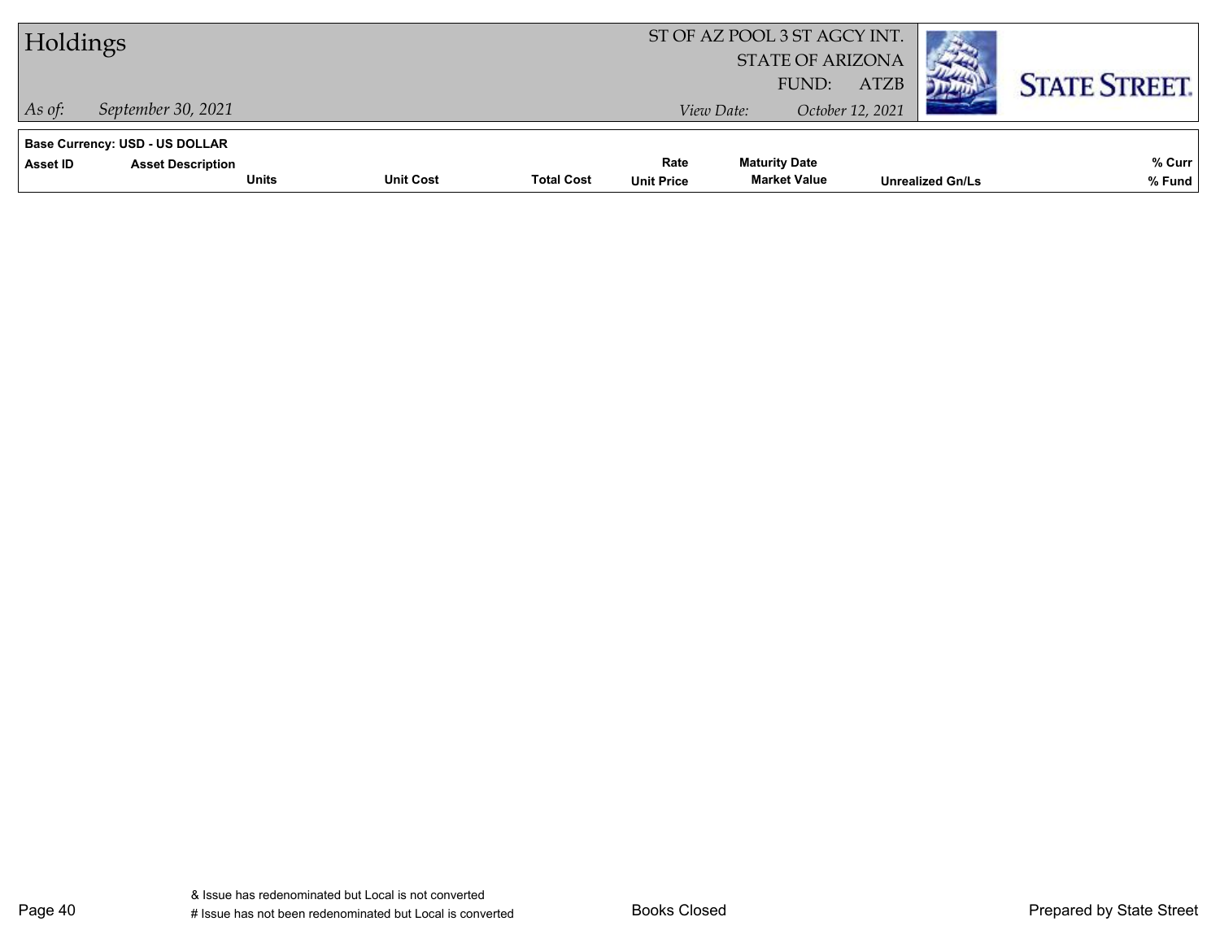# Holdings

ST OF AZ POOL 3 ST AGCY INT.
STATE OF ARIZONA
FUND: ATZB

*As of:* *September 30, 2021*

*View Date:* *October 12, 2021*

**Base Currency: USD - US DOLLAR**

| Asset ID | Asset Description | Units | Unit Cost | Total Cost | Rate / Unit Price | Maturity Date / Market Value | Unrealized Gn/Ls | % Curr / % Fund |
|---|---|---|---|---|---|---|---|---|

& Issue has redenominated but Local is not converted
# Issue has not been redenominated but Local is converted

Books Closed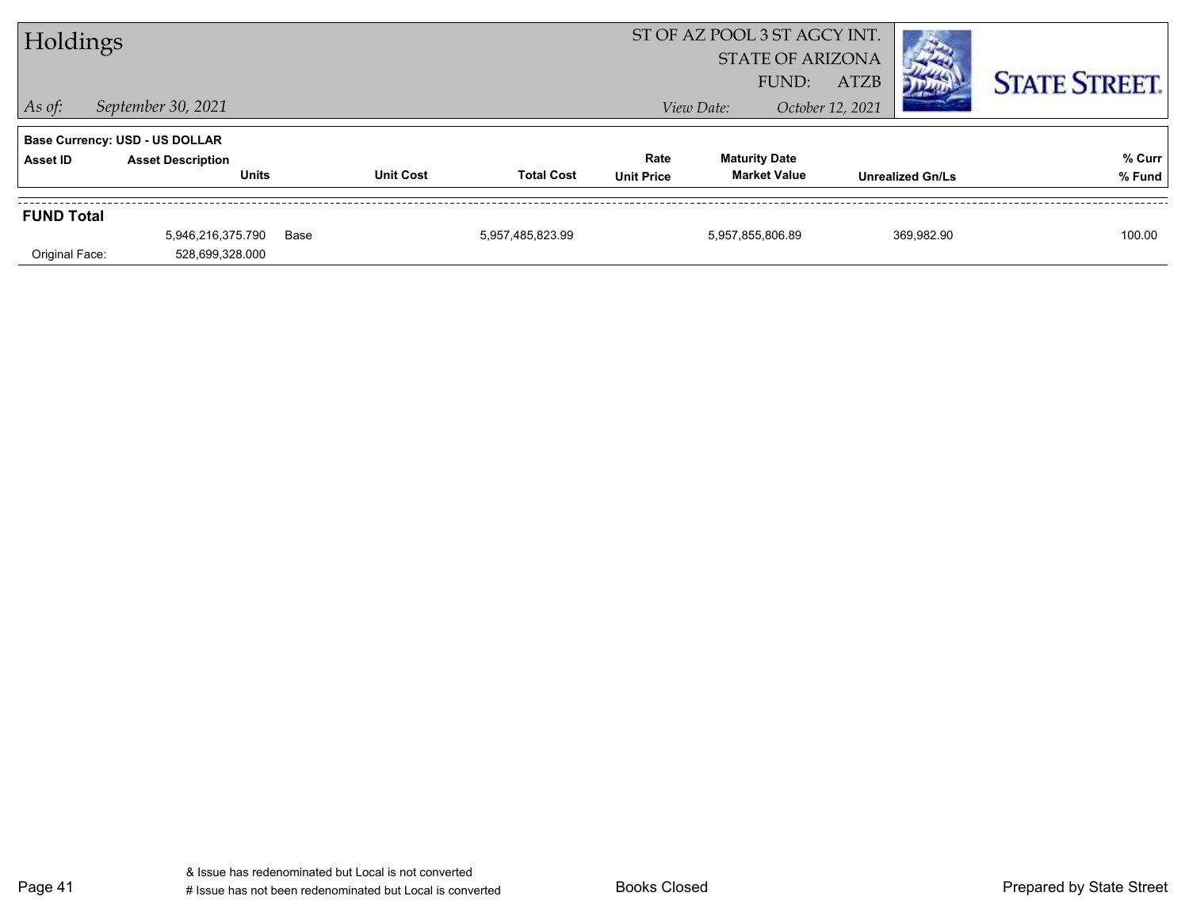# Holdings

ST OF AZ POOL 3 ST AGCY INT.
STATE OF ARIZONA
FUND: ATZB

*As of:* *September 30, 2021*
*View Date:* *October 12, 2021*

**Base Currency: USD - US DOLLAR**

| Asset ID | Asset Description / Units | Unit Cost | Total Cost | Rate / Unit Price | Maturity Date / Market Value | Unrealized Gn/Ls | % Curr / % Fund |
|---|---|---|---|---|---|---|---|
| **FUND Total** | | | | | | | |
| | 5,946,216,375.790 | Base | 5,957,485,823.99 | | 5,957,855,806.89 | 369,982.90 | 100.00 |
| Original Face: | 528,699,328.000 | | | | | | |

& Issue has redenominated but Local is not converted
# Issue has not been redenominated but Local is converted

Books Closed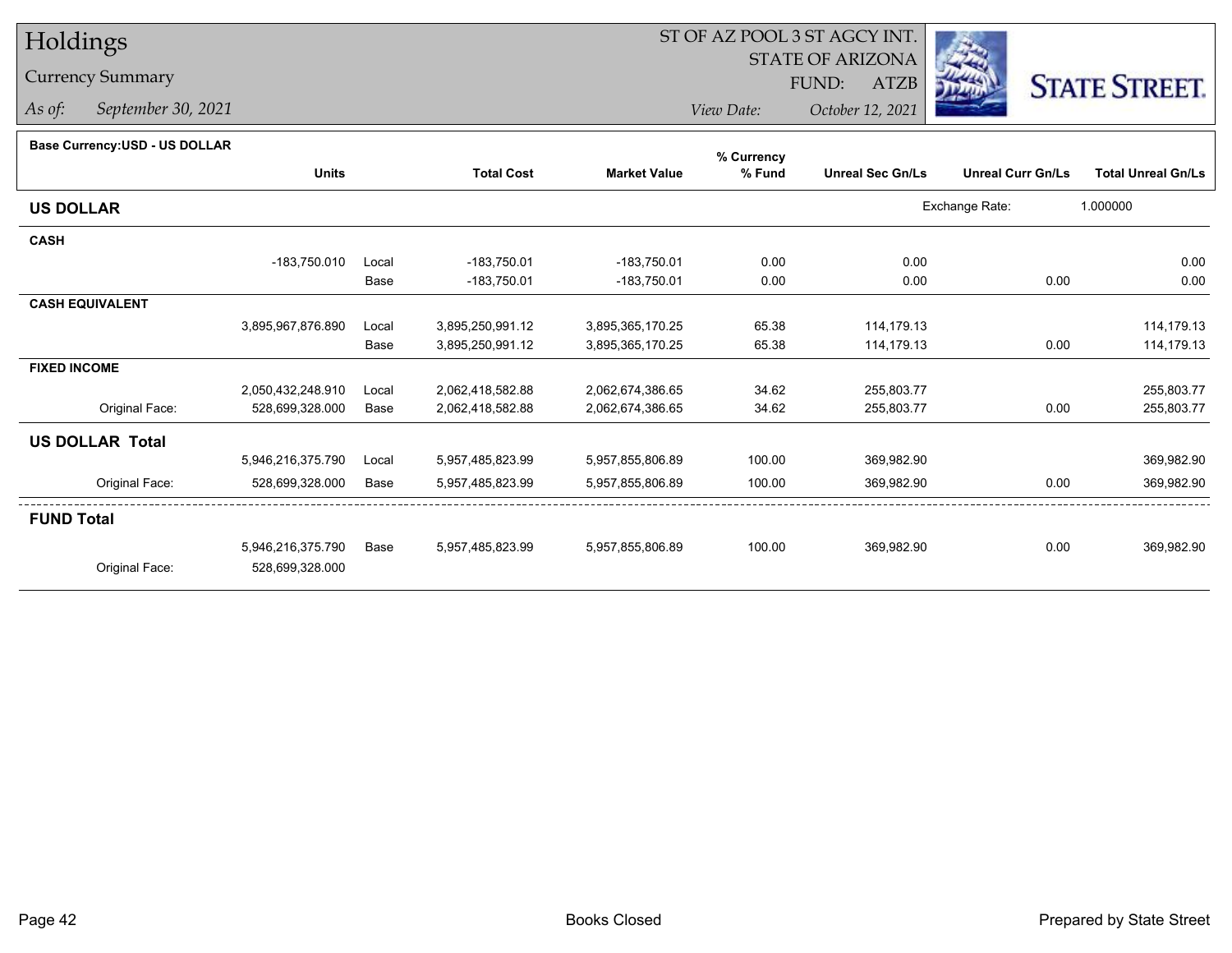# Holdings

## Currency Summary

*As of:* September 30, 2021

ST OF AZ POOL 3 ST AGCY INT.
STATE OF ARIZONA
FUND: ATZB
*View Date:* October 12, 2021

STATE STREET.

**Base Currency:USD - US DOLLAR**

| | Units | | Total Cost | Market Value | % Currency % Fund | Unreal Sec Gn/Ls | Unreal Curr Gn/Ls | Total Unreal Gn/Ls |
|---|---|---|---|---|---|---|---|---|
| **US DOLLAR** | | | | | | Exchange Rate: | 1.000000 | |
| **CASH** | | | | | | | | |
| | -183,750.010 | Local | -183,750.01 | -183,750.01 | 0.00 | 0.00 | | 0.00 |
| | | Base | -183,750.01 | -183,750.01 | 0.00 | 0.00 | 0.00 | 0.00 |
| **CASH EQUIVALENT** | | | | | | | | |
| | 3,895,967,876.890 | Local | 3,895,250,991.12 | 3,895,365,170.25 | 65.38 | 114,179.13 | | 114,179.13 |
| | | Base | 3,895,250,991.12 | 3,895,365,170.25 | 65.38 | 114,179.13 | 0.00 | 114,179.13 |
| **FIXED INCOME** | | | | | | | | |
| | 2,050,432,248.910 | Local | 2,062,418,582.88 | 2,062,674,386.65 | 34.62 | 255,803.77 | | 255,803.77 |
| Original Face: | 528,699,328.000 | Base | 2,062,418,582.88 | 2,062,674,386.65 | 34.62 | 255,803.77 | 0.00 | 255,803.77 |
| **US DOLLAR Total** | | | | | | | | |
| | 5,946,216,375.790 | Local | 5,957,485,823.99 | 5,957,855,806.89 | 100.00 | 369,982.90 | | 369,982.90 |
| Original Face: | 528,699,328.000 | Base | 5,957,485,823.99 | 5,957,855,806.89 | 100.00 | 369,982.90 | 0.00 | 369,982.90 |
| **FUND Total** | | | | | | | | |
| | 5,946,216,375.790 | Base | 5,957,485,823.99 | 5,957,855,806.89 | 100.00 | 369,982.90 | 0.00 | 369,982.90 |
| Original Face: | 528,699,328.000 | | | | | | | |

Books Closed

Prepared by State Street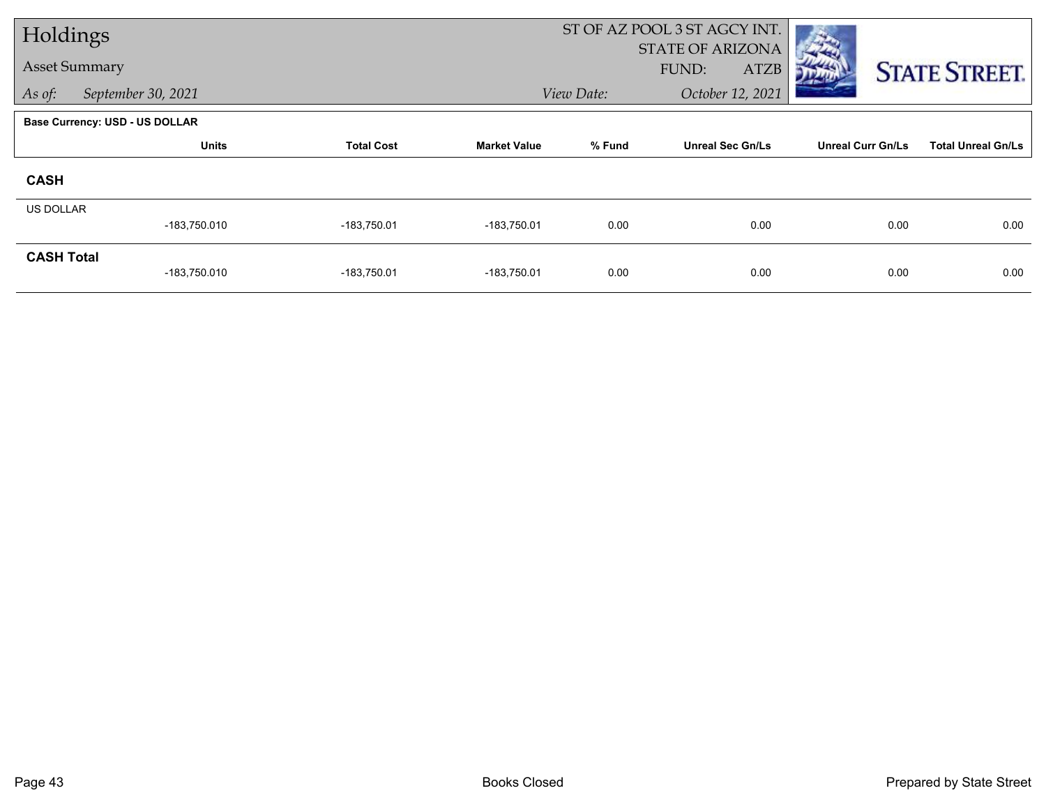# Holdings

## Asset Summary

*As of:* *September 30, 2021*

ST OF AZ POOL 3 ST AGCY INT.
STATE OF ARIZONA
FUND: ATZB

*View Date:* *October 12, 2021*

STATE STREET.

**Base Currency: USD - US DOLLAR**

| | Units | Total Cost | Market Value | % Fund | Unreal Sec Gn/Ls | Unreal Curr Gn/Ls | Total Unreal Gn/Ls |
|---|---|---|---|---|---|---|---|
| **CASH** | | | | | | | |
| US DOLLAR | -183,750.010 | -183,750.01 | -183,750.01 | 0.00 | 0.00 | 0.00 | 0.00 |
| **CASH Total** | -183,750.010 | -183,750.01 | -183,750.01 | 0.00 | 0.00 | 0.00 | 0.00 |

Books Closed

Prepared by State Street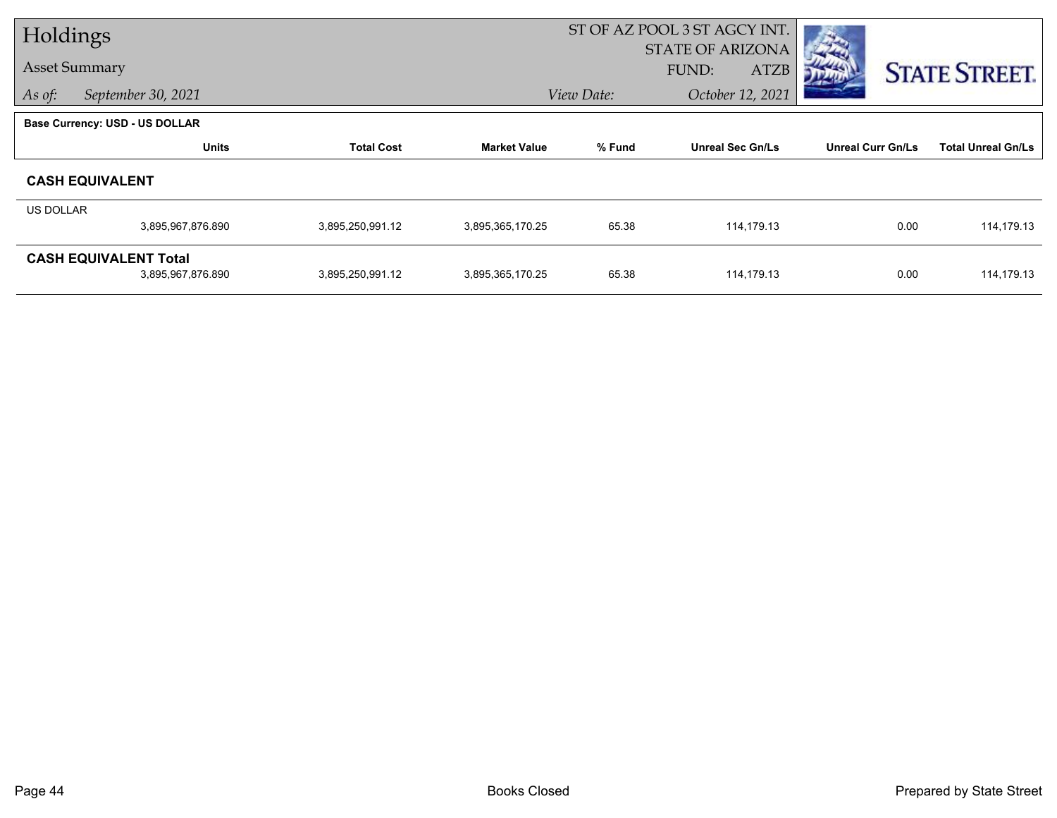# Holdings

## Asset Summary

*As of:* *September 30, 2021*

ST OF AZ POOL 3 ST AGCY INT.
STATE OF ARIZONA
FUND: ATZB
*View Date:* *October 12, 2021*

STATE STREET.

**Base Currency: USD - US DOLLAR**

| | Units | Total Cost | Market Value | % Fund | Unreal Sec Gn/Ls | Unreal Curr Gn/Ls | Total Unreal Gn/Ls |
|---|---|---|---|---|---|---|---|
| **CASH EQUIVALENT** | | | | | | | |
| US DOLLAR | | | | | | | |
| | 3,895,967,876.890 | 3,895,250,991.12 | 3,895,365,170.25 | 65.38 | 114,179.13 | 0.00 | 114,179.13 |
| **CASH EQUIVALENT Total** | | | | | | | |
| | 3,895,967,876.890 | 3,895,250,991.12 | 3,895,365,170.25 | 65.38 | 114,179.13 | 0.00 | 114,179.13 |

Books Closed

Prepared by State Street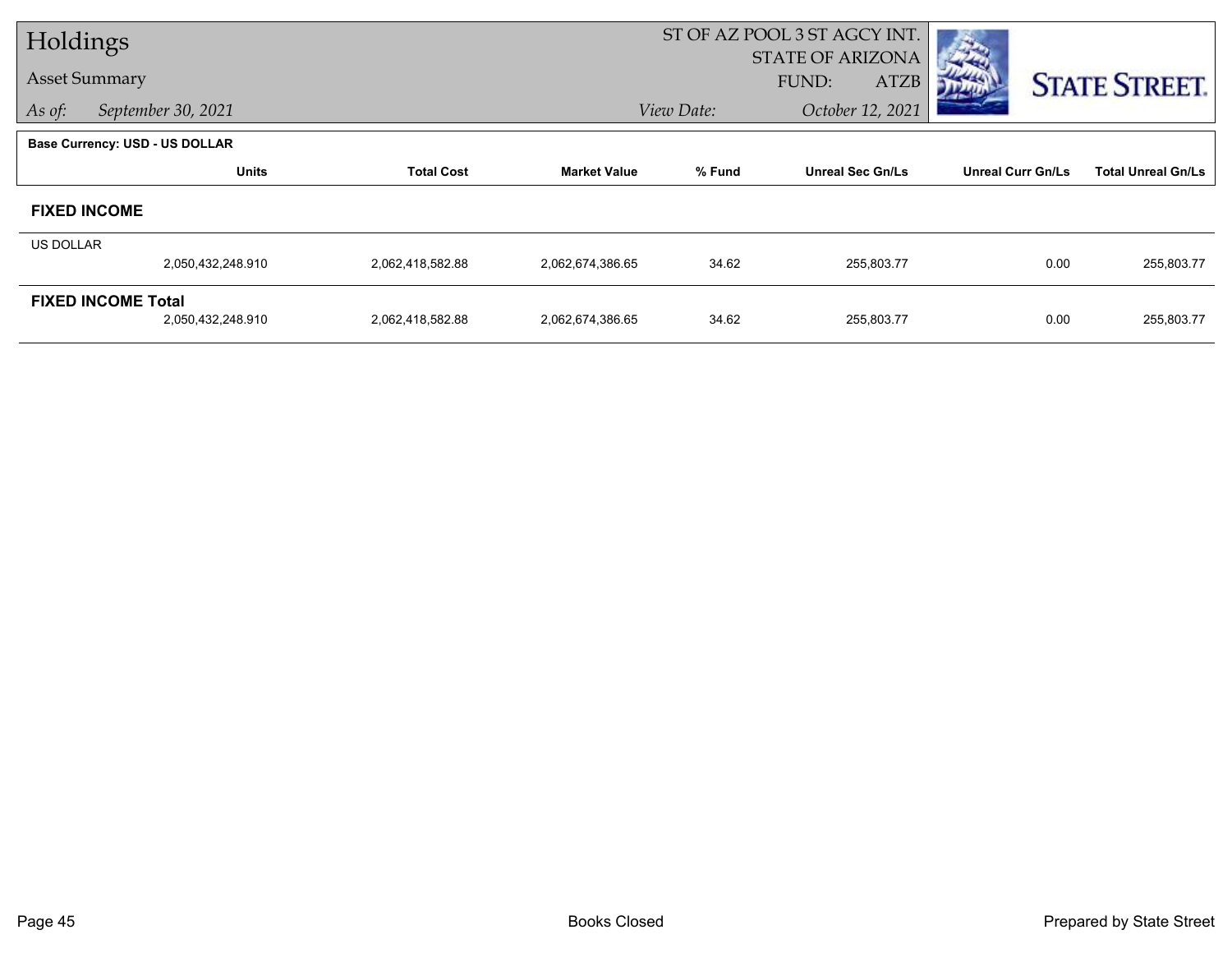# Holdings

## Asset Summary

*As of:* September 30, 2021

ST OF AZ POOL 3 ST AGCY INT.
STATE OF ARIZONA
FUND: ATZB
*View Date:* October 12, 2021

**Base Currency: USD - US DOLLAR**

| | Units | Total Cost | Market Value | % Fund | Unreal Sec Gn/Ls | Unreal Curr Gn/Ls | Total Unreal Gn/Ls |
|---|---|---|---|---|---|---|---|
| **FIXED INCOME** | | | | | | | |
| US DOLLAR | 2,050,432,248.910 | 2,062,418,582.88 | 2,062,674,386.65 | 34.62 | 255,803.77 | 0.00 | 255,803.77 |
| **FIXED INCOME Total** | 2,050,432,248.910 | 2,062,418,582.88 | 2,062,674,386.65 | 34.62 | 255,803.77 | 0.00 | 255,803.77 |

Books Closed

Prepared by State Street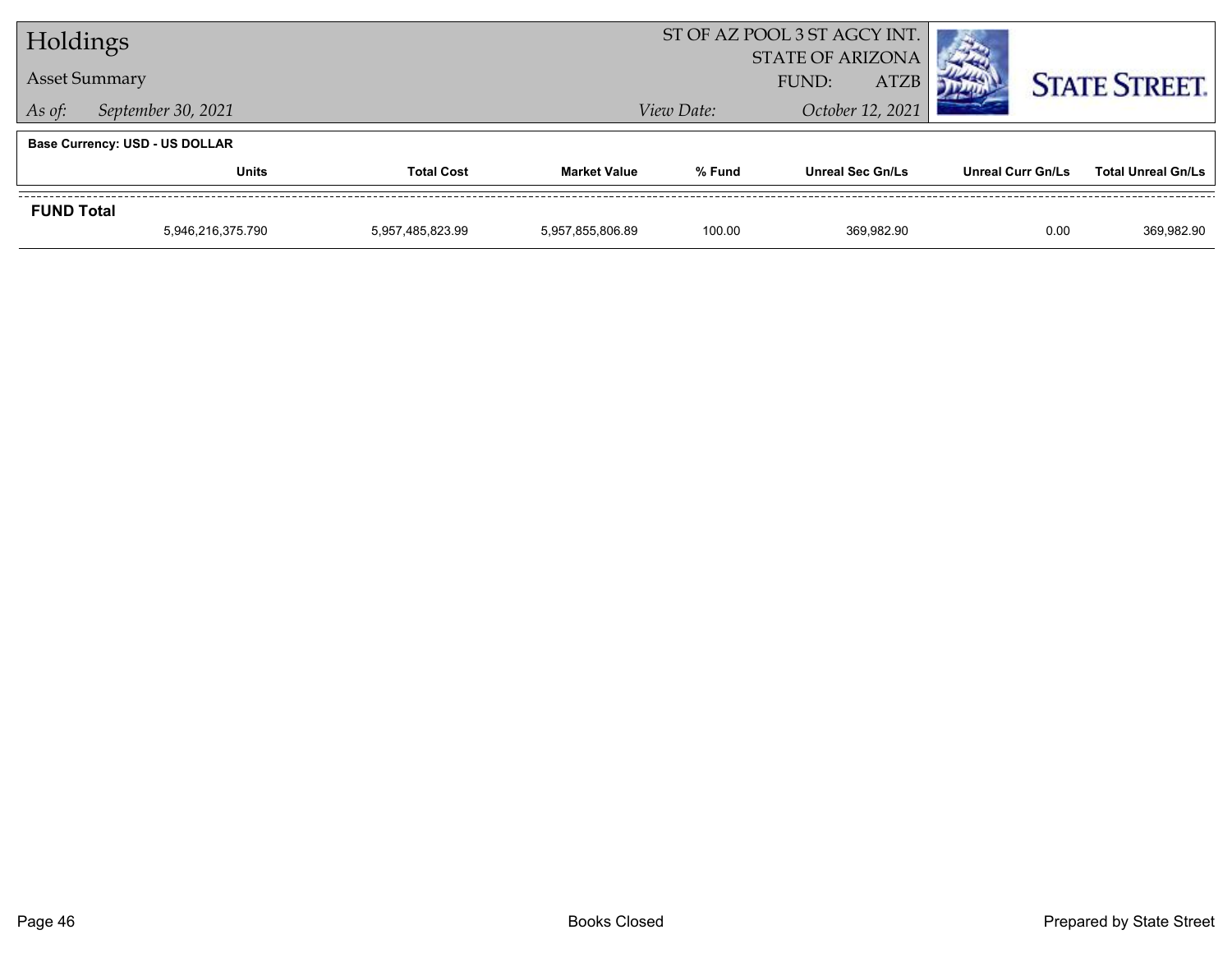# Holdings

## Asset Summary

*As of:* *September 30, 2021*

ST OF AZ POOL 3 ST AGCY INT.
STATE OF ARIZONA
FUND: ATZB

*View Date:* *October 12, 2021*

**Base Currency: USD - US DOLLAR**

| | Units | Total Cost | Market Value | % Fund | Unreal Sec Gn/Ls | Unreal Curr Gn/Ls | Total Unreal Gn/Ls |
|---|---|---|---|---|---|---|---|
| **FUND Total** | | | | | | | |
| | 5,946,216,375.790 | 5,957,485,823.99 | 5,957,855,806.89 | 100.00 | 369,982.90 | 0.00 | 369,982.90 |

Books Closed

Prepared by State Street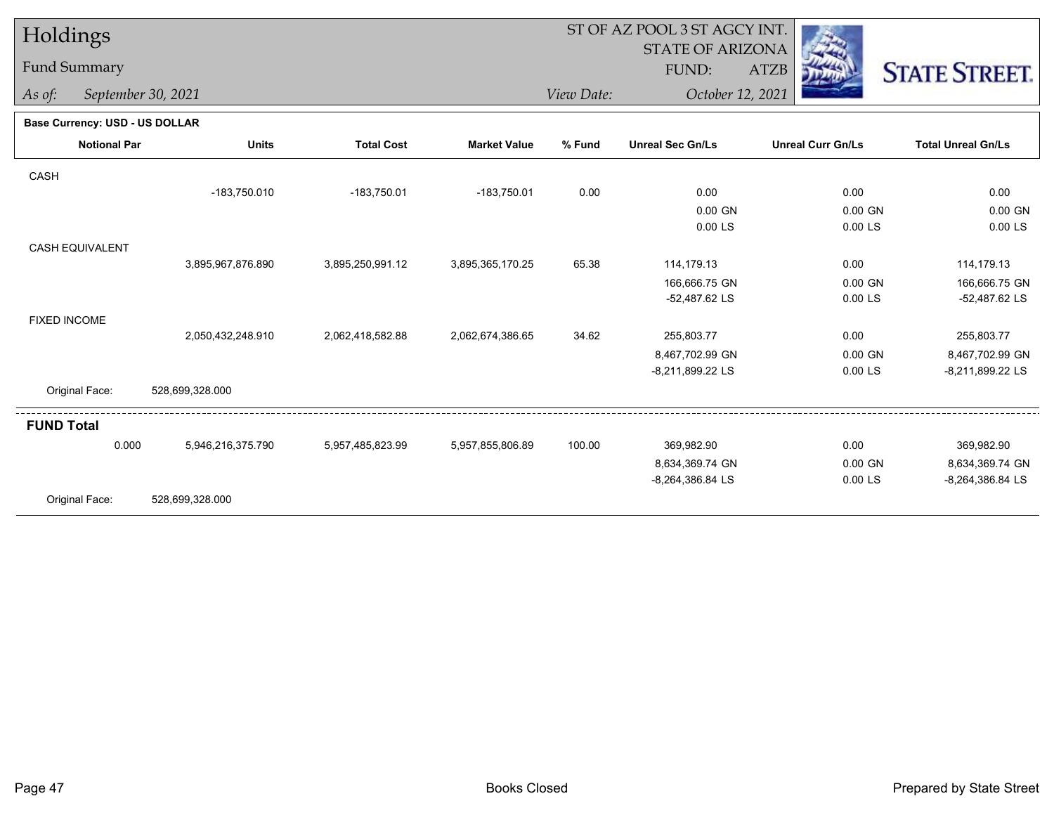# Holdings

## Fund Summary

*As of:* *September 30, 2021*

ST OF AZ POOL 3 ST AGCY INT.
STATE OF ARIZONA
FUND: ATZB

*View Date:* *October 12, 2021*

STATE STREET.

**Base Currency: USD - US DOLLAR**

| Notional Par | Units | Total Cost | Market Value | % Fund | Unreal Sec Gn/Ls | Unreal Curr Gn/Ls | Total Unreal Gn/Ls |
|---|---|---|---|---|---|---|---|
| CASH | | | | | | | |
| | -183,750.010 | -183,750.01 | -183,750.01 | 0.00 | 0.00 | 0.00 | 0.00 |
| | | | | | 0.00 GN | 0.00 GN | 0.00 GN |
| | | | | | 0.00 LS | 0.00 LS | 0.00 LS |
| CASH EQUIVALENT | | | | | | | |
| | 3,895,967,876.890 | 3,895,250,991.12 | 3,895,365,170.25 | 65.38 | 114,179.13 | 0.00 | 114,179.13 |
| | | | | | 166,666.75 GN | 0.00 GN | 166,666.75 GN |
| | | | | | -52,487.62 LS | 0.00 LS | -52,487.62 LS |
| FIXED INCOME | | | | | | | |
| | 2,050,432,248.910 | 2,062,418,582.88 | 2,062,674,386.65 | 34.62 | 255,803.77 | 0.00 | 255,803.77 |
| | | | | | 8,467,702.99 GN | 0.00 GN | 8,467,702.99 GN |
| | | | | | -8,211,899.22 LS | 0.00 LS | -8,211,899.22 LS |
| Original Face: | 528,699,328.000 | | | | | | |
| **FUND Total** | | | | | | | |
| 0.000 | 5,946,216,375.790 | 5,957,485,823.99 | 5,957,855,806.89 | 100.00 | 369,982.90 | 0.00 | 369,982.90 |
| | | | | | 8,634,369.74 GN | 0.00 GN | 8,634,369.74 GN |
| | | | | | -8,264,386.84 LS | 0.00 LS | -8,264,386.84 LS |
| Original Face: | 528,699,328.000 | | | | | | |

Books Closed

Prepared by State Street